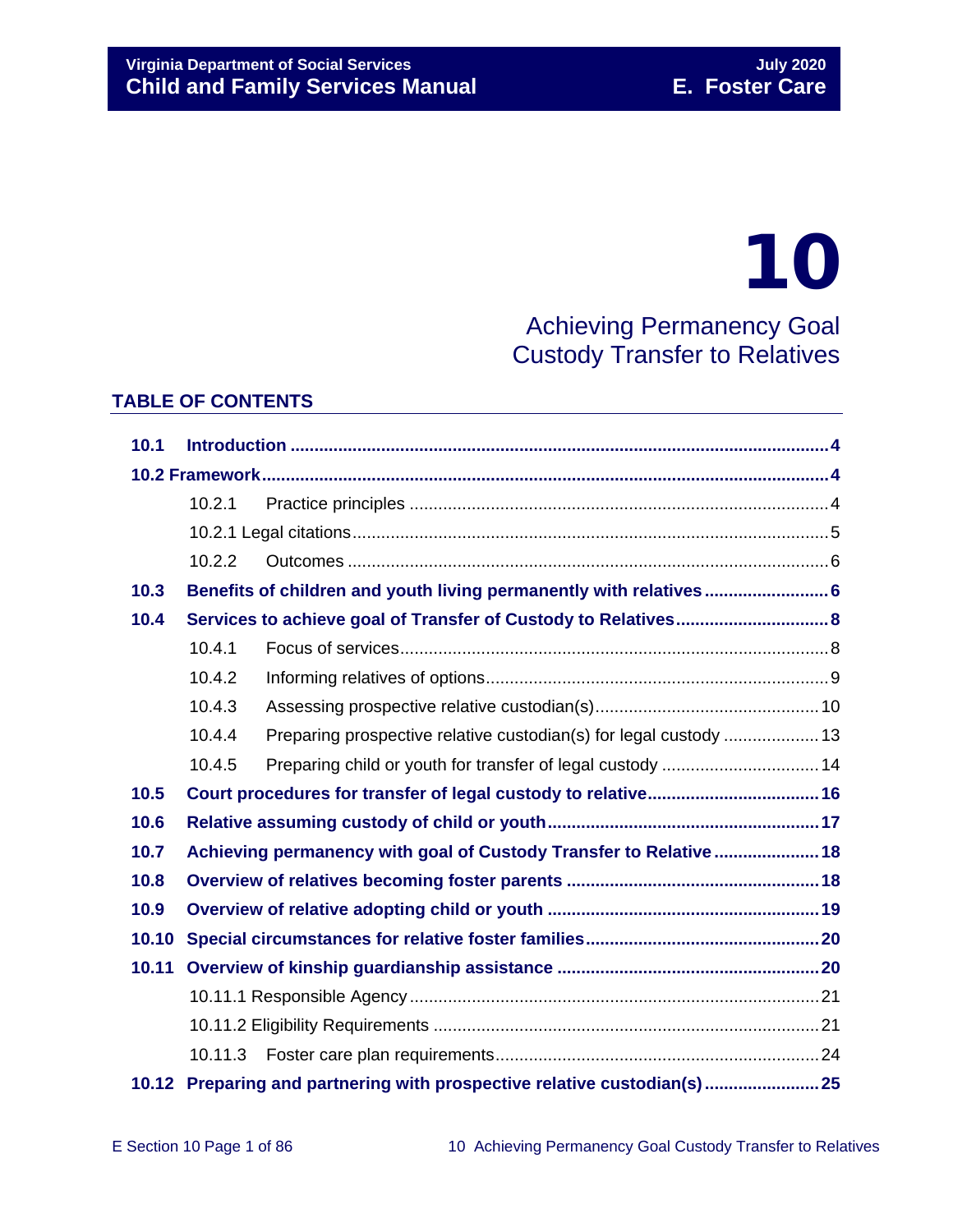# 10

## Achieving Permanency Goal Custody Transfer to Relatives

### TABLE OF CONTENTS

| | | |
|---|---|---|
| **10.1** | **Introduction** | **4** |
| **10.2 Framework** | | **4** |
| 10.2.1 | Practice principles | 4 |
| 10.2.1 Legal citations | | 5 |
| 10.2.2 | Outcomes | 6 |
| **10.3** | **Benefits of children and youth living permanently with relatives** | **6** |
| **10.4** | **Services to achieve goal of Transfer of Custody to Relatives** | **8** |
| 10.4.1 | Focus of services | 8 |
| 10.4.2 | Informing relatives of options | 9 |
| 10.4.3 | Assessing prospective relative custodian(s) | 10 |
| 10.4.4 | Preparing prospective relative custodian(s) for legal custody | 13 |
| 10.4.5 | Preparing child or youth for transfer of legal custody | 14 |
| **10.5** | **Court procedures for transfer of legal custody to relative** | **16** |
| **10.6** | **Relative assuming custody of child or youth** | **17** |
| **10.7** | **Achieving permanency with goal of Custody Transfer to Relative** | **18** |
| **10.8** | **Overview of relatives becoming foster parents** | **18** |
| **10.9** | **Overview of relative adopting child or youth** | **19** |
| **10.10** | **Special circumstances for relative foster families** | **20** |
| **10.11** | **Overview of kinship guardianship assistance** | **20** |
| 10.11.1 Responsible Agency | | 21 |
| 10.11.2 Eligibility Requirements | | 21 |
| 10.11.3 | Foster care plan requirements | 24 |
| **10.12** | **Preparing and partnering with prospective relative custodian(s)** | **25** |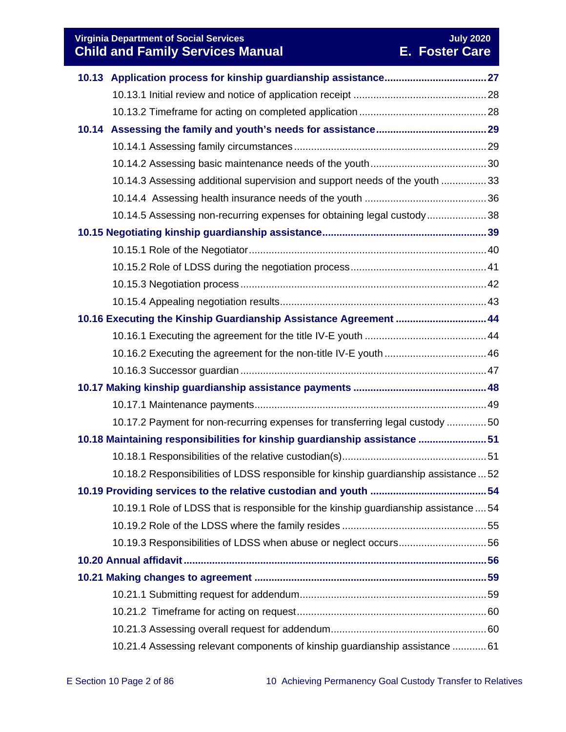**10.13 Application process for kinship guardianship assistance** .... 27

- 10.13.1 Initial review and notice of application receipt .... 28
- 10.13.2 Timeframe for acting on completed application .... 28

**10.14 Assessing the family and youth's needs for assistance** .... 29

- 10.14.1 Assessing family circumstances .... 29
- 10.14.2 Assessing basic maintenance needs of the youth .... 30
- 10.14.3 Assessing additional supervision and support needs of the youth .... 33
- 10.14.4 Assessing health insurance needs of the youth .... 36
- 10.14.5 Assessing non-recurring expenses for obtaining legal custody .... 38

**10.15 Negotiating kinship guardianship assistance** .... 39

- 10.15.1 Role of the Negotiator .... 40
- 10.15.2 Role of LDSS during the negotiation process .... 41
- 10.15.3 Negotiation process .... 42
- 10.15.4 Appealing negotiation results .... 43

**10.16 Executing the Kinship Guardianship Assistance Agreement** .... 44

- 10.16.1 Executing the agreement for the title IV-E youth .... 44
- 10.16.2 Executing the agreement for the non-title IV-E youth .... 46
- 10.16.3 Successor guardian .... 47

**10.17 Making kinship guardianship assistance payments** .... 48

- 10.17.1 Maintenance payments .... 49
- 10.17.2 Payment for non-recurring expenses for transferring legal custody .... 50

**10.18 Maintaining responsibilities for kinship guardianship assistance** .... 51

- 10.18.1 Responsibilities of the relative custodian(s) .... 51
- 10.18.2 Responsibilities of LDSS responsible for kinship guardianship assistance .... 52

**10.19 Providing services to the relative custodian and youth** .... 54

- 10.19.1 Role of LDSS that is responsible for the kinship guardianship assistance .... 54
- 10.19.2 Role of the LDSS where the family resides .... 55
- 10.19.3 Responsibilities of LDSS when abuse or neglect occurs .... 56

**10.20 Annual affidavit** .... 56

**10.21 Making changes to agreement** .... 59

- 10.21.1 Submitting request for addendum .... 59
- 10.21.2 Timeframe for acting on request .... 60
- 10.21.3 Assessing overall request for addendum .... 60
- 10.21.4 Assessing relevant components of kinship guardianship assistance .... 61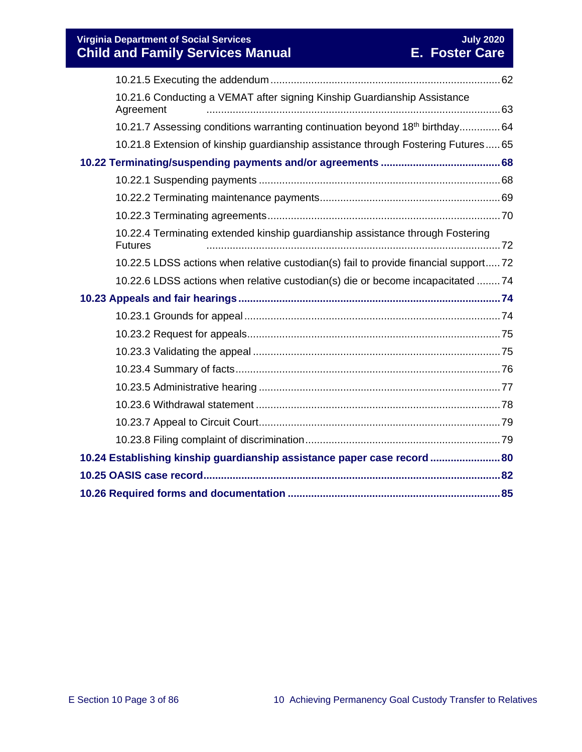10.21.5 Executing the addendum ............................................................................ 62

10.21.6 Conducting a VEMAT after signing Kinship Guardianship Assistance Agreement ............................................................................................ 63

10.21.7 Assessing conditions warranting continuation beyond 18th birthday.............. 64

10.21.8 Extension of kinship guardianship assistance through Fostering Futures ..... 65

**10.22 Terminating/suspending payments and/or agreements ........................................ 68**

10.22.1 Suspending payments ................................................................................. 68

10.22.2 Terminating maintenance payments............................................................ 69

10.22.3 Terminating agreements.............................................................................. 70

10.22.4 Terminating extended kinship guardianship assistance through Fostering Futures ................................................................................................... 72

10.22.5 LDSS actions when relative custodian(s) fail to provide financial support..... 72

10.22.6 LDSS actions when relative custodian(s) die or become incapacitated ........ 74

**10.23 Appeals and fair hearings ........................................................................................ 74**

10.23.1 Grounds for appeal ...................................................................................... 74

10.23.2 Request for appeals..................................................................................... 75

10.23.3 Validating the appeal ................................................................................... 75

10.23.4 Summary of facts......................................................................................... 76

10.23.5 Administrative hearing ................................................................................. 77

10.23.6 Withdrawal statement .................................................................................. 78

10.23.7 Appeal to Circuit Court................................................................................. 79

10.23.8 Filing complaint of discrimination................................................................. 79

**10.24 Establishing kinship guardianship assistance paper case record ........................ 80**

**10.25 OASIS case record.................................................................................................... 82**

**10.26 Required forms and documentation ....................................................................... 85**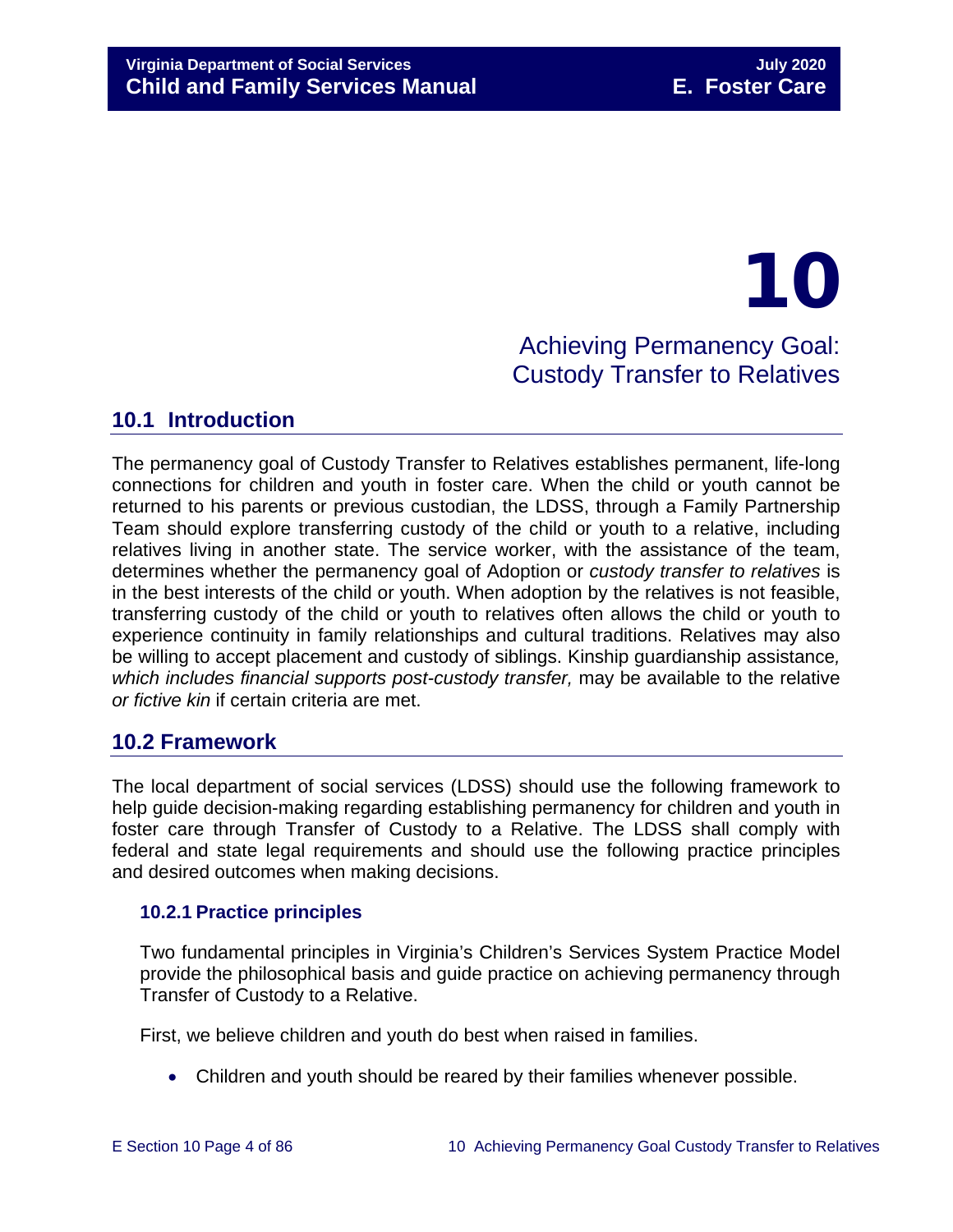# 10

# Achieving Permanency Goal: Custody Transfer to Relatives

## 10.1 Introduction

The permanency goal of Custody Transfer to Relatives establishes permanent, life-long connections for children and youth in foster care. When the child or youth cannot be returned to his parents or previous custodian, the LDSS, through a Family Partnership Team should explore transferring custody of the child or youth to a relative, including relatives living in another state. The service worker, with the assistance of the team, determines whether the permanency goal of Adoption or *custody transfer to relatives* is in the best interests of the child or youth. When adoption by the relatives is not feasible, transferring custody of the child or youth to relatives often allows the child or youth to experience continuity in family relationships and cultural traditions. Relatives may also be willing to accept placement and custody of siblings. Kinship guardianship assistance*, which includes financial supports post-custody transfer,* may be available to the relative *or fictive kin* if certain criteria are met.

## 10.2 Framework

The local department of social services (LDSS) should use the following framework to help guide decision-making regarding establishing permanency for children and youth in foster care through Transfer of Custody to a Relative. The LDSS shall comply with federal and state legal requirements and should use the following practice principles and desired outcomes when making decisions.

### 10.2.1 Practice principles

Two fundamental principles in Virginia's Children's Services System Practice Model provide the philosophical basis and guide practice on achieving permanency through Transfer of Custody to a Relative.

First, we believe children and youth do best when raised in families.

- Children and youth should be reared by their families whenever possible.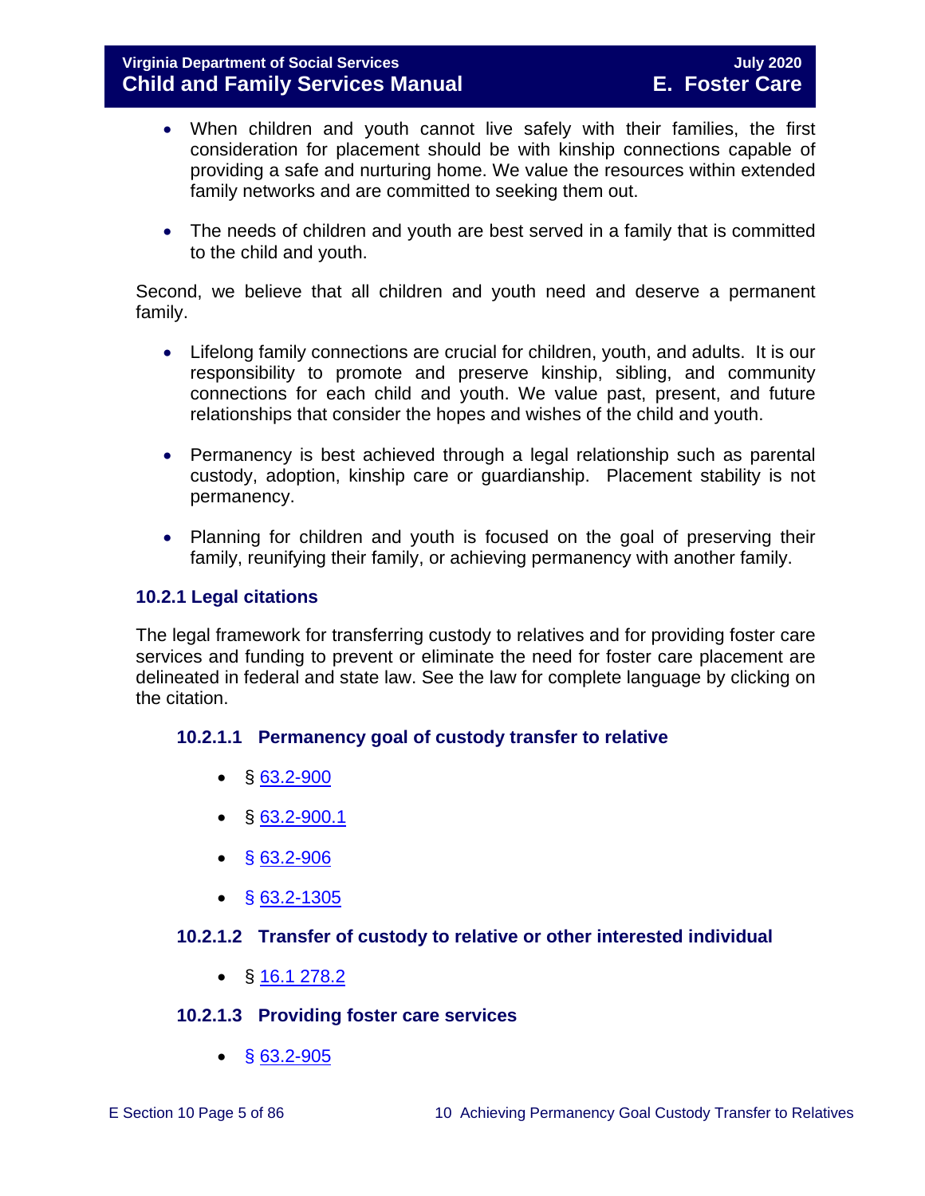- When children and youth cannot live safely with their families, the first consideration for placement should be with kinship connections capable of providing a safe and nurturing home. We value the resources within extended family networks and are committed to seeking them out.

- The needs of children and youth are best served in a family that is committed to the child and youth.

Second, we believe that all children and youth need and deserve a permanent family.

- Lifelong family connections are crucial for children, youth, and adults. It is our responsibility to promote and preserve kinship, sibling, and community connections for each child and youth. We value past, present, and future relationships that consider the hopes and wishes of the child and youth.

- Permanency is best achieved through a legal relationship such as parental custody, adoption, kinship care or guardianship. Placement stability is not permanency.

- Planning for children and youth is focused on the goal of preserving their family, reunifying their family, or achieving permanency with another family.

### 10.2.1 Legal citations

The legal framework for transferring custody to relatives and for providing foster care services and funding to prevent or eliminate the need for foster care placement are delineated in federal and state law. See the law for complete language by clicking on the citation.

#### 10.2.1.1 Permanency goal of custody transfer to relative

- § 63.2-900
- § 63.2-900.1
- § 63.2-906
- § 63.2-1305

#### 10.2.1.2 Transfer of custody to relative or other interested individual

- § 16.1 278.2

#### 10.2.1.3 Providing foster care services

- § 63.2-905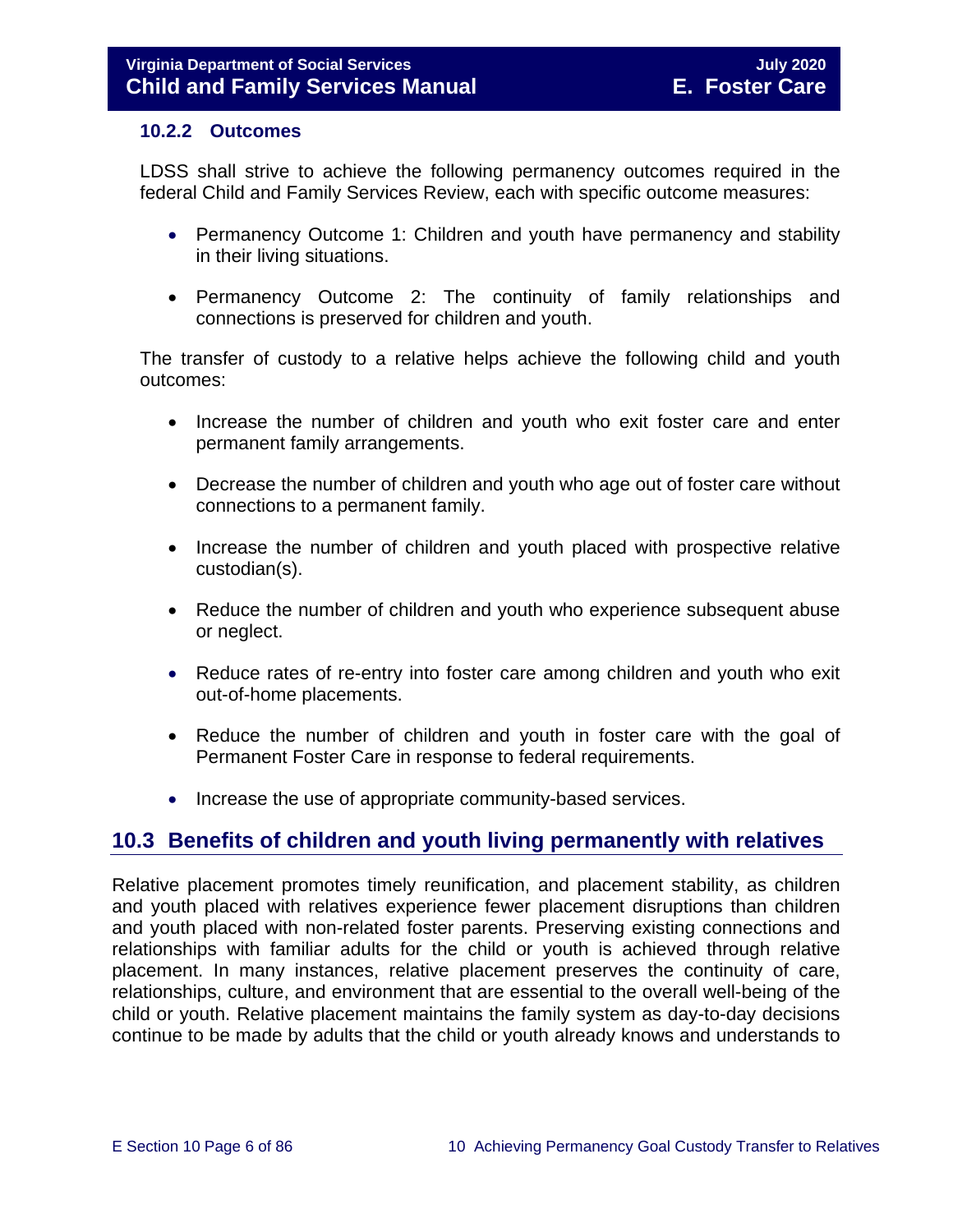### 10.2.2 Outcomes

LDSS shall strive to achieve the following permanency outcomes required in the federal Child and Family Services Review, each with specific outcome measures:

- Permanency Outcome 1: Children and youth have permanency and stability in their living situations.
- Permanency Outcome 2: The continuity of family relationships and connections is preserved for children and youth.

The transfer of custody to a relative helps achieve the following child and youth outcomes:

- Increase the number of children and youth who exit foster care and enter permanent family arrangements.
- Decrease the number of children and youth who age out of foster care without connections to a permanent family.
- Increase the number of children and youth placed with prospective relative custodian(s).
- Reduce the number of children and youth who experience subsequent abuse or neglect.
- Reduce rates of re-entry into foster care among children and youth who exit out-of-home placements.
- Reduce the number of children and youth in foster care with the goal of Permanent Foster Care in response to federal requirements.
- Increase the use of appropriate community-based services.

## 10.3 Benefits of children and youth living permanently with relatives

Relative placement promotes timely reunification, and placement stability, as children and youth placed with relatives experience fewer placement disruptions than children and youth placed with non-related foster parents. Preserving existing connections and relationships with familiar adults for the child or youth is achieved through relative placement. In many instances, relative placement preserves the continuity of care, relationships, culture, and environment that are essential to the overall well-being of the child or youth. Relative placement maintains the family system as day-to-day decisions continue to be made by adults that the child or youth already knows and understands to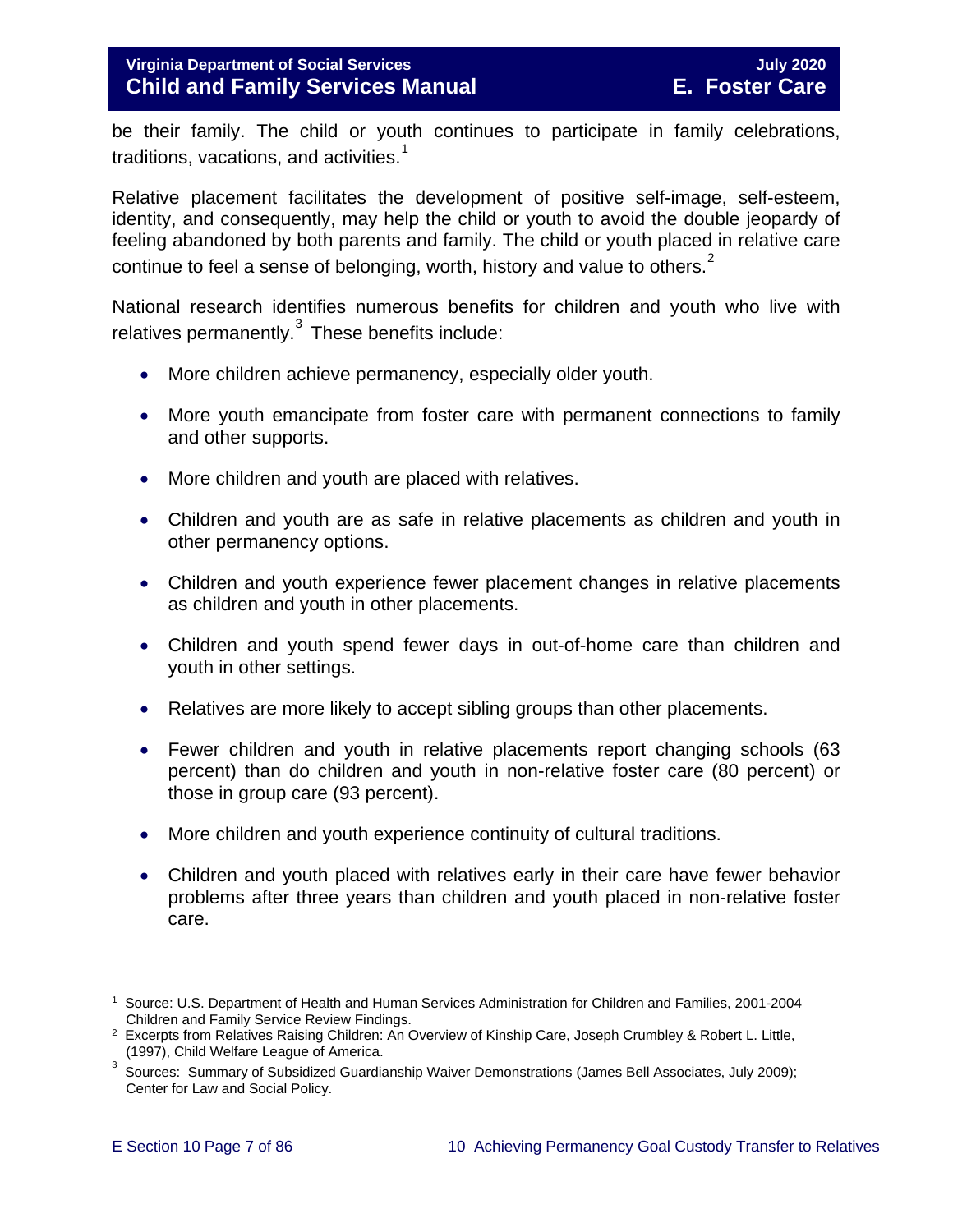be their family. The child or youth continues to participate in family celebrations, traditions, vacations, and activities.[1]

Relative placement facilitates the development of positive self-image, self-esteem, identity, and consequently, may help the child or youth to avoid the double jeopardy of feeling abandoned by both parents and family. The child or youth placed in relative care continue to feel a sense of belonging, worth, history and value to others.[2]

National research identifies numerous benefits for children and youth who live with relatives permanently.[3] These benefits include:

- More children achieve permanency, especially older youth.
- More youth emancipate from foster care with permanent connections to family and other supports.
- More children and youth are placed with relatives.
- Children and youth are as safe in relative placements as children and youth in other permanency options.
- Children and youth experience fewer placement changes in relative placements as children and youth in other placements.
- Children and youth spend fewer days in out-of-home care than children and youth in other settings.
- Relatives are more likely to accept sibling groups than other placements.
- Fewer children and youth in relative placements report changing schools (63 percent) than do children and youth in non-relative foster care (80 percent) or those in group care (93 percent).
- More children and youth experience continuity of cultural traditions.
- Children and youth placed with relatives early in their care have fewer behavior problems after three years than children and youth placed in non-relative foster care.

---

[1] Source: U.S. Department of Health and Human Services Administration for Children and Families, 2001-2004 Children and Family Service Review Findings.

[2] Excerpts from Relatives Raising Children: An Overview of Kinship Care, Joseph Crumbley & Robert L. Little, (1997), Child Welfare League of America.

[3] Sources: Summary of Subsidized Guardianship Waiver Demonstrations (James Bell Associates, July 2009); Center for Law and Social Policy.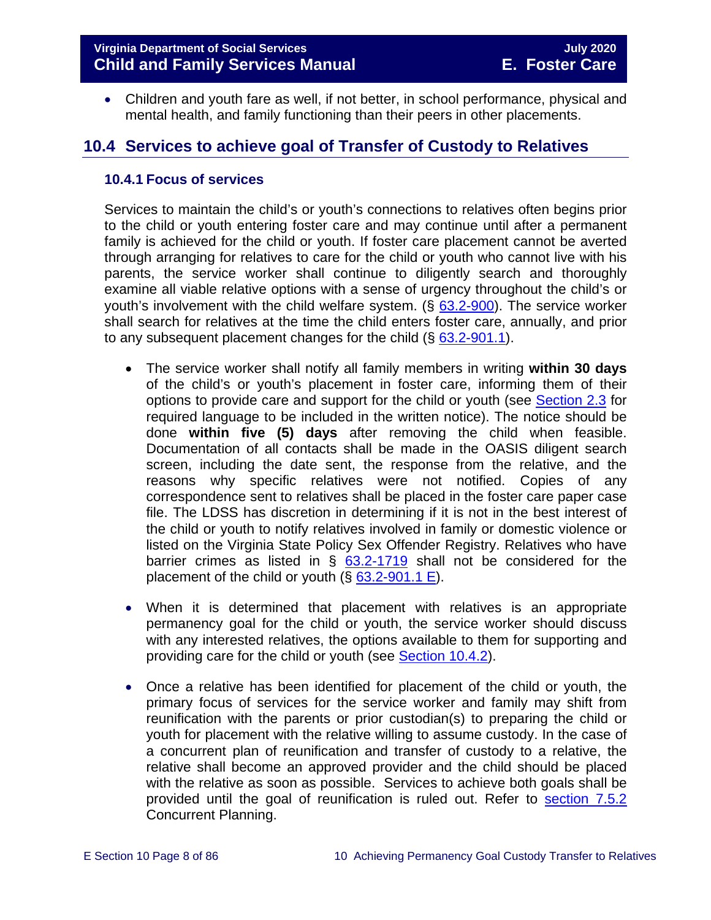- Children and youth fare as well, if not better, in school performance, physical and mental health, and family functioning than their peers in other placements.

## 10.4 Services to achieve goal of Transfer of Custody to Relatives

### 10.4.1 Focus of services

Services to maintain the child's or youth's connections to relatives often begins prior to the child or youth entering foster care and may continue until after a permanent family is achieved for the child or youth. If foster care placement cannot be averted through arranging for relatives to care for the child or youth who cannot live with his parents, the service worker shall continue to diligently search and thoroughly examine all viable relative options with a sense of urgency throughout the child's or youth's involvement with the child welfare system. (§ 63.2-900). The service worker shall search for relatives at the time the child enters foster care, annually, and prior to any subsequent placement changes for the child (§ 63.2-901.1).

- The service worker shall notify all family members in writing **within 30 days** of the child's or youth's placement in foster care, informing them of their options to provide care and support for the child or youth (see Section 2.3 for required language to be included in the written notice). The notice should be done **within five (5) days** after removing the child when feasible. Documentation of all contacts shall be made in the OASIS diligent search screen, including the date sent, the response from the relative, and the reasons why specific relatives were not notified. Copies of any correspondence sent to relatives shall be placed in the foster care paper case file. The LDSS has discretion in determining if it is not in the best interest of the child or youth to notify relatives involved in family or domestic violence or listed on the Virginia State Policy Sex Offender Registry. Relatives who have barrier crimes as listed in § 63.2-1719 shall not be considered for the placement of the child or youth (§ 63.2-901.1 E).

- When it is determined that placement with relatives is an appropriate permanency goal for the child or youth, the service worker should discuss with any interested relatives, the options available to them for supporting and providing care for the child or youth (see Section 10.4.2).

- Once a relative has been identified for placement of the child or youth, the primary focus of services for the service worker and family may shift from reunification with the parents or prior custodian(s) to preparing the child or youth for placement with the relative willing to assume custody. In the case of a concurrent plan of reunification and transfer of custody to a relative, the relative shall become an approved provider and the child should be placed with the relative as soon as possible. Services to achieve both goals shall be provided until the goal of reunification is ruled out. Refer to section 7.5.2 Concurrent Planning.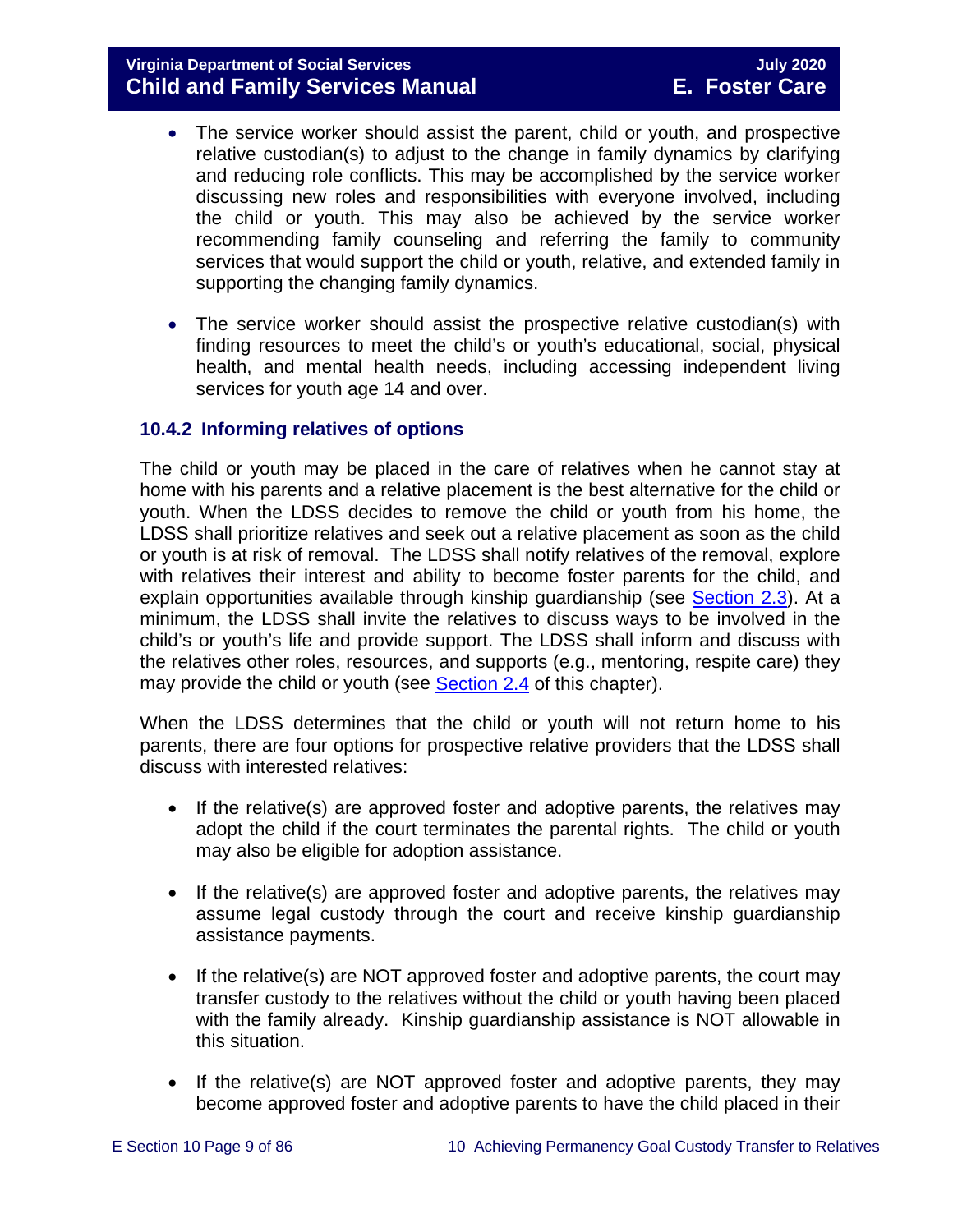- The service worker should assist the parent, child or youth, and prospective relative custodian(s) to adjust to the change in family dynamics by clarifying and reducing role conflicts. This may be accomplished by the service worker discussing new roles and responsibilities with everyone involved, including the child or youth. This may also be achieved by the service worker recommending family counseling and referring the family to community services that would support the child or youth, relative, and extended family in supporting the changing family dynamics.

- The service worker should assist the prospective relative custodian(s) with finding resources to meet the child's or youth's educational, social, physical health, and mental health needs, including accessing independent living services for youth age 14 and over.

### 10.4.2 Informing relatives of options

The child or youth may be placed in the care of relatives when he cannot stay at home with his parents and a relative placement is the best alternative for the child or youth. When the LDSS decides to remove the child or youth from his home, the LDSS shall prioritize relatives and seek out a relative placement as soon as the child or youth is at risk of removal. The LDSS shall notify relatives of the removal, explore with relatives their interest and ability to become foster parents for the child, and explain opportunities available through kinship guardianship (see Section 2.3). At a minimum, the LDSS shall invite the relatives to discuss ways to be involved in the child's or youth's life and provide support. The LDSS shall inform and discuss with the relatives other roles, resources, and supports (e.g., mentoring, respite care) they may provide the child or youth (see Section 2.4 of this chapter).

When the LDSS determines that the child or youth will not return home to his parents, there are four options for prospective relative providers that the LDSS shall discuss with interested relatives:

- If the relative(s) are approved foster and adoptive parents, the relatives may adopt the child if the court terminates the parental rights. The child or youth may also be eligible for adoption assistance.

- If the relative(s) are approved foster and adoptive parents, the relatives may assume legal custody through the court and receive kinship guardianship assistance payments.

- If the relative(s) are NOT approved foster and adoptive parents, the court may transfer custody to the relatives without the child or youth having been placed with the family already. Kinship guardianship assistance is NOT allowable in this situation.

- If the relative(s) are NOT approved foster and adoptive parents, they may become approved foster and adoptive parents to have the child placed in their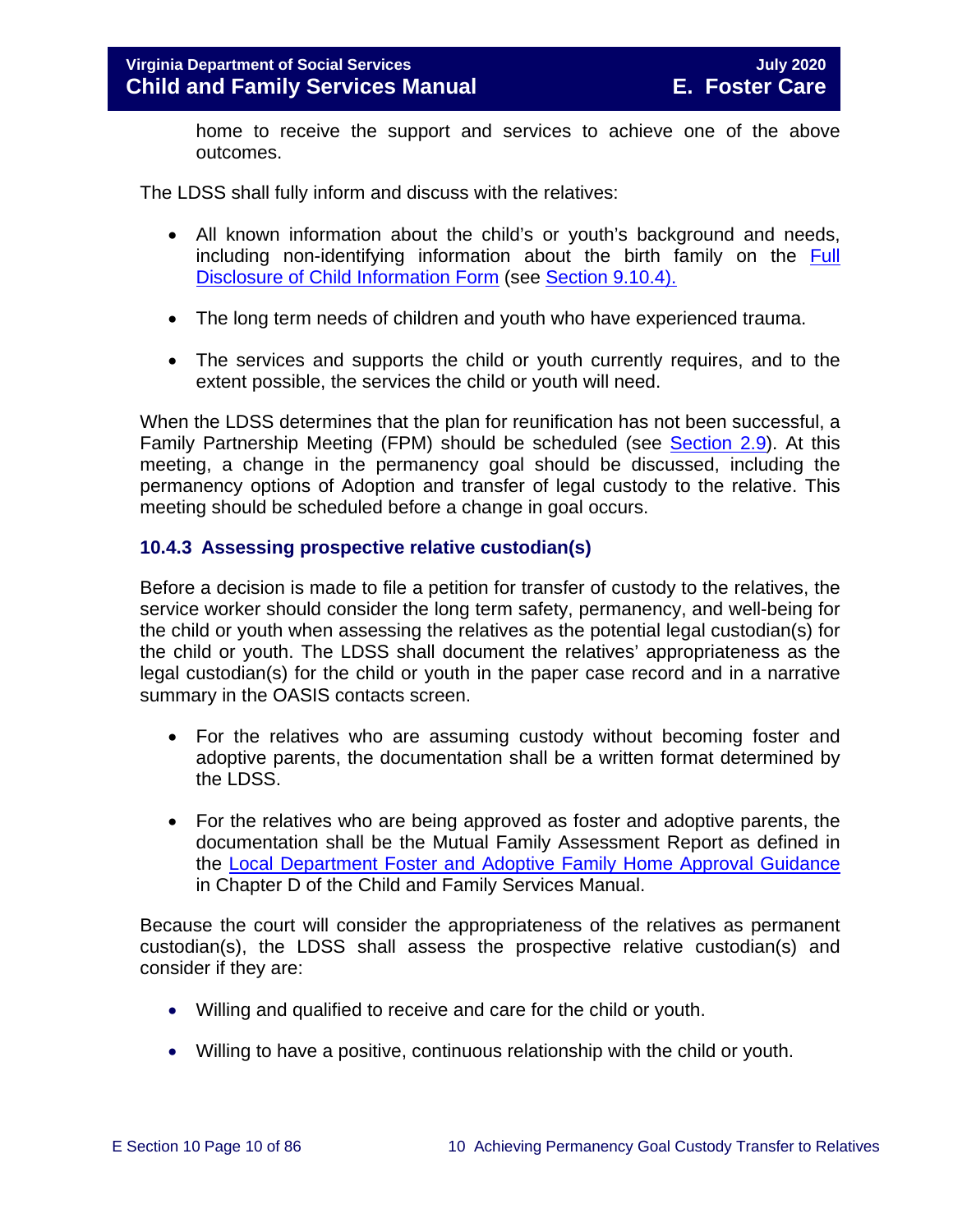home to receive the support and services to achieve one of the above outcomes.

The LDSS shall fully inform and discuss with the relatives:

- All known information about the child's or youth's background and needs, including non-identifying information about the birth family on the Full Disclosure of Child Information Form (see Section 9.10.4).
- The long term needs of children and youth who have experienced trauma.
- The services and supports the child or youth currently requires, and to the extent possible, the services the child or youth will need.

When the LDSS determines that the plan for reunification has not been successful, a Family Partnership Meeting (FPM) should be scheduled (see Section 2.9). At this meeting, a change in the permanency goal should be discussed, including the permanency options of Adoption and transfer of legal custody to the relative. This meeting should be scheduled before a change in goal occurs.

### 10.4.3 Assessing prospective relative custodian(s)

Before a decision is made to file a petition for transfer of custody to the relatives, the service worker should consider the long term safety, permanency, and well-being for the child or youth when assessing the relatives as the potential legal custodian(s) for the child or youth. The LDSS shall document the relatives' appropriateness as the legal custodian(s) for the child or youth in the paper case record and in a narrative summary in the OASIS contacts screen.

- For the relatives who are assuming custody without becoming foster and adoptive parents, the documentation shall be a written format determined by the LDSS.
- For the relatives who are being approved as foster and adoptive parents, the documentation shall be the Mutual Family Assessment Report as defined in the Local Department Foster and Adoptive Family Home Approval Guidance in Chapter D of the Child and Family Services Manual.

Because the court will consider the appropriateness of the relatives as permanent custodian(s), the LDSS shall assess the prospective relative custodian(s) and consider if they are:

- Willing and qualified to receive and care for the child or youth.
- Willing to have a positive, continuous relationship with the child or youth.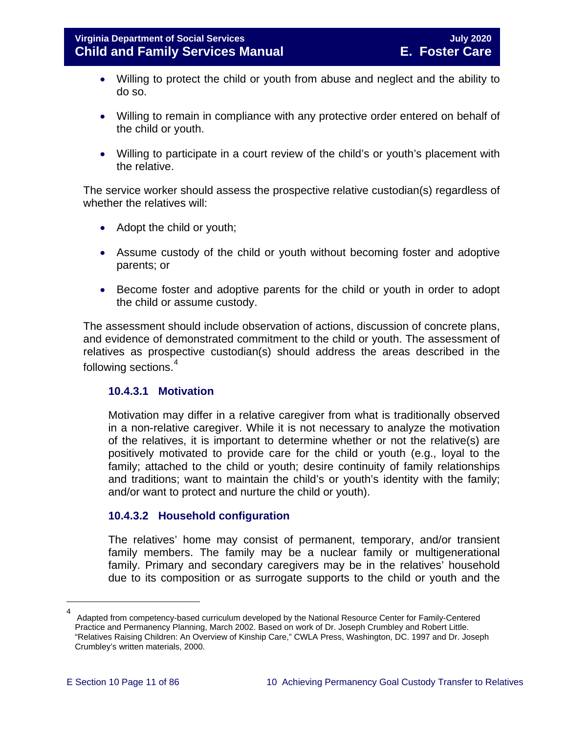- Willing to protect the child or youth from abuse and neglect and the ability to do so.
- Willing to remain in compliance with any protective order entered on behalf of the child or youth.
- Willing to participate in a court review of the child's or youth's placement with the relative.

The service worker should assess the prospective relative custodian(s) regardless of whether the relatives will:

- Adopt the child or youth;
- Assume custody of the child or youth without becoming foster and adoptive parents; or
- Become foster and adoptive parents for the child or youth in order to adopt the child or assume custody.

The assessment should include observation of actions, discussion of concrete plans, and evidence of demonstrated commitment to the child or youth. The assessment of relatives as prospective custodian(s) should address the areas described in the following sections.[4]

### 10.4.3.1 Motivation

Motivation may differ in a relative caregiver from what is traditionally observed in a non-relative caregiver. While it is not necessary to analyze the motivation of the relatives, it is important to determine whether or not the relative(s) are positively motivated to provide care for the child or youth (e.g., loyal to the family; attached to the child or youth; desire continuity of family relationships and traditions; want to maintain the child's or youth's identity with the family; and/or want to protect and nurture the child or youth).

### 10.4.3.2 Household configuration

The relatives' home may consist of permanent, temporary, and/or transient family members. The family may be a nuclear family or multigenerational family. Primary and secondary caregivers may be in the relatives' household due to its composition or as surrogate supports to the child or youth and the

---

[4] Adapted from competency-based curriculum developed by the National Resource Center for Family-Centered Practice and Permanency Planning, March 2002. Based on work of Dr. Joseph Crumbley and Robert Little. "Relatives Raising Children: An Overview of Kinship Care," CWLA Press, Washington, DC. 1997 and Dr. Joseph Crumbley's written materials, 2000.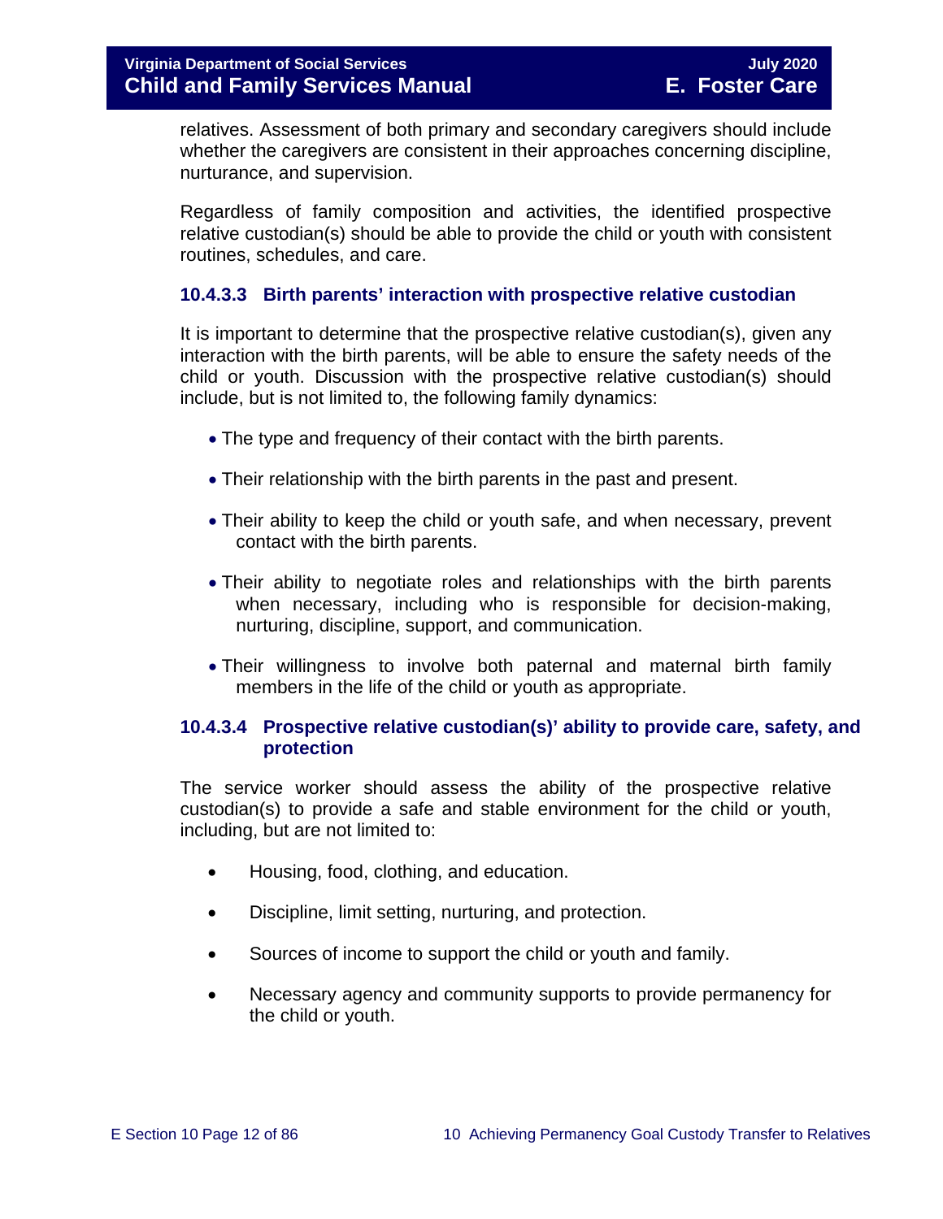relatives. Assessment of both primary and secondary caregivers should include whether the caregivers are consistent in their approaches concerning discipline, nurturance, and supervision.

Regardless of family composition and activities, the identified prospective relative custodian(s) should be able to provide the child or youth with consistent routines, schedules, and care.

#### 10.4.3.3 Birth parents' interaction with prospective relative custodian

It is important to determine that the prospective relative custodian(s), given any interaction with the birth parents, will be able to ensure the safety needs of the child or youth. Discussion with the prospective relative custodian(s) should include, but is not limited to, the following family dynamics:

- The type and frequency of their contact with the birth parents.
- Their relationship with the birth parents in the past and present.
- Their ability to keep the child or youth safe, and when necessary, prevent contact with the birth parents.
- Their ability to negotiate roles and relationships with the birth parents when necessary, including who is responsible for decision-making, nurturing, discipline, support, and communication.
- Their willingness to involve both paternal and maternal birth family members in the life of the child or youth as appropriate.

#### 10.4.3.4 Prospective relative custodian(s)' ability to provide care, safety, and protection

The service worker should assess the ability of the prospective relative custodian(s) to provide a safe and stable environment for the child or youth, including, but are not limited to:

- Housing, food, clothing, and education.
- Discipline, limit setting, nurturing, and protection.
- Sources of income to support the child or youth and family.
- Necessary agency and community supports to provide permanency for the child or youth.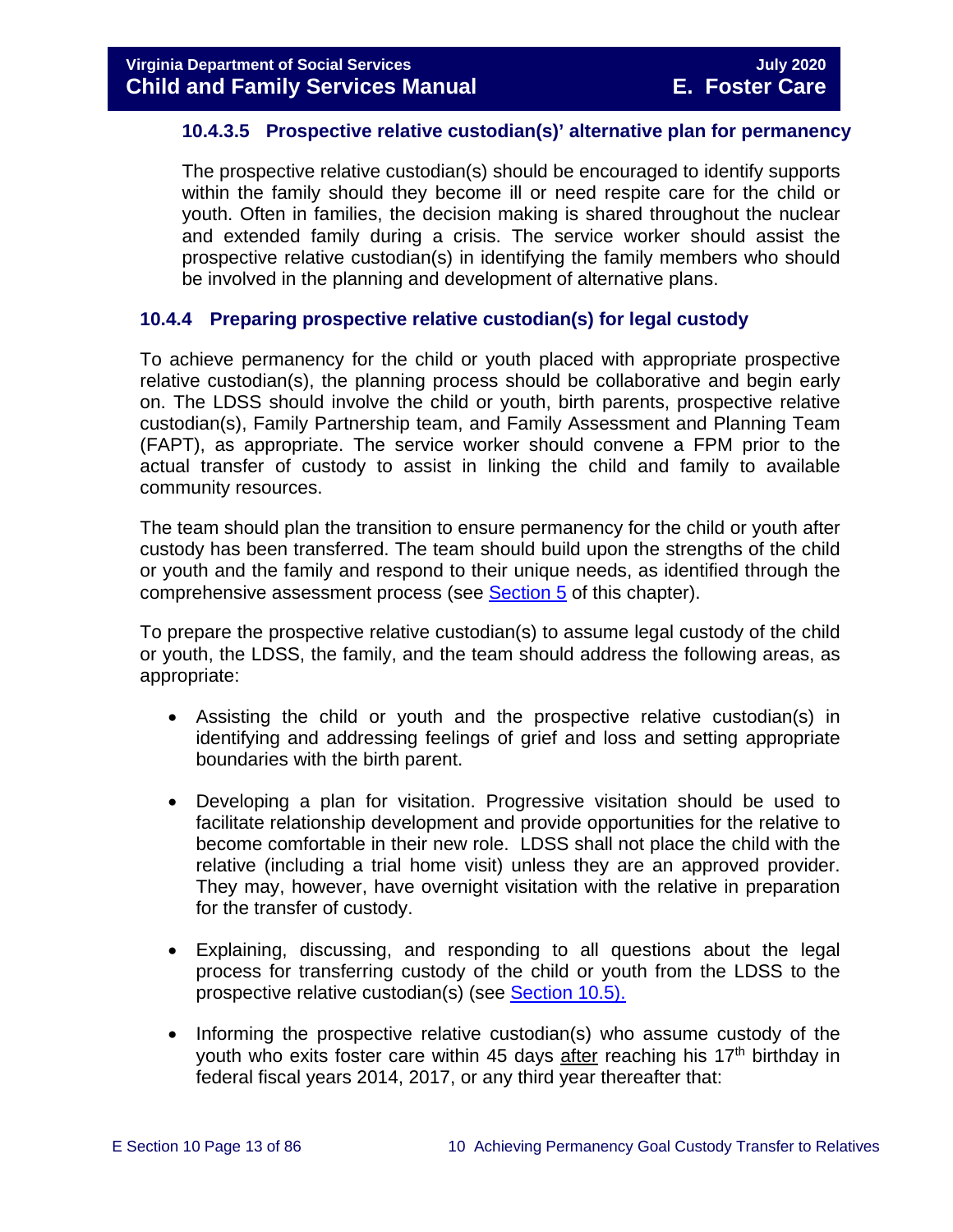#### 10.4.3.5 Prospective relative custodian(s)' alternative plan for permanency

The prospective relative custodian(s) should be encouraged to identify supports within the family should they become ill or need respite care for the child or youth. Often in families, the decision making is shared throughout the nuclear and extended family during a crisis. The service worker should assist the prospective relative custodian(s) in identifying the family members who should be involved in the planning and development of alternative plans.

### 10.4.4 Preparing prospective relative custodian(s) for legal custody

To achieve permanency for the child or youth placed with appropriate prospective relative custodian(s), the planning process should be collaborative and begin early on. The LDSS should involve the child or youth, birth parents, prospective relative custodian(s), Family Partnership team, and Family Assessment and Planning Team (FAPT), as appropriate. The service worker should convene a FPM prior to the actual transfer of custody to assist in linking the child and family to available community resources.

The team should plan the transition to ensure permanency for the child or youth after custody has been transferred. The team should build upon the strengths of the child or youth and the family and respond to their unique needs, as identified through the comprehensive assessment process (see Section 5 of this chapter).

To prepare the prospective relative custodian(s) to assume legal custody of the child or youth, the LDSS, the family, and the team should address the following areas, as appropriate:

- Assisting the child or youth and the prospective relative custodian(s) in identifying and addressing feelings of grief and loss and setting appropriate boundaries with the birth parent.

- Developing a plan for visitation. Progressive visitation should be used to facilitate relationship development and provide opportunities for the relative to become comfortable in their new role. LDSS shall not place the child with the relative (including a trial home visit) unless they are an approved provider. They may, however, have overnight visitation with the relative in preparation for the transfer of custody.

- Explaining, discussing, and responding to all questions about the legal process for transferring custody of the child or youth from the LDSS to the prospective relative custodian(s) (see Section 10.5).

- Informing the prospective relative custodian(s) who assume custody of the youth who exits foster care within 45 days after reaching his 17th birthday in federal fiscal years 2014, 2017, or any third year thereafter that: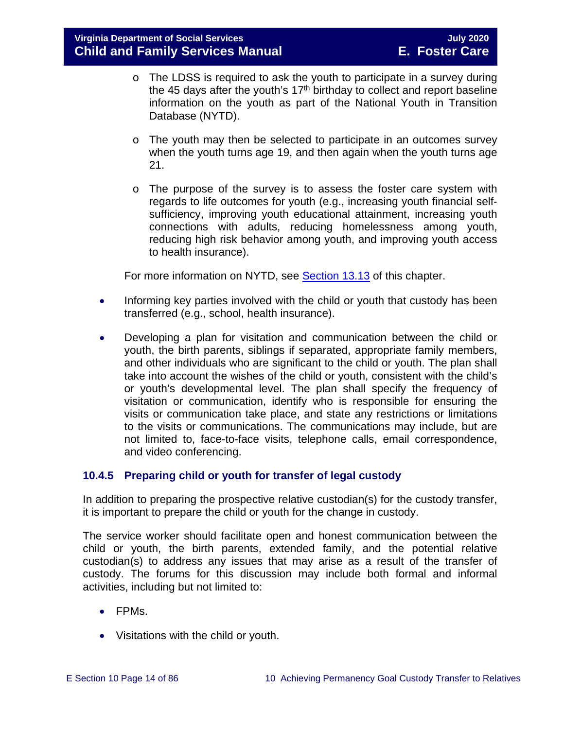- The LDSS is required to ask the youth to participate in a survey during the 45 days after the youth's 17th birthday to collect and report baseline information on the youth as part of the National Youth in Transition Database (NYTD).

- The youth may then be selected to participate in an outcomes survey when the youth turns age 19, and then again when the youth turns age 21.

- The purpose of the survey is to assess the foster care system with regards to life outcomes for youth (e.g., increasing youth financial self-sufficiency, improving youth educational attainment, increasing youth connections with adults, reducing homelessness among youth, reducing high risk behavior among youth, and improving youth access to health insurance).

For more information on NYTD, see [Section 13.13](#) of this chapter.

- Informing key parties involved with the child or youth that custody has been transferred (e.g., school, health insurance).

- Developing a plan for visitation and communication between the child or youth, the birth parents, siblings if separated, appropriate family members, and other individuals who are significant to the child or youth. The plan shall take into account the wishes of the child or youth, consistent with the child's or youth's developmental level. The plan shall specify the frequency of visitation or communication, identify who is responsible for ensuring the visits or communication take place, and state any restrictions or limitations to the visits or communications. The communications may include, but are not limited to, face-to-face visits, telephone calls, email correspondence, and video conferencing.

### 10.4.5 Preparing child or youth for transfer of legal custody

In addition to preparing the prospective relative custodian(s) for the custody transfer, it is important to prepare the child or youth for the change in custody.

The service worker should facilitate open and honest communication between the child or youth, the birth parents, extended family, and the potential relative custodian(s) to address any issues that may arise as a result of the transfer of custody. The forums for this discussion may include both formal and informal activities, including but not limited to:

- FPMs.
- Visitations with the child or youth.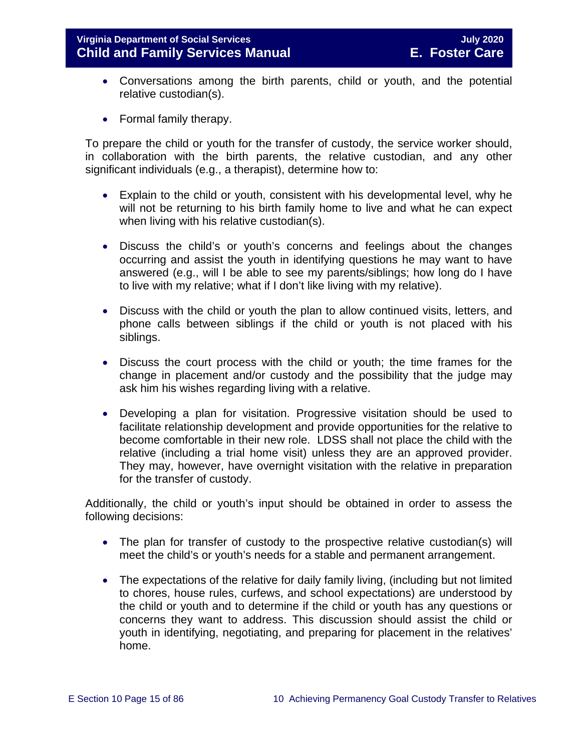- Conversations among the birth parents, child or youth, and the potential relative custodian(s).

- Formal family therapy.

To prepare the child or youth for the transfer of custody, the service worker should, in collaboration with the birth parents, the relative custodian, and any other significant individuals (e.g., a therapist), determine how to:

- Explain to the child or youth, consistent with his developmental level, why he will not be returning to his birth family home to live and what he can expect when living with his relative custodian(s).

- Discuss the child's or youth's concerns and feelings about the changes occurring and assist the youth in identifying questions he may want to have answered (e.g., will I be able to see my parents/siblings; how long do I have to live with my relative; what if I don't like living with my relative).

- Discuss with the child or youth the plan to allow continued visits, letters, and phone calls between siblings if the child or youth is not placed with his siblings.

- Discuss the court process with the child or youth; the time frames for the change in placement and/or custody and the possibility that the judge may ask him his wishes regarding living with a relative.

- Developing a plan for visitation. Progressive visitation should be used to facilitate relationship development and provide opportunities for the relative to become comfortable in their new role. LDSS shall not place the child with the relative (including a trial home visit) unless they are an approved provider. They may, however, have overnight visitation with the relative in preparation for the transfer of custody.

Additionally, the child or youth's input should be obtained in order to assess the following decisions:

- The plan for transfer of custody to the prospective relative custodian(s) will meet the child's or youth's needs for a stable and permanent arrangement.

- The expectations of the relative for daily family living, (including but not limited to chores, house rules, curfews, and school expectations) are understood by the child or youth and to determine if the child or youth has any questions or concerns they want to address. This discussion should assist the child or youth in identifying, negotiating, and preparing for placement in the relatives' home.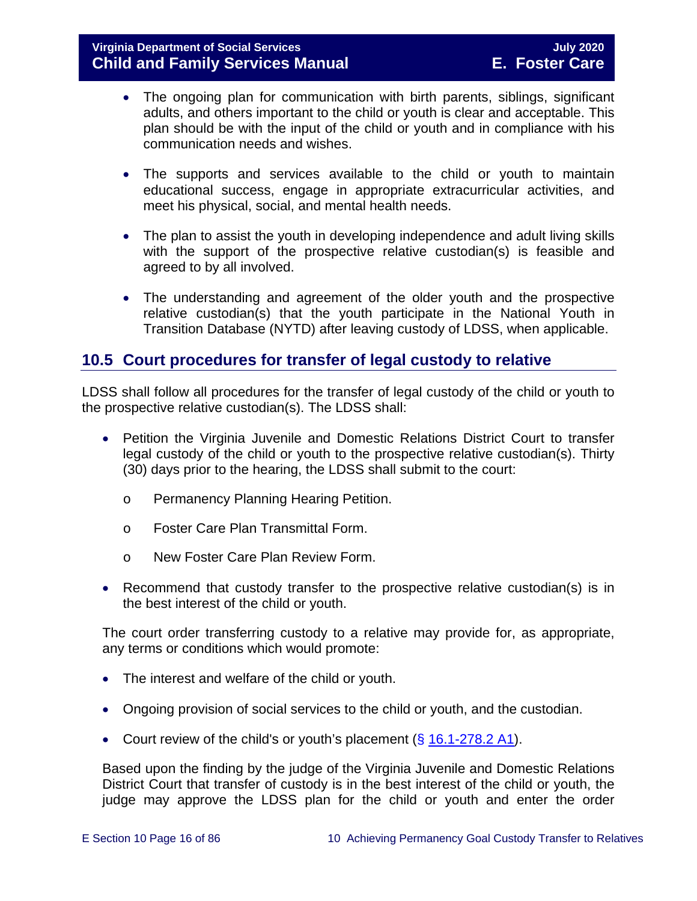- The ongoing plan for communication with birth parents, siblings, significant adults, and others important to the child or youth is clear and acceptable. This plan should be with the input of the child or youth and in compliance with his communication needs and wishes.

- The supports and services available to the child or youth to maintain educational success, engage in appropriate extracurricular activities, and meet his physical, social, and mental health needs.

- The plan to assist the youth in developing independence and adult living skills with the support of the prospective relative custodian(s) is feasible and agreed to by all involved.

- The understanding and agreement of the older youth and the prospective relative custodian(s) that the youth participate in the National Youth in Transition Database (NYTD) after leaving custody of LDSS, when applicable.

## 10.5 Court procedures for transfer of legal custody to relative

LDSS shall follow all procedures for the transfer of legal custody of the child or youth to the prospective relative custodian(s). The LDSS shall:

- Petition the Virginia Juvenile and Domestic Relations District Court to transfer legal custody of the child or youth to the prospective relative custodian(s). Thirty (30) days prior to the hearing, the LDSS shall submit to the court:
  - Permanency Planning Hearing Petition.
  - Foster Care Plan Transmittal Form.
  - New Foster Care Plan Review Form.
- Recommend that custody transfer to the prospective relative custodian(s) is in the best interest of the child or youth.

The court order transferring custody to a relative may provide for, as appropriate, any terms or conditions which would promote:

- The interest and welfare of the child or youth.
- Ongoing provision of social services to the child or youth, and the custodian.
- Court review of the child's or youth's placement (§ 16.1-278.2 A1).

Based upon the finding by the judge of the Virginia Juvenile and Domestic Relations District Court that transfer of custody is in the best interest of the child or youth, the judge may approve the LDSS plan for the child or youth and enter the order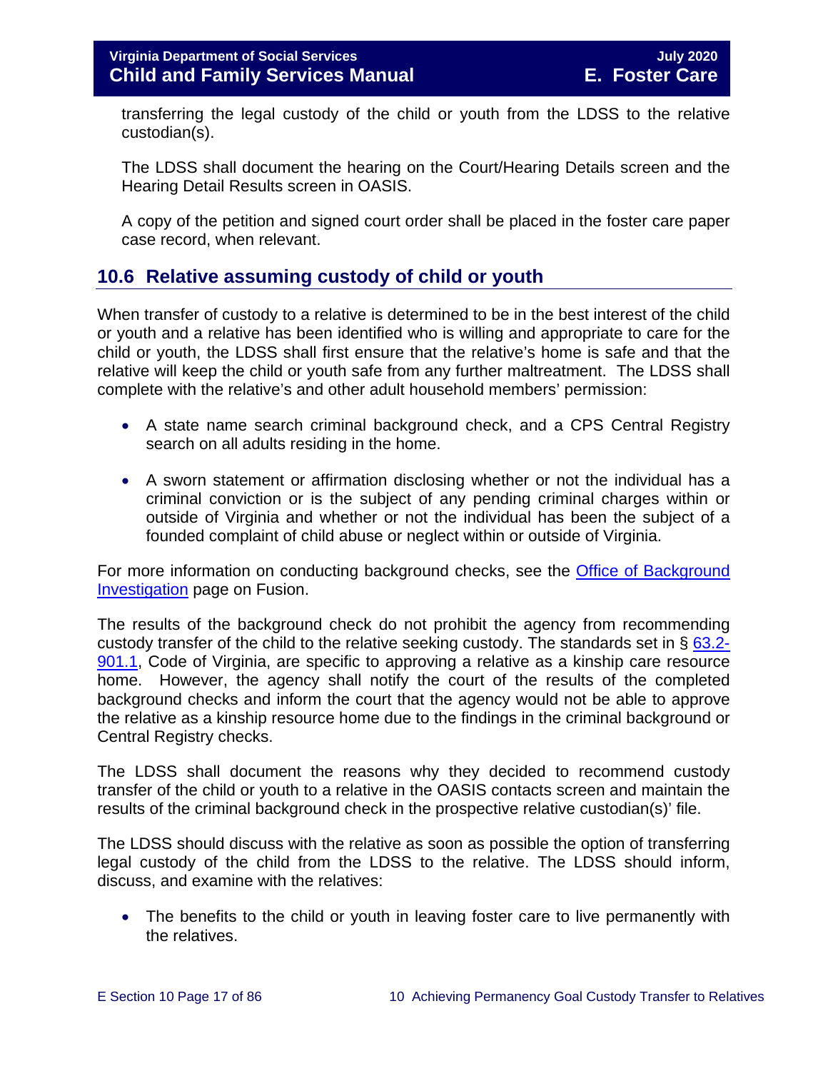transferring the legal custody of the child or youth from the LDSS to the relative custodian(s).

The LDSS shall document the hearing on the Court/Hearing Details screen and the Hearing Detail Results screen in OASIS.

A copy of the petition and signed court order shall be placed in the foster care paper case record, when relevant.

## 10.6 Relative assuming custody of child or youth

When transfer of custody to a relative is determined to be in the best interest of the child or youth and a relative has been identified who is willing and appropriate to care for the child or youth, the LDSS shall first ensure that the relative's home is safe and that the relative will keep the child or youth safe from any further maltreatment. The LDSS shall complete with the relative's and other adult household members' permission:

- A state name search criminal background check, and a CPS Central Registry search on all adults residing in the home.
- A sworn statement or affirmation disclosing whether or not the individual has a criminal conviction or is the subject of any pending criminal charges within or outside of Virginia and whether or not the individual has been the subject of a founded complaint of child abuse or neglect within or outside of Virginia.

For more information on conducting background checks, see the [Office of Background Investigation] page on Fusion.

The results of the background check do not prohibit the agency from recommending custody transfer of the child to the relative seeking custody. The standards set in § [63.2-901.1], Code of Virginia, are specific to approving a relative as a kinship care resource home. However, the agency shall notify the court of the results of the completed background checks and inform the court that the agency would not be able to approve the relative as a kinship resource home due to the findings in the criminal background or Central Registry checks.

The LDSS shall document the reasons why they decided to recommend custody transfer of the child or youth to a relative in the OASIS contacts screen and maintain the results of the criminal background check in the prospective relative custodian(s)' file.

The LDSS should discuss with the relative as soon as possible the option of transferring legal custody of the child from the LDSS to the relative. The LDSS should inform, discuss, and examine with the relatives:

- The benefits to the child or youth in leaving foster care to live permanently with the relatives.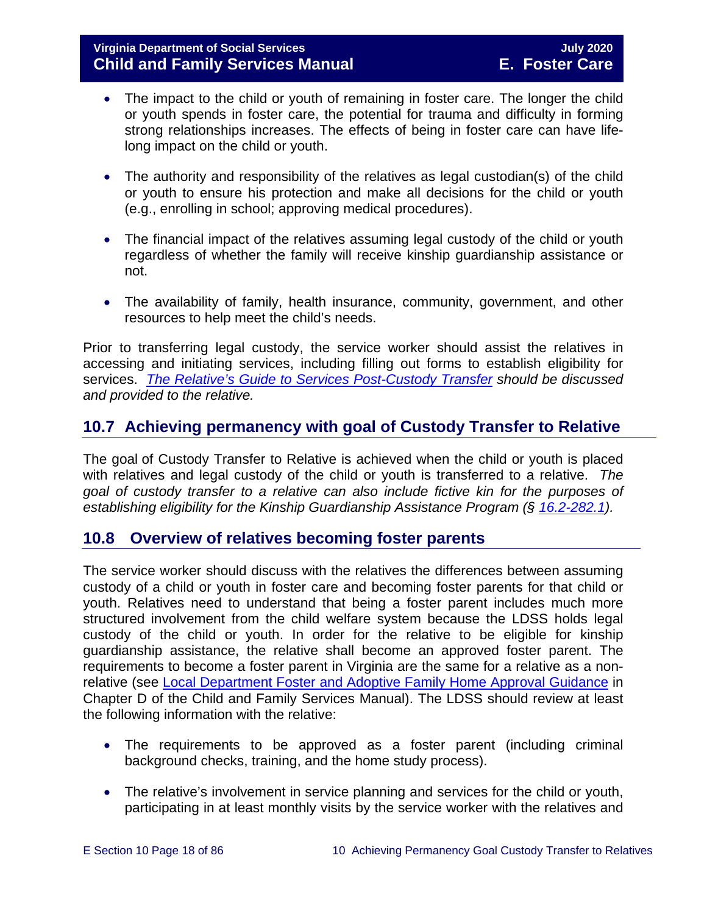- The impact to the child or youth of remaining in foster care. The longer the child or youth spends in foster care, the potential for trauma and difficulty in forming strong relationships increases. The effects of being in foster care can have life-long impact on the child or youth.

- The authority and responsibility of the relatives as legal custodian(s) of the child or youth to ensure his protection and make all decisions for the child or youth (e.g., enrolling in school; approving medical procedures).

- The financial impact of the relatives assuming legal custody of the child or youth regardless of whether the family will receive kinship guardianship assistance or not.

- The availability of family, health insurance, community, government, and other resources to help meet the child's needs.

Prior to transferring legal custody, the service worker should assist the relatives in accessing and initiating services, including filling out forms to establish eligibility for services. *The Relative's Guide to Services Post-Custody Transfer should be discussed and provided to the relative.*

## 10.7 Achieving permanency with goal of Custody Transfer to Relative

The goal of Custody Transfer to Relative is achieved when the child or youth is placed with relatives and legal custody of the child or youth is transferred to a relative. *The goal of custody transfer to a relative can also include fictive kin for the purposes of establishing eligibility for the Kinship Guardianship Assistance Program (§ 16.2-282.1).*

## 10.8 Overview of relatives becoming foster parents

The service worker should discuss with the relatives the differences between assuming custody of a child or youth in foster care and becoming foster parents for that child or youth. Relatives need to understand that being a foster parent includes much more structured involvement from the child welfare system because the LDSS holds legal custody of the child or youth. In order for the relative to be eligible for kinship guardianship assistance, the relative shall become an approved foster parent. The requirements to become a foster parent in Virginia are the same for a relative as a non-relative (see Local Department Foster and Adoptive Family Home Approval Guidance in Chapter D of the Child and Family Services Manual). The LDSS should review at least the following information with the relative:

- The requirements to be approved as a foster parent (including criminal background checks, training, and the home study process).

- The relative's involvement in service planning and services for the child or youth, participating in at least monthly visits by the service worker with the relatives and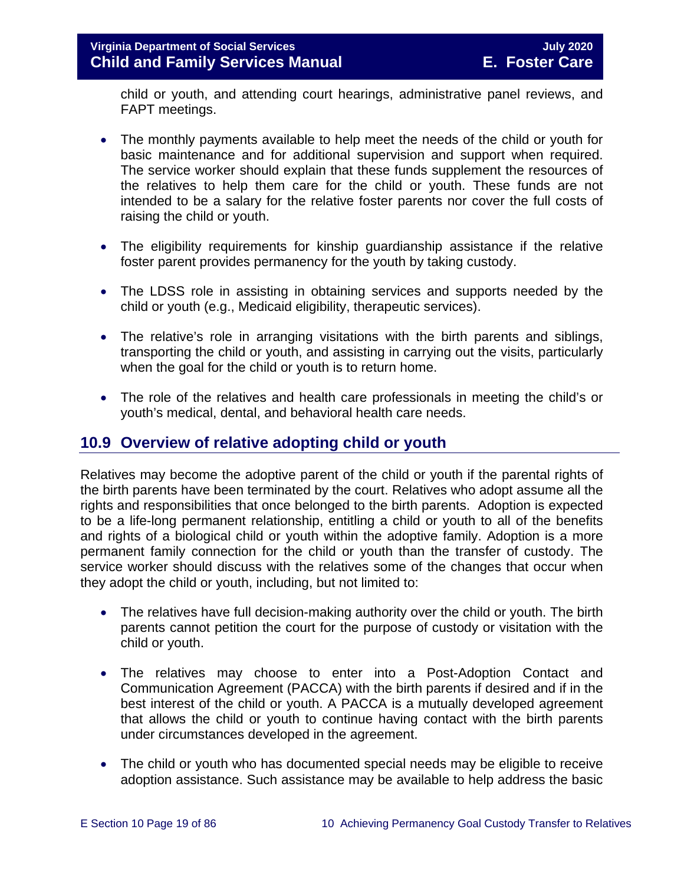child or youth, and attending court hearings, administrative panel reviews, and FAPT meetings.

- The monthly payments available to help meet the needs of the child or youth for basic maintenance and for additional supervision and support when required. The service worker should explain that these funds supplement the resources of the relatives to help them care for the child or youth. These funds are not intended to be a salary for the relative foster parents nor cover the full costs of raising the child or youth.

- The eligibility requirements for kinship guardianship assistance if the relative foster parent provides permanency for the youth by taking custody.

- The LDSS role in assisting in obtaining services and supports needed by the child or youth (e.g., Medicaid eligibility, therapeutic services).

- The relative's role in arranging visitations with the birth parents and siblings, transporting the child or youth, and assisting in carrying out the visits, particularly when the goal for the child or youth is to return home.

- The role of the relatives and health care professionals in meeting the child's or youth's medical, dental, and behavioral health care needs.

## 10.9 Overview of relative adopting child or youth

Relatives may become the adoptive parent of the child or youth if the parental rights of the birth parents have been terminated by the court. Relatives who adopt assume all the rights and responsibilities that once belonged to the birth parents. Adoption is expected to be a life-long permanent relationship, entitling a child or youth to all of the benefits and rights of a biological child or youth within the adoptive family. Adoption is a more permanent family connection for the child or youth than the transfer of custody. The service worker should discuss with the relatives some of the changes that occur when they adopt the child or youth, including, but not limited to:

- The relatives have full decision-making authority over the child or youth. The birth parents cannot petition the court for the purpose of custody or visitation with the child or youth.

- The relatives may choose to enter into a Post-Adoption Contact and Communication Agreement (PACCA) with the birth parents if desired and if in the best interest of the child or youth. A PACCA is a mutually developed agreement that allows the child or youth to continue having contact with the birth parents under circumstances developed in the agreement.

- The child or youth who has documented special needs may be eligible to receive adoption assistance. Such assistance may be available to help address the basic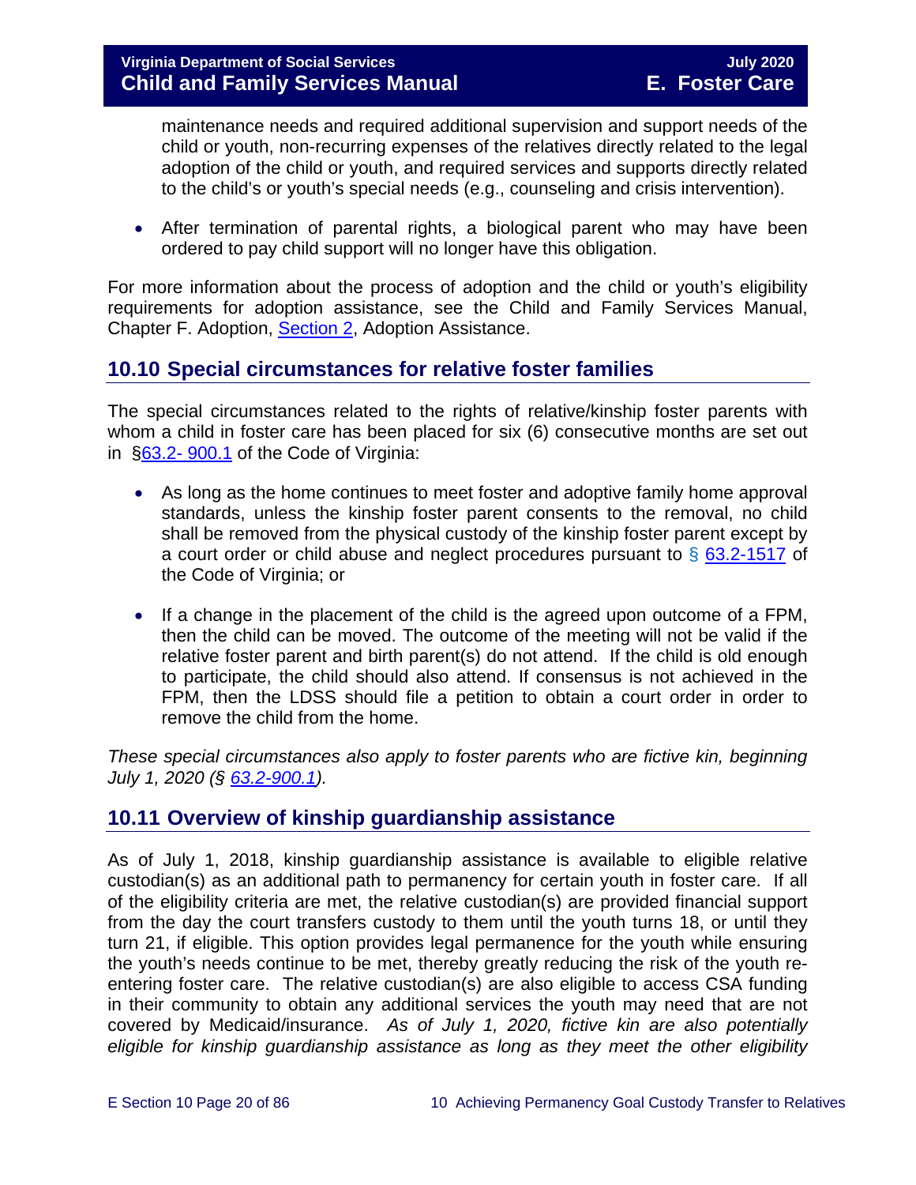maintenance needs and required additional supervision and support needs of the child or youth, non-recurring expenses of the relatives directly related to the legal adoption of the child or youth, and required services and supports directly related to the child's or youth's special needs (e.g., counseling and crisis intervention).

- After termination of parental rights, a biological parent who may have been ordered to pay child support will no longer have this obligation.

For more information about the process of adoption and the child or youth's eligibility requirements for adoption assistance, see the Child and Family Services Manual, Chapter F. Adoption, Section 2, Adoption Assistance.

## 10.10 Special circumstances for relative foster families

The special circumstances related to the rights of relative/kinship foster parents with whom a child in foster care has been placed for six (6) consecutive months are set out in §63.2- 900.1 of the Code of Virginia:

- As long as the home continues to meet foster and adoptive family home approval standards, unless the kinship foster parent consents to the removal, no child shall be removed from the physical custody of the kinship foster parent except by a court order or child abuse and neglect procedures pursuant to § 63.2-1517 of the Code of Virginia; or

- If a change in the placement of the child is the agreed upon outcome of a FPM, then the child can be moved. The outcome of the meeting will not be valid if the relative foster parent and birth parent(s) do not attend. If the child is old enough to participate, the child should also attend. If consensus is not achieved in the FPM, then the LDSS should file a petition to obtain a court order in order to remove the child from the home.

*These special circumstances also apply to foster parents who are fictive kin, beginning July 1, 2020 (§ 63.2-900.1).*

## 10.11 Overview of kinship guardianship assistance

As of July 1, 2018, kinship guardianship assistance is available to eligible relative custodian(s) as an additional path to permanency for certain youth in foster care. If all of the eligibility criteria are met, the relative custodian(s) are provided financial support from the day the court transfers custody to them until the youth turns 18, or until they turn 21, if eligible. This option provides legal permanence for the youth while ensuring the youth's needs continue to be met, thereby greatly reducing the risk of the youth re-entering foster care. The relative custodian(s) are also eligible to access CSA funding in their community to obtain any additional services the youth may need that are not covered by Medicaid/insurance. *As of July 1, 2020, fictive kin are also potentially eligible for kinship guardianship assistance as long as they meet the other eligibility*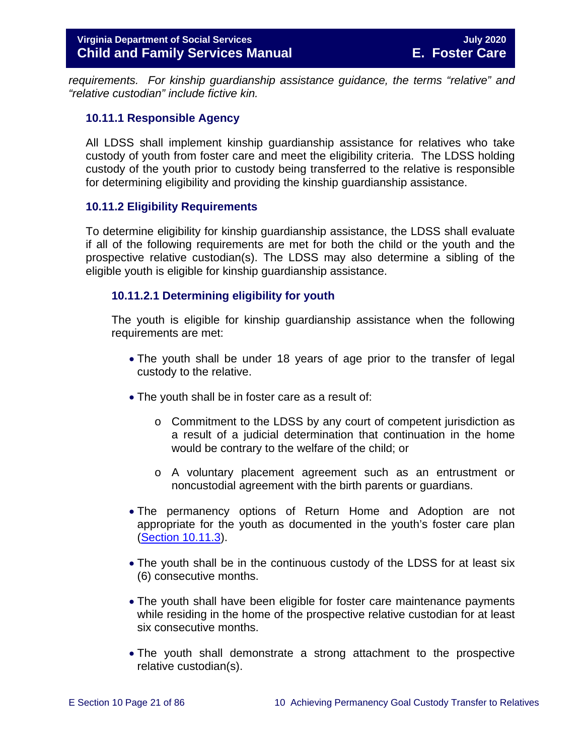*requirements. For kinship guardianship assistance guidance, the terms "relative" and "relative custodian" include fictive kin.*

### 10.11.1 Responsible Agency

All LDSS shall implement kinship guardianship assistance for relatives who take custody of youth from foster care and meet the eligibility criteria. The LDSS holding custody of the youth prior to custody being transferred to the relative is responsible for determining eligibility and providing the kinship guardianship assistance.

### 10.11.2 Eligibility Requirements

To determine eligibility for kinship guardianship assistance, the LDSS shall evaluate if all of the following requirements are met for both the child or the youth and the prospective relative custodian(s). The LDSS may also determine a sibling of the eligible youth is eligible for kinship guardianship assistance.

#### 10.11.2.1 Determining eligibility for youth

The youth is eligible for kinship guardianship assistance when the following requirements are met:

- The youth shall be under 18 years of age prior to the transfer of legal custody to the relative.
- The youth shall be in foster care as a result of:
  - Commitment to the LDSS by any court of competent jurisdiction as a result of a judicial determination that continuation in the home would be contrary to the welfare of the child; or
  - A voluntary placement agreement such as an entrustment or noncustodial agreement with the birth parents or guardians.
- The permanency options of Return Home and Adoption are not appropriate for the youth as documented in the youth's foster care plan (Section 10.11.3).
- The youth shall be in the continuous custody of the LDSS for at least six (6) consecutive months.
- The youth shall have been eligible for foster care maintenance payments while residing in the home of the prospective relative custodian for at least six consecutive months.
- The youth shall demonstrate a strong attachment to the prospective relative custodian(s).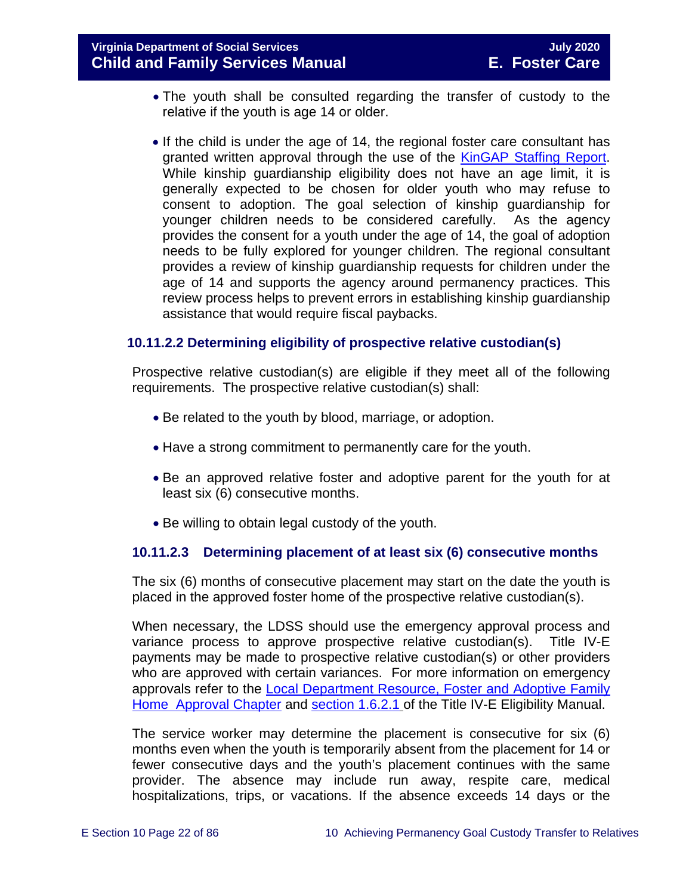- The youth shall be consulted regarding the transfer of custody to the relative if the youth is age 14 or older.

- If the child is under the age of 14, the regional foster care consultant has granted written approval through the use of the KinGAP Staffing Report. While kinship guardianship eligibility does not have an age limit, it is generally expected to be chosen for older youth who may refuse to consent to adoption. The goal selection of kinship guardianship for younger children needs to be considered carefully. As the agency provides the consent for a youth under the age of 14, the goal of adoption needs to be fully explored for younger children. The regional consultant provides a review of kinship guardianship requests for children under the age of 14 and supports the agency around permanency practices. This review process helps to prevent errors in establishing kinship guardianship assistance that would require fiscal paybacks.

#### 10.11.2.2 Determining eligibility of prospective relative custodian(s)

Prospective relative custodian(s) are eligible if they meet all of the following requirements. The prospective relative custodian(s) shall:

- Be related to the youth by blood, marriage, or adoption.

- Have a strong commitment to permanently care for the youth.

- Be an approved relative foster and adoptive parent for the youth for at least six (6) consecutive months.

- Be willing to obtain legal custody of the youth.

#### 10.11.2.3 Determining placement of at least six (6) consecutive months

The six (6) months of consecutive placement may start on the date the youth is placed in the approved foster home of the prospective relative custodian(s).

When necessary, the LDSS should use the emergency approval process and variance process to approve prospective relative custodian(s). Title IV-E payments may be made to prospective relative custodian(s) or other providers who are approved with certain variances. For more information on emergency approvals refer to the Local Department Resource, Foster and Adoptive Family Home Approval Chapter and section 1.6.2.1 of the Title IV-E Eligibility Manual.

The service worker may determine the placement is consecutive for six (6) months even when the youth is temporarily absent from the placement for 14 or fewer consecutive days and the youth's placement continues with the same provider. The absence may include run away, respite care, medical hospitalizations, trips, or vacations. If the absence exceeds 14 days or the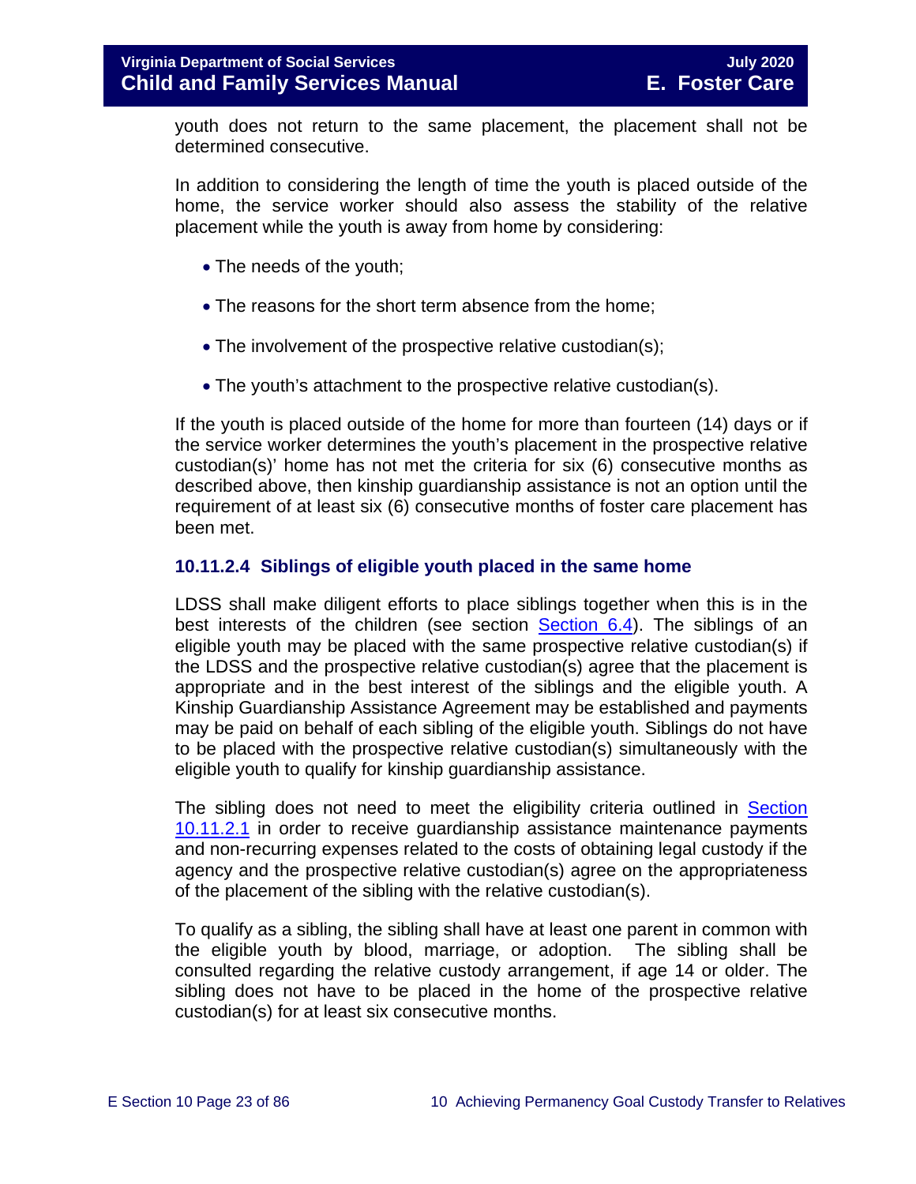youth does not return to the same placement, the placement shall not be determined consecutive.

In addition to considering the length of time the youth is placed outside of the home, the service worker should also assess the stability of the relative placement while the youth is away from home by considering:

- The needs of the youth;
- The reasons for the short term absence from the home;
- The involvement of the prospective relative custodian(s);
- The youth's attachment to the prospective relative custodian(s).

If the youth is placed outside of the home for more than fourteen (14) days or if the service worker determines the youth's placement in the prospective relative custodian(s)' home has not met the criteria for six (6) consecutive months as described above, then kinship guardianship assistance is not an option until the requirement of at least six (6) consecutive months of foster care placement has been met.

### 10.11.2.4 Siblings of eligible youth placed in the same home

LDSS shall make diligent efforts to place siblings together when this is in the best interests of the children (see section Section 6.4). The siblings of an eligible youth may be placed with the same prospective relative custodian(s) if the LDSS and the prospective relative custodian(s) agree that the placement is appropriate and in the best interest of the siblings and the eligible youth. A Kinship Guardianship Assistance Agreement may be established and payments may be paid on behalf of each sibling of the eligible youth. Siblings do not have to be placed with the prospective relative custodian(s) simultaneously with the eligible youth to qualify for kinship guardianship assistance.

The sibling does not need to meet the eligibility criteria outlined in Section 10.11.2.1 in order to receive guardianship assistance maintenance payments and non-recurring expenses related to the costs of obtaining legal custody if the agency and the prospective relative custodian(s) agree on the appropriateness of the placement of the sibling with the relative custodian(s).

To qualify as a sibling, the sibling shall have at least one parent in common with the eligible youth by blood, marriage, or adoption. The sibling shall be consulted regarding the relative custody arrangement, if age 14 or older. The sibling does not have to be placed in the home of the prospective relative custodian(s) for at least six consecutive months.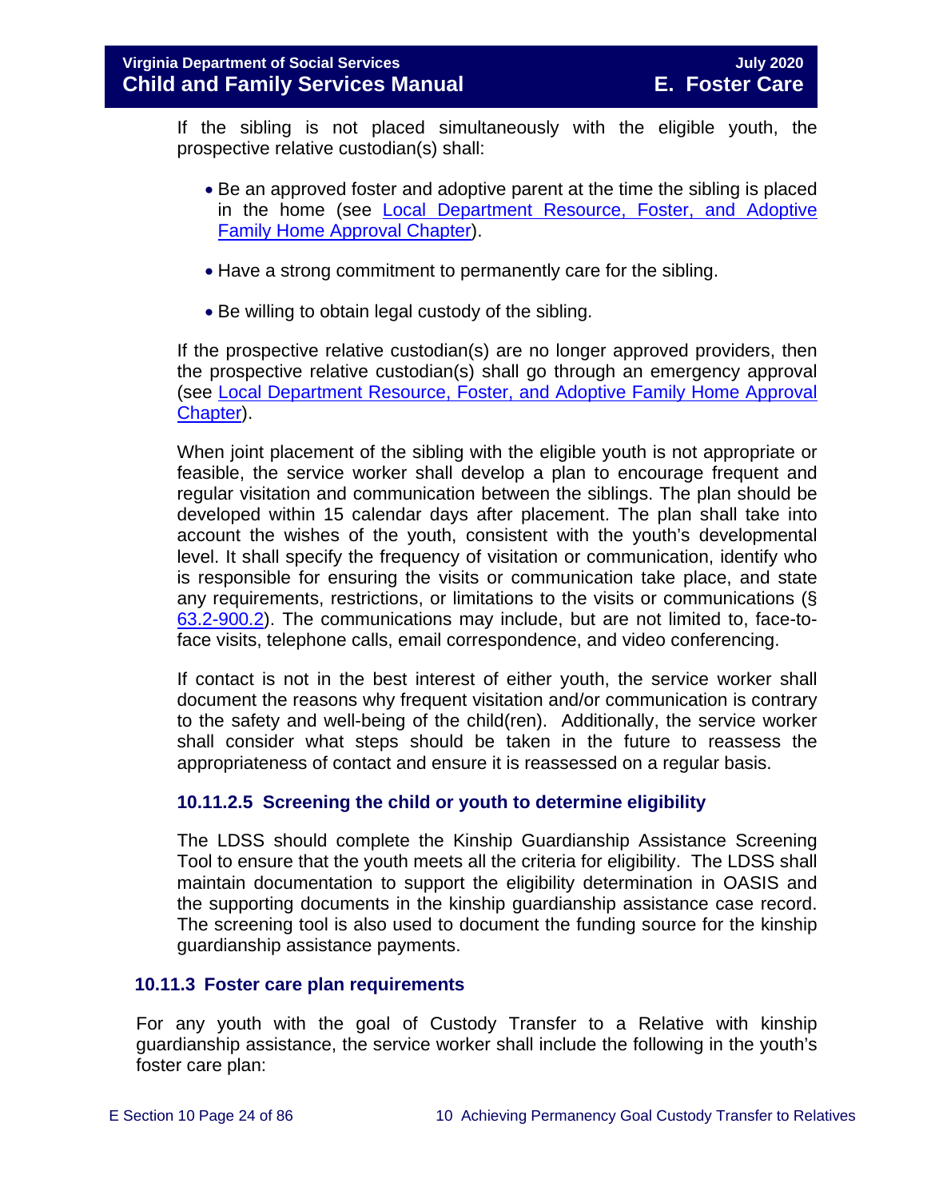If the sibling is not placed simultaneously with the eligible youth, the prospective relative custodian(s) shall:

- Be an approved foster and adoptive parent at the time the sibling is placed in the home (see [Local Department Resource, Foster, and Adoptive Family Home Approval Chapter](#)).
- Have a strong commitment to permanently care for the sibling.
- Be willing to obtain legal custody of the sibling.

If the prospective relative custodian(s) are no longer approved providers, then the prospective relative custodian(s) shall go through an emergency approval (see [Local Department Resource, Foster, and Adoptive Family Home Approval Chapter](#)).

When joint placement of the sibling with the eligible youth is not appropriate or feasible, the service worker shall develop a plan to encourage frequent and regular visitation and communication between the siblings. The plan should be developed within 15 calendar days after placement. The plan shall take into account the wishes of the youth, consistent with the youth's developmental level. It shall specify the frequency of visitation or communication, identify who is responsible for ensuring the visits or communication take place, and state any requirements, restrictions, or limitations to the visits or communications (§ [63.2-900.2](#)). The communications may include, but are not limited to, face-to-face visits, telephone calls, email correspondence, and video conferencing.

If contact is not in the best interest of either youth, the service worker shall document the reasons why frequent visitation and/or communication is contrary to the safety and well-being of the child(ren). Additionally, the service worker shall consider what steps should be taken in the future to reassess the appropriateness of contact and ensure it is reassessed on a regular basis.

#### 10.11.2.5 Screening the child or youth to determine eligibility

The LDSS should complete the Kinship Guardianship Assistance Screening Tool to ensure that the youth meets all the criteria for eligibility. The LDSS shall maintain documentation to support the eligibility determination in OASIS and the supporting documents in the kinship guardianship assistance case record. The screening tool is also used to document the funding source for the kinship guardianship assistance payments.

### 10.11.3 Foster care plan requirements

For any youth with the goal of Custody Transfer to a Relative with kinship guardianship assistance, the service worker shall include the following in the youth's foster care plan: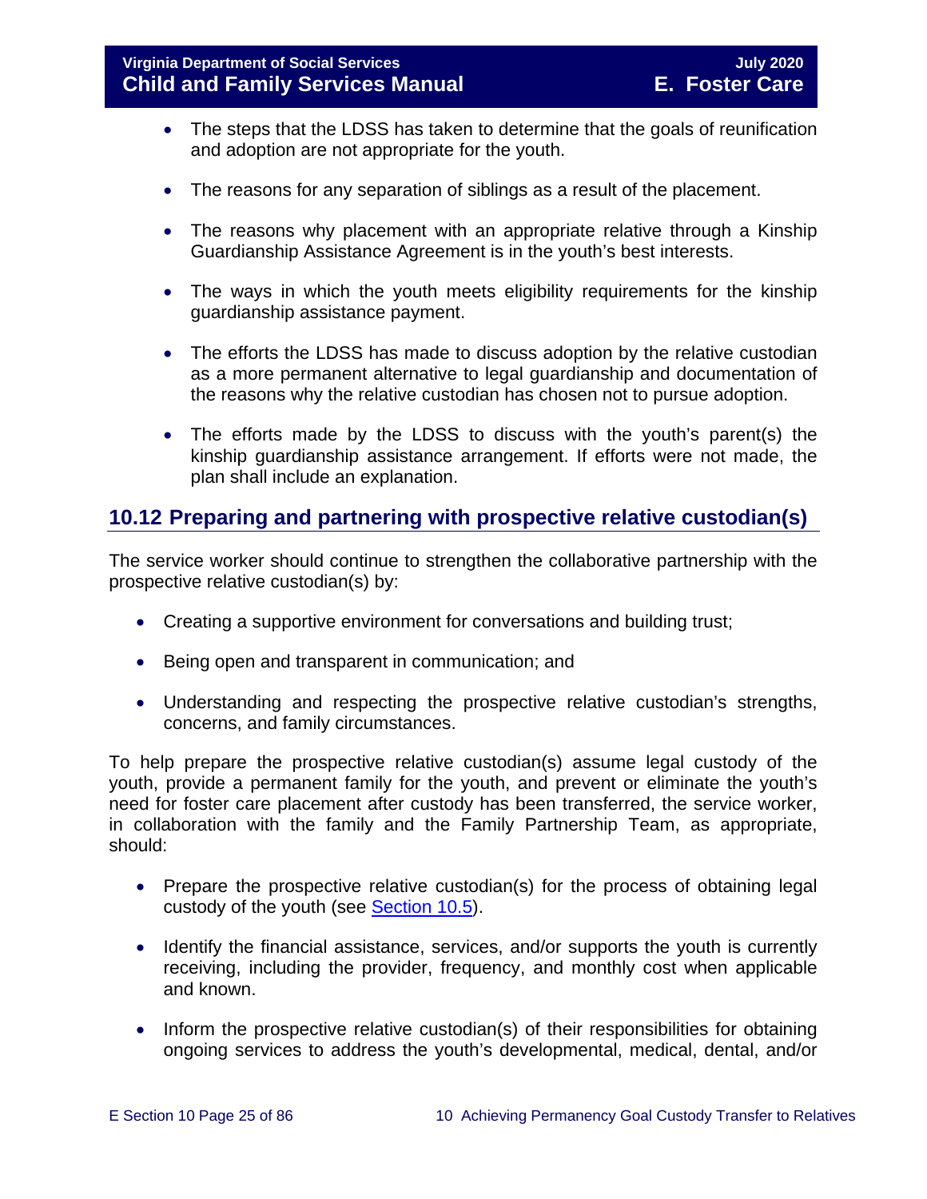- The steps that the LDSS has taken to determine that the goals of reunification and adoption are not appropriate for the youth.
- The reasons for any separation of siblings as a result of the placement.
- The reasons why placement with an appropriate relative through a Kinship Guardianship Assistance Agreement is in the youth's best interests.
- The ways in which the youth meets eligibility requirements for the kinship guardianship assistance payment.
- The efforts the LDSS has made to discuss adoption by the relative custodian as a more permanent alternative to legal guardianship and documentation of the reasons why the relative custodian has chosen not to pursue adoption.
- The efforts made by the LDSS to discuss with the youth's parent(s) the kinship guardianship assistance arrangement. If efforts were not made, the plan shall include an explanation.

## 10.12 Preparing and partnering with prospective relative custodian(s)

The service worker should continue to strengthen the collaborative partnership with the prospective relative custodian(s) by:

- Creating a supportive environment for conversations and building trust;
- Being open and transparent in communication; and
- Understanding and respecting the prospective relative custodian's strengths, concerns, and family circumstances.

To help prepare the prospective relative custodian(s) assume legal custody of the youth, provide a permanent family for the youth, and prevent or eliminate the youth's need for foster care placement after custody has been transferred, the service worker, in collaboration with the family and the Family Partnership Team, as appropriate, should:

- Prepare the prospective relative custodian(s) for the process of obtaining legal custody of the youth (see Section 10.5).
- Identify the financial assistance, services, and/or supports the youth is currently receiving, including the provider, frequency, and monthly cost when applicable and known.
- Inform the prospective relative custodian(s) of their responsibilities for obtaining ongoing services to address the youth's developmental, medical, dental, and/or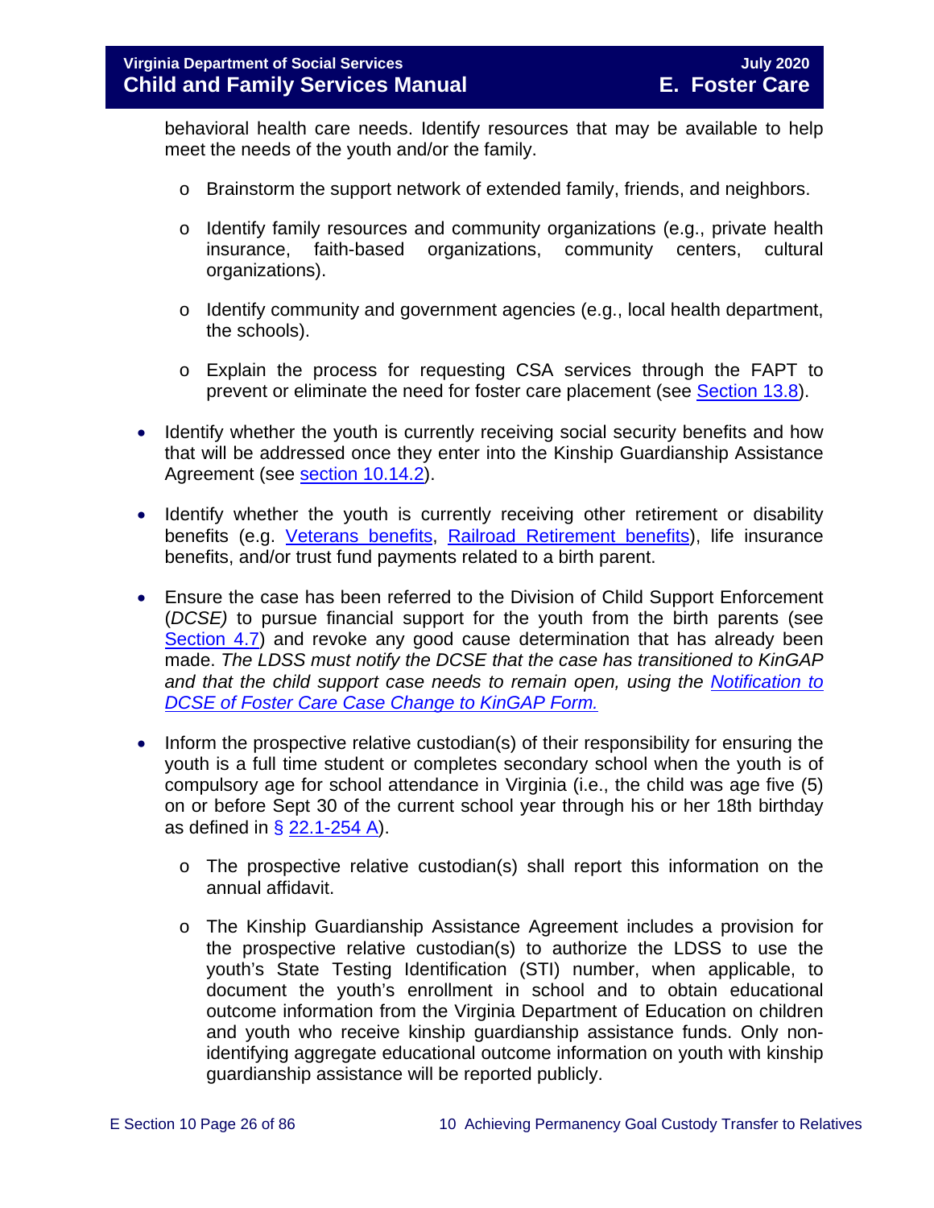behavioral health care needs. Identify resources that may be available to help meet the needs of the youth and/or the family.

  - Brainstorm the support network of extended family, friends, and neighbors.
  - Identify family resources and community organizations (e.g., private health insurance, faith-based organizations, community centers, cultural organizations).
  - Identify community and government agencies (e.g., local health department, the schools).
  - Explain the process for requesting CSA services through the FAPT to prevent or eliminate the need for foster care placement (see Section 13.8).

- Identify whether the youth is currently receiving social security benefits and how that will be addressed once they enter into the Kinship Guardianship Assistance Agreement (see section 10.14.2).

- Identify whether the youth is currently receiving other retirement or disability benefits (e.g. Veterans benefits, Railroad Retirement benefits), life insurance benefits, and/or trust fund payments related to a birth parent.

- Ensure the case has been referred to the Division of Child Support Enforcement (*DCSE)* to pursue financial support for the youth from the birth parents (see Section 4.7) and revoke any good cause determination that has already been made. *The LDSS must notify the DCSE that the case has transitioned to KinGAP and that the child support case needs to remain open, using the Notification to DCSE of Foster Care Case Change to KinGAP Form.*

- Inform the prospective relative custodian(s) of their responsibility for ensuring the youth is a full time student or completes secondary school when the youth is of compulsory age for school attendance in Virginia (i.e., the child was age five (5) on or before Sept 30 of the current school year through his or her 18th birthday as defined in § 22.1-254 A).

  - The prospective relative custodian(s) shall report this information on the annual affidavit.
  - The Kinship Guardianship Assistance Agreement includes a provision for the prospective relative custodian(s) to authorize the LDSS to use the youth's State Testing Identification (STI) number, when applicable, to document the youth's enrollment in school and to obtain educational outcome information from the Virginia Department of Education on children and youth who receive kinship guardianship assistance funds. Only non-identifying aggregate educational outcome information on youth with kinship guardianship assistance will be reported publicly.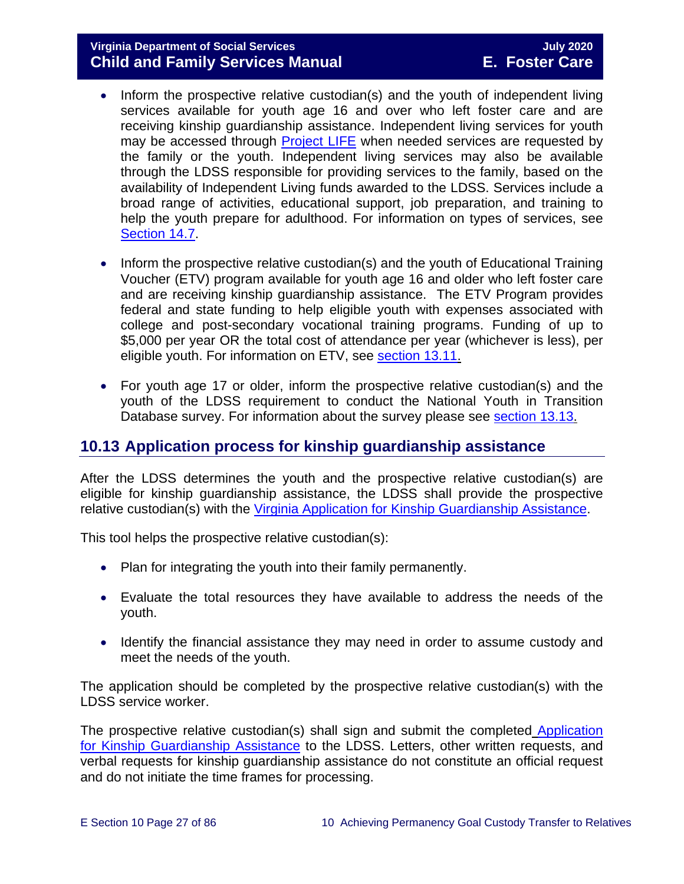- Inform the prospective relative custodian(s) and the youth of independent living services available for youth age 16 and over who left foster care and are receiving kinship guardianship assistance. Independent living services for youth may be accessed through Project LIFE when needed services are requested by the family or the youth. Independent living services may also be available through the LDSS responsible for providing services to the family, based on the availability of Independent Living funds awarded to the LDSS. Services include a broad range of activities, educational support, job preparation, and training to help the youth prepare for adulthood. For information on types of services, see Section 14.7.

- Inform the prospective relative custodian(s) and the youth of Educational Training Voucher (ETV) program available for youth age 16 and older who left foster care and are receiving kinship guardianship assistance. The ETV Program provides federal and state funding to help eligible youth with expenses associated with college and post-secondary vocational training programs. Funding of up to $5,000 per year OR the total cost of attendance per year (whichever is less), per eligible youth. For information on ETV, see section 13.11.

- For youth age 17 or older, inform the prospective relative custodian(s) and the youth of the LDSS requirement to conduct the National Youth in Transition Database survey. For information about the survey please see section 13.13.

## 10.13 Application process for kinship guardianship assistance

After the LDSS determines the youth and the prospective relative custodian(s) are eligible for kinship guardianship assistance, the LDSS shall provide the prospective relative custodian(s) with the Virginia Application for Kinship Guardianship Assistance.

This tool helps the prospective relative custodian(s):

- Plan for integrating the youth into their family permanently.

- Evaluate the total resources they have available to address the needs of the youth.

- Identify the financial assistance they may need in order to assume custody and meet the needs of the youth.

The application should be completed by the prospective relative custodian(s) with the LDSS service worker.

The prospective relative custodian(s) shall sign and submit the completed Application for Kinship Guardianship Assistance to the LDSS. Letters, other written requests, and verbal requests for kinship guardianship assistance do not constitute an official request and do not initiate the time frames for processing.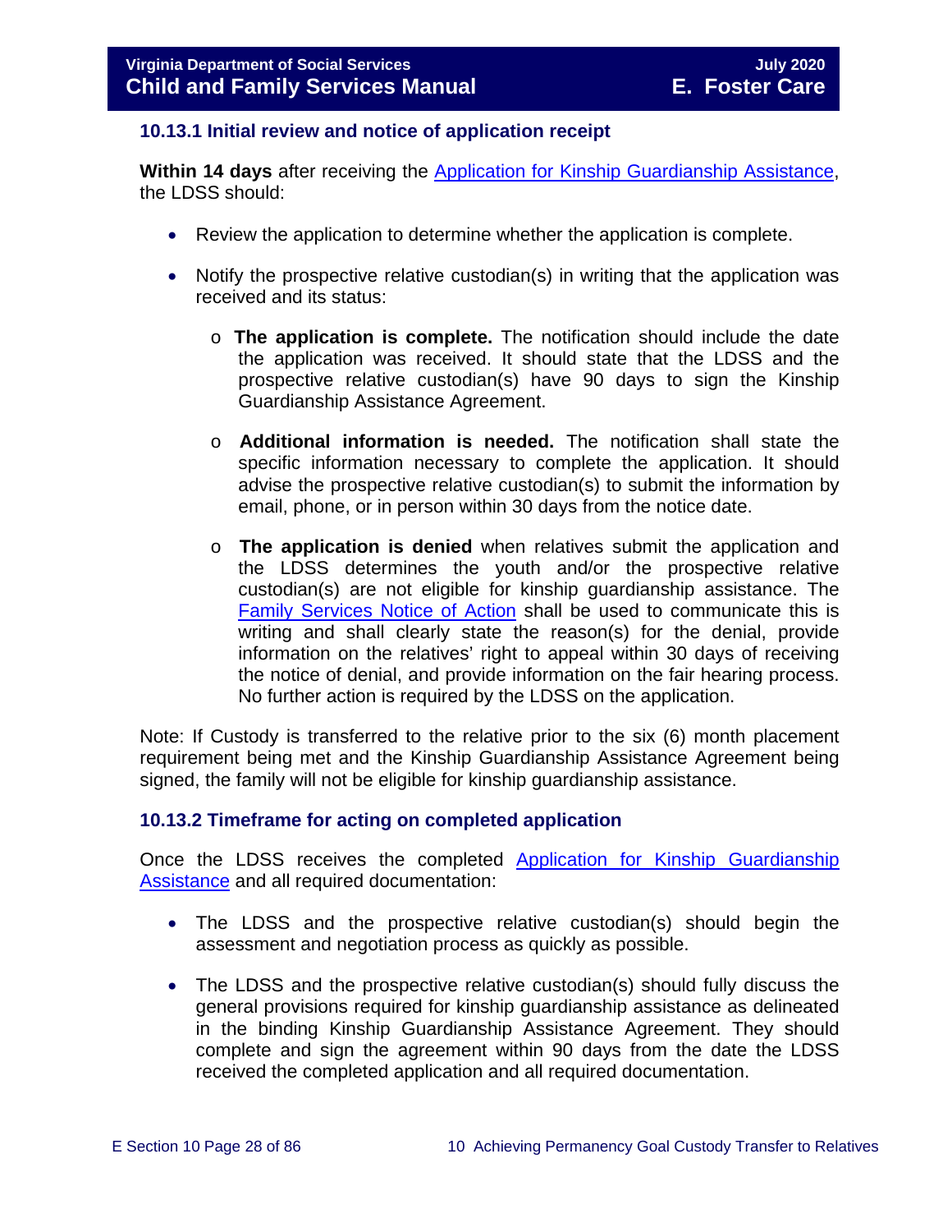### 10.13.1 Initial review and notice of application receipt

**Within 14 days** after receiving the Application for Kinship Guardianship Assistance, the LDSS should:

- Review the application to determine whether the application is complete.
- Notify the prospective relative custodian(s) in writing that the application was received and its status:
  - **The application is complete.** The notification should include the date the application was received. It should state that the LDSS and the prospective relative custodian(s) have 90 days to sign the Kinship Guardianship Assistance Agreement.
  - **Additional information is needed.** The notification shall state the specific information necessary to complete the application. It should advise the prospective relative custodian(s) to submit the information by email, phone, or in person within 30 days from the notice date.
  - **The application is denied** when relatives submit the application and the LDSS determines the youth and/or the prospective relative custodian(s) are not eligible for kinship guardianship assistance. The Family Services Notice of Action shall be used to communicate this is writing and shall clearly state the reason(s) for the denial, provide information on the relatives' right to appeal within 30 days of receiving the notice of denial, and provide information on the fair hearing process. No further action is required by the LDSS on the application.

Note: If Custody is transferred to the relative prior to the six (6) month placement requirement being met and the Kinship Guardianship Assistance Agreement being signed, the family will not be eligible for kinship guardianship assistance.

### 10.13.2 Timeframe for acting on completed application

Once the LDSS receives the completed Application for Kinship Guardianship Assistance and all required documentation:

- The LDSS and the prospective relative custodian(s) should begin the assessment and negotiation process as quickly as possible.
- The LDSS and the prospective relative custodian(s) should fully discuss the general provisions required for kinship guardianship assistance as delineated in the binding Kinship Guardianship Assistance Agreement. They should complete and sign the agreement within 90 days from the date the LDSS received the completed application and all required documentation.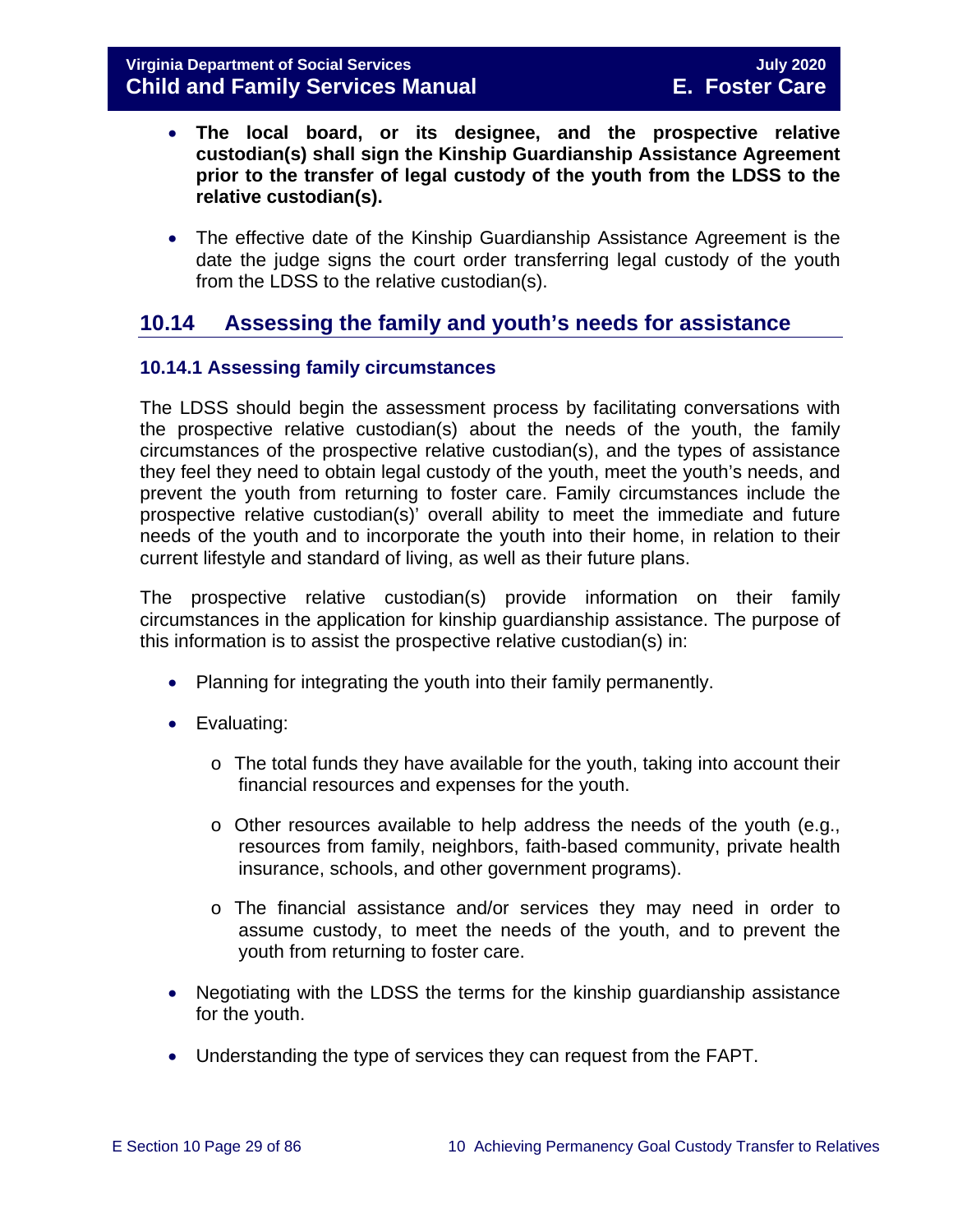- **The local board, or its designee, and the prospective relative custodian(s) shall sign the Kinship Guardianship Assistance Agreement prior to the transfer of legal custody of the youth from the LDSS to the relative custodian(s).**

- The effective date of the Kinship Guardianship Assistance Agreement is the date the judge signs the court order transferring legal custody of the youth from the LDSS to the relative custodian(s).

## 10.14 Assessing the family and youth's needs for assistance

### 10.14.1 Assessing family circumstances

The LDSS should begin the assessment process by facilitating conversations with the prospective relative custodian(s) about the needs of the youth, the family circumstances of the prospective relative custodian(s), and the types of assistance they feel they need to obtain legal custody of the youth, meet the youth's needs, and prevent the youth from returning to foster care. Family circumstances include the prospective relative custodian(s)' overall ability to meet the immediate and future needs of the youth and to incorporate the youth into their home, in relation to their current lifestyle and standard of living, as well as their future plans.

The prospective relative custodian(s) provide information on their family circumstances in the application for kinship guardianship assistance. The purpose of this information is to assist the prospective relative custodian(s) in:

- Planning for integrating the youth into their family permanently.
- Evaluating:
  - The total funds they have available for the youth, taking into account their financial resources and expenses for the youth.
  - Other resources available to help address the needs of the youth (e.g., resources from family, neighbors, faith-based community, private health insurance, schools, and other government programs).
  - The financial assistance and/or services they may need in order to assume custody, to meet the needs of the youth, and to prevent the youth from returning to foster care.
- Negotiating with the LDSS the terms for the kinship guardianship assistance for the youth.
- Understanding the type of services they can request from the FAPT.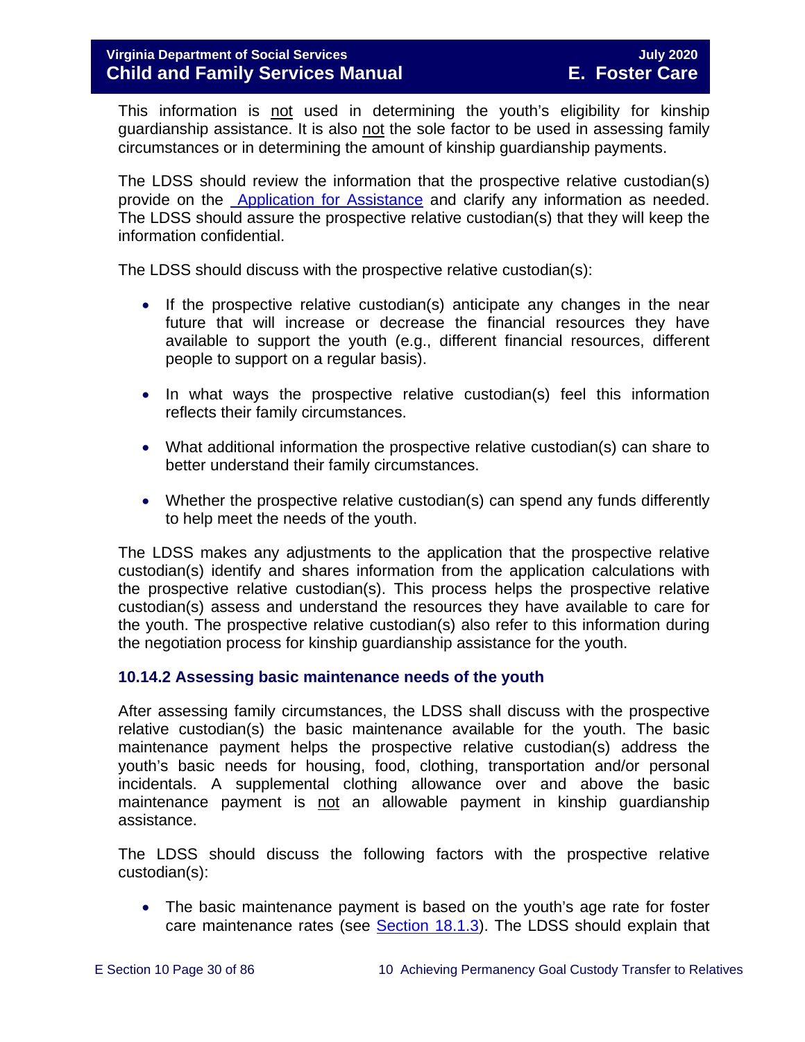This information is not used in determining the youth's eligibility for kinship guardianship assistance. It is also not the sole factor to be used in assessing family circumstances or in determining the amount of kinship guardianship payments.

The LDSS should review the information that the prospective relative custodian(s) provide on the [Application for Assistance] and clarify any information as needed. The LDSS should assure the prospective relative custodian(s) that they will keep the information confidential.

The LDSS should discuss with the prospective relative custodian(s):

- If the prospective relative custodian(s) anticipate any changes in the near future that will increase or decrease the financial resources they have available to support the youth (e.g., different financial resources, different people to support on a regular basis).
- In what ways the prospective relative custodian(s) feel this information reflects their family circumstances.
- What additional information the prospective relative custodian(s) can share to better understand their family circumstances.
- Whether the prospective relative custodian(s) can spend any funds differently to help meet the needs of the youth.

The LDSS makes any adjustments to the application that the prospective relative custodian(s) identify and shares information from the application calculations with the prospective relative custodian(s). This process helps the prospective relative custodian(s) assess and understand the resources they have available to care for the youth. The prospective relative custodian(s) also refer to this information during the negotiation process for kinship guardianship assistance for the youth.

### 10.14.2 Assessing basic maintenance needs of the youth

After assessing family circumstances, the LDSS shall discuss with the prospective relative custodian(s) the basic maintenance available for the youth. The basic maintenance payment helps the prospective relative custodian(s) address the youth's basic needs for housing, food, clothing, transportation and/or personal incidentals. A supplemental clothing allowance over and above the basic maintenance payment is not an allowable payment in kinship guardianship assistance.

The LDSS should discuss the following factors with the prospective relative custodian(s):

- The basic maintenance payment is based on the youth's age rate for foster care maintenance rates (see Section 18.1.3). The LDSS should explain that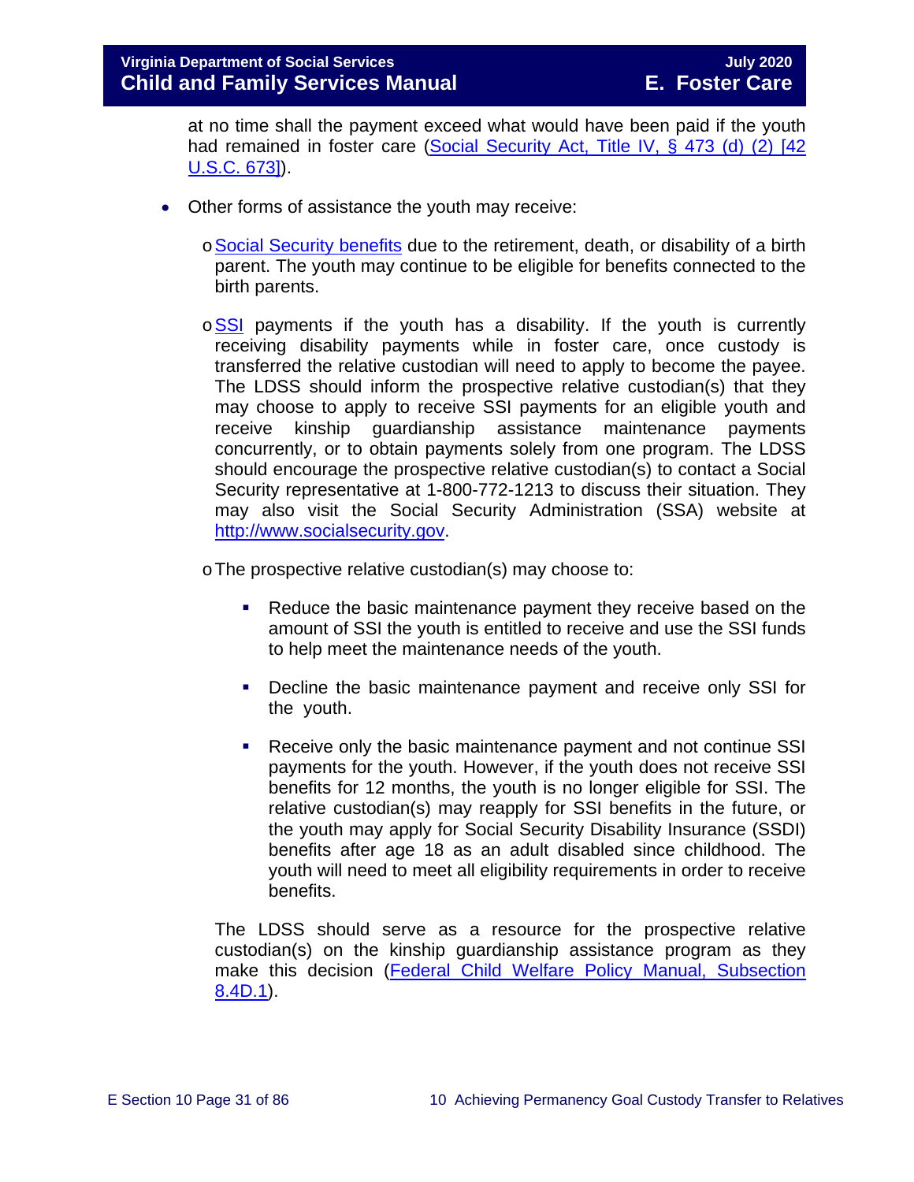at no time shall the payment exceed what would have been paid if the youth had remained in foster care (Social Security Act, Title IV, § 473 (d) (2) [42 U.S.C. 673]).

- Other forms of assistance the youth may receive:
  - Social Security benefits due to the retirement, death, or disability of a birth parent. The youth may continue to be eligible for benefits connected to the birth parents.
  - SSI payments if the youth has a disability. If the youth is currently receiving disability payments while in foster care, once custody is transferred the relative custodian will need to apply to become the payee. The LDSS should inform the prospective relative custodian(s) that they may choose to apply to receive SSI payments for an eligible youth and receive kinship guardianship assistance maintenance payments concurrently, or to obtain payments solely from one program. The LDSS should encourage the prospective relative custodian(s) to contact a Social Security representative at 1-800-772-1213 to discuss their situation. They may also visit the Social Security Administration (SSA) website at http://www.socialsecurity.gov.
  - The prospective relative custodian(s) may choose to:
    - Reduce the basic maintenance payment they receive based on the amount of SSI the youth is entitled to receive and use the SSI funds to help meet the maintenance needs of the youth.
    - Decline the basic maintenance payment and receive only SSI for the youth.
    - Receive only the basic maintenance payment and not continue SSI payments for the youth. However, if the youth does not receive SSI benefits for 12 months, the youth is no longer eligible for SSI. The relative custodian(s) may reapply for SSI benefits in the future, or the youth may apply for Social Security Disability Insurance (SSDI) benefits after age 18 as an adult disabled since childhood. The youth will need to meet all eligibility requirements in order to receive benefits.

  The LDSS should serve as a resource for the prospective relative custodian(s) on the kinship guardianship assistance program as they make this decision (Federal Child Welfare Policy Manual, Subsection 8.4D.1).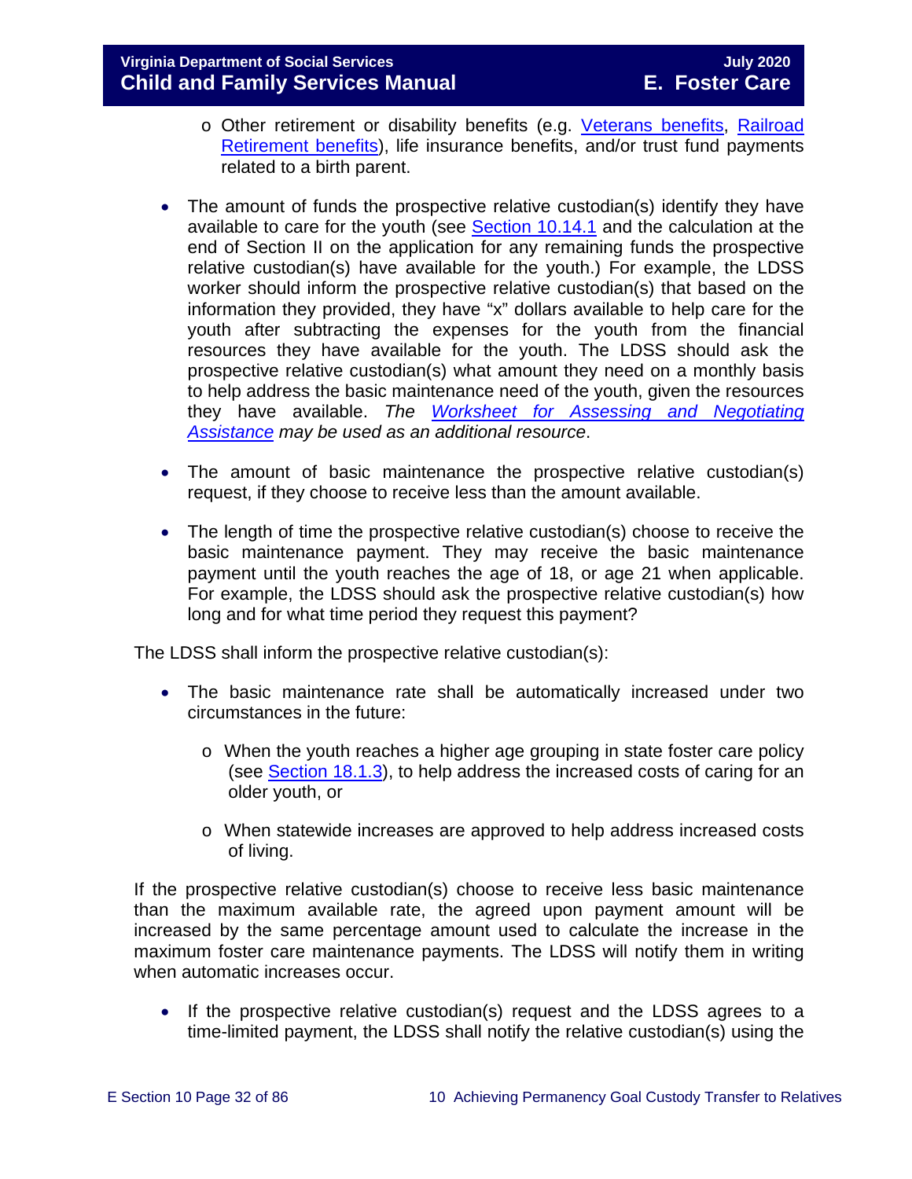- Other retirement or disability benefits (e.g. Veterans benefits, Railroad Retirement benefits), life insurance benefits, and/or trust fund payments related to a birth parent.

- The amount of funds the prospective relative custodian(s) identify they have available to care for the youth (see Section 10.14.1 and the calculation at the end of Section II on the application for any remaining funds the prospective relative custodian(s) have available for the youth.) For example, the LDSS worker should inform the prospective relative custodian(s) that based on the information they provided, they have "x" dollars available to help care for the youth after subtracting the expenses for the youth from the financial resources they have available for the youth. The LDSS should ask the prospective relative custodian(s) what amount they need on a monthly basis to help address the basic maintenance need of the youth, given the resources they have available. *The Worksheet for Assessing and Negotiating Assistance may be used as an additional resource*.

- The amount of basic maintenance the prospective relative custodian(s) request, if they choose to receive less than the amount available.

- The length of time the prospective relative custodian(s) choose to receive the basic maintenance payment. They may receive the basic maintenance payment until the youth reaches the age of 18, or age 21 when applicable. For example, the LDSS should ask the prospective relative custodian(s) how long and for what time period they request this payment?

The LDSS shall inform the prospective relative custodian(s):

- The basic maintenance rate shall be automatically increased under two circumstances in the future:
  - When the youth reaches a higher age grouping in state foster care policy (see Section 18.1.3), to help address the increased costs of caring for an older youth, or
  - When statewide increases are approved to help address increased costs of living.

If the prospective relative custodian(s) choose to receive less basic maintenance than the maximum available rate, the agreed upon payment amount will be increased by the same percentage amount used to calculate the increase in the maximum foster care maintenance payments. The LDSS will notify them in writing when automatic increases occur.

- If the prospective relative custodian(s) request and the LDSS agrees to a time-limited payment, the LDSS shall notify the relative custodian(s) using the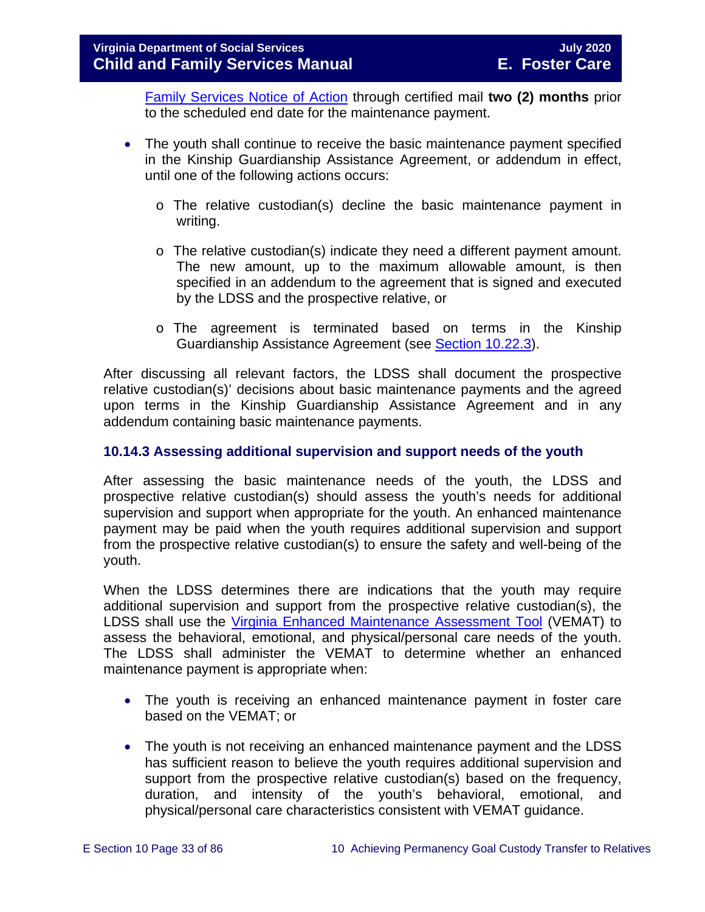Family Services Notice of Action through certified mail **two (2) months** prior to the scheduled end date for the maintenance payment.

- The youth shall continue to receive the basic maintenance payment specified in the Kinship Guardianship Assistance Agreement, or addendum in effect, until one of the following actions occurs:
  - The relative custodian(s) decline the basic maintenance payment in writing.
  - The relative custodian(s) indicate they need a different payment amount. The new amount, up to the maximum allowable amount, is then specified in an addendum to the agreement that is signed and executed by the LDSS and the prospective relative, or
  - The agreement is terminated based on terms in the Kinship Guardianship Assistance Agreement (see Section 10.22.3).

After discussing all relevant factors, the LDSS shall document the prospective relative custodian(s)' decisions about basic maintenance payments and the agreed upon terms in the Kinship Guardianship Assistance Agreement and in any addendum containing basic maintenance payments.

### 10.14.3 Assessing additional supervision and support needs of the youth

After assessing the basic maintenance needs of the youth, the LDSS and prospective relative custodian(s) should assess the youth's needs for additional supervision and support when appropriate for the youth. An enhanced maintenance payment may be paid when the youth requires additional supervision and support from the prospective relative custodian(s) to ensure the safety and well-being of the youth.

When the LDSS determines there are indications that the youth may require additional supervision and support from the prospective relative custodian(s), the LDSS shall use the Virginia Enhanced Maintenance Assessment Tool (VEMAT) to assess the behavioral, emotional, and physical/personal care needs of the youth. The LDSS shall administer the VEMAT to determine whether an enhanced maintenance payment is appropriate when:

- The youth is receiving an enhanced maintenance payment in foster care based on the VEMAT; or
- The youth is not receiving an enhanced maintenance payment and the LDSS has sufficient reason to believe the youth requires additional supervision and support from the prospective relative custodian(s) based on the frequency, duration, and intensity of the youth's behavioral, emotional, and physical/personal care characteristics consistent with VEMAT guidance.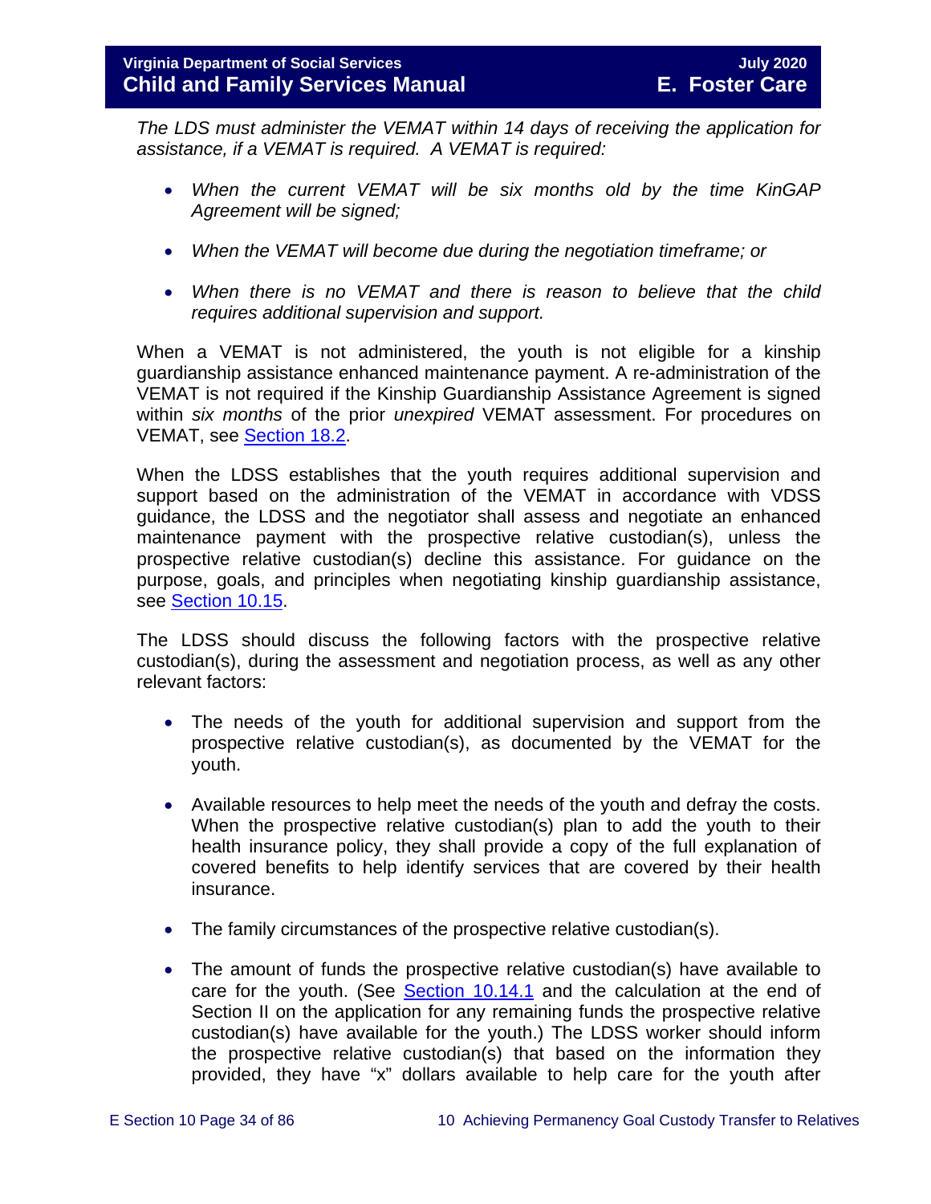*The LDS must administer the VEMAT within 14 days of receiving the application for assistance, if a VEMAT is required. A VEMAT is required:*

- *When the current VEMAT will be six months old by the time KinGAP Agreement will be signed;*
- *When the VEMAT will become due during the negotiation timeframe; or*
- *When there is no VEMAT and there is reason to believe that the child requires additional supervision and support.*

When a VEMAT is not administered, the youth is not eligible for a kinship guardianship assistance enhanced maintenance payment. A re-administration of the VEMAT is not required if the Kinship Guardianship Assistance Agreement is signed within *six months* of the prior *unexpired* VEMAT assessment. For procedures on VEMAT, see Section 18.2.

When the LDSS establishes that the youth requires additional supervision and support based on the administration of the VEMAT in accordance with VDSS guidance, the LDSS and the negotiator shall assess and negotiate an enhanced maintenance payment with the prospective relative custodian(s), unless the prospective relative custodian(s) decline this assistance. For guidance on the purpose, goals, and principles when negotiating kinship guardianship assistance, see Section 10.15.

The LDSS should discuss the following factors with the prospective relative custodian(s), during the assessment and negotiation process, as well as any other relevant factors:

- The needs of the youth for additional supervision and support from the prospective relative custodian(s), as documented by the VEMAT for the youth.
- Available resources to help meet the needs of the youth and defray the costs. When the prospective relative custodian(s) plan to add the youth to their health insurance policy, they shall provide a copy of the full explanation of covered benefits to help identify services that are covered by their health insurance.
- The family circumstances of the prospective relative custodian(s).
- The amount of funds the prospective relative custodian(s) have available to care for the youth. (See Section 10.14.1 and the calculation at the end of Section II on the application for any remaining funds the prospective relative custodian(s) have available for the youth.) The LDSS worker should inform the prospective relative custodian(s) that based on the information they provided, they have "x" dollars available to help care for the youth after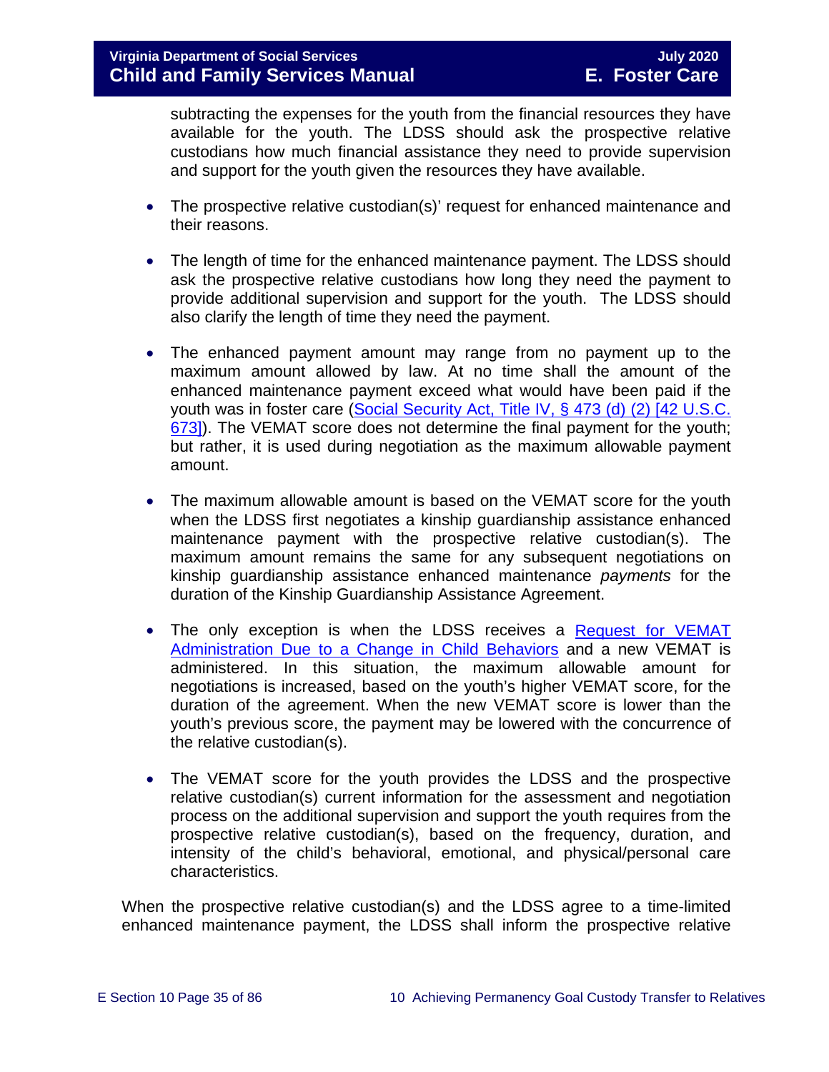subtracting the expenses for the youth from the financial resources they have available for the youth. The LDSS should ask the prospective relative custodians how much financial assistance they need to provide supervision and support for the youth given the resources they have available.

- The prospective relative custodian(s)' request for enhanced maintenance and their reasons.

- The length of time for the enhanced maintenance payment. The LDSS should ask the prospective relative custodians how long they need the payment to provide additional supervision and support for the youth. The LDSS should also clarify the length of time they need the payment.

- The enhanced payment amount may range from no payment up to the maximum amount allowed by law. At no time shall the amount of the enhanced maintenance payment exceed what would have been paid if the youth was in foster care ([Social Security Act, Title IV, § 473 (d) (2) [42 U.S.C. 673]](#)). The VEMAT score does not determine the final payment for the youth; but rather, it is used during negotiation as the maximum allowable payment amount.

- The maximum allowable amount is based on the VEMAT score for the youth when the LDSS first negotiates a kinship guardianship assistance enhanced maintenance payment with the prospective relative custodian(s). The maximum amount remains the same for any subsequent negotiations on kinship guardianship assistance enhanced maintenance *payments* for the duration of the Kinship Guardianship Assistance Agreement.

- The only exception is when the LDSS receives a [Request for VEMAT Administration Due to a Change in Child Behaviors](#) and a new VEMAT is administered. In this situation, the maximum allowable amount for negotiations is increased, based on the youth's higher VEMAT score, for the duration of the agreement. When the new VEMAT score is lower than the youth's previous score, the payment may be lowered with the concurrence of the relative custodian(s).

- The VEMAT score for the youth provides the LDSS and the prospective relative custodian(s) current information for the assessment and negotiation process on the additional supervision and support the youth requires from the prospective relative custodian(s), based on the frequency, duration, and intensity of the child's behavioral, emotional, and physical/personal care characteristics.

When the prospective relative custodian(s) and the LDSS agree to a time-limited enhanced maintenance payment, the LDSS shall inform the prospective relative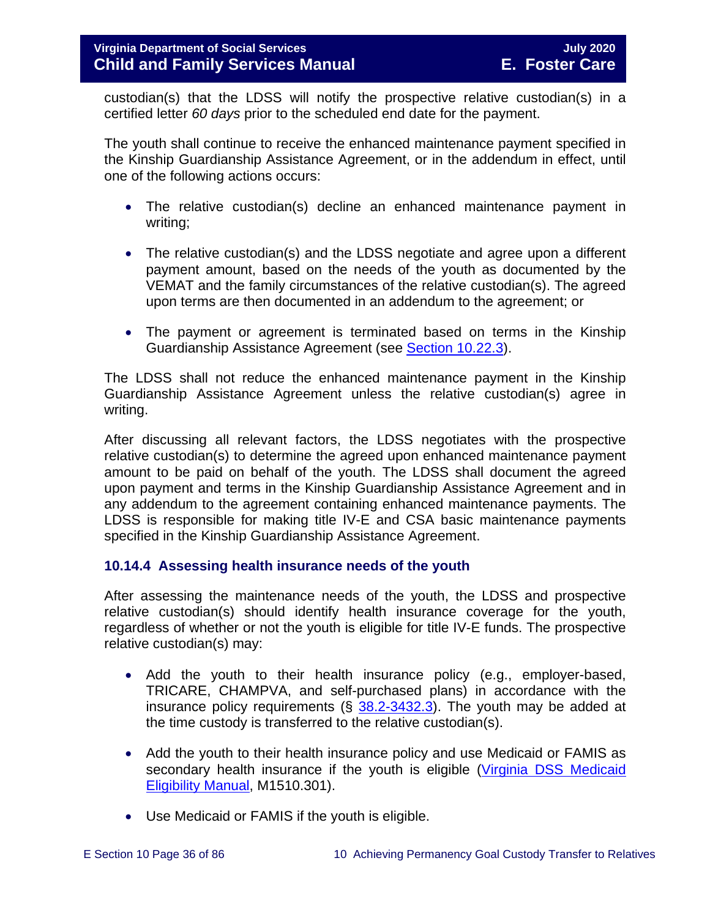custodian(s) that the LDSS will notify the prospective relative custodian(s) in a certified letter *60 days* prior to the scheduled end date for the payment.

The youth shall continue to receive the enhanced maintenance payment specified in the Kinship Guardianship Assistance Agreement, or in the addendum in effect, until one of the following actions occurs:

- The relative custodian(s) decline an enhanced maintenance payment in writing;
- The relative custodian(s) and the LDSS negotiate and agree upon a different payment amount, based on the needs of the youth as documented by the VEMAT and the family circumstances of the relative custodian(s). The agreed upon terms are then documented in an addendum to the agreement; or
- The payment or agreement is terminated based on terms in the Kinship Guardianship Assistance Agreement (see Section 10.22.3).

The LDSS shall not reduce the enhanced maintenance payment in the Kinship Guardianship Assistance Agreement unless the relative custodian(s) agree in writing.

After discussing all relevant factors, the LDSS negotiates with the prospective relative custodian(s) to determine the agreed upon enhanced maintenance payment amount to be paid on behalf of the youth. The LDSS shall document the agreed upon payment and terms in the Kinship Guardianship Assistance Agreement and in any addendum to the agreement containing enhanced maintenance payments. The LDSS is responsible for making title IV-E and CSA basic maintenance payments specified in the Kinship Guardianship Assistance Agreement.

### 10.14.4 Assessing health insurance needs of the youth

After assessing the maintenance needs of the youth, the LDSS and prospective relative custodian(s) should identify health insurance coverage for the youth, regardless of whether or not the youth is eligible for title IV-E funds. The prospective relative custodian(s) may:

- Add the youth to their health insurance policy (e.g., employer-based, TRICARE, CHAMPVA, and self-purchased plans) in accordance with the insurance policy requirements (§ 38.2-3432.3). The youth may be added at the time custody is transferred to the relative custodian(s).
- Add the youth to their health insurance policy and use Medicaid or FAMIS as secondary health insurance if the youth is eligible (Virginia DSS Medicaid Eligibility Manual, M1510.301).
- Use Medicaid or FAMIS if the youth is eligible.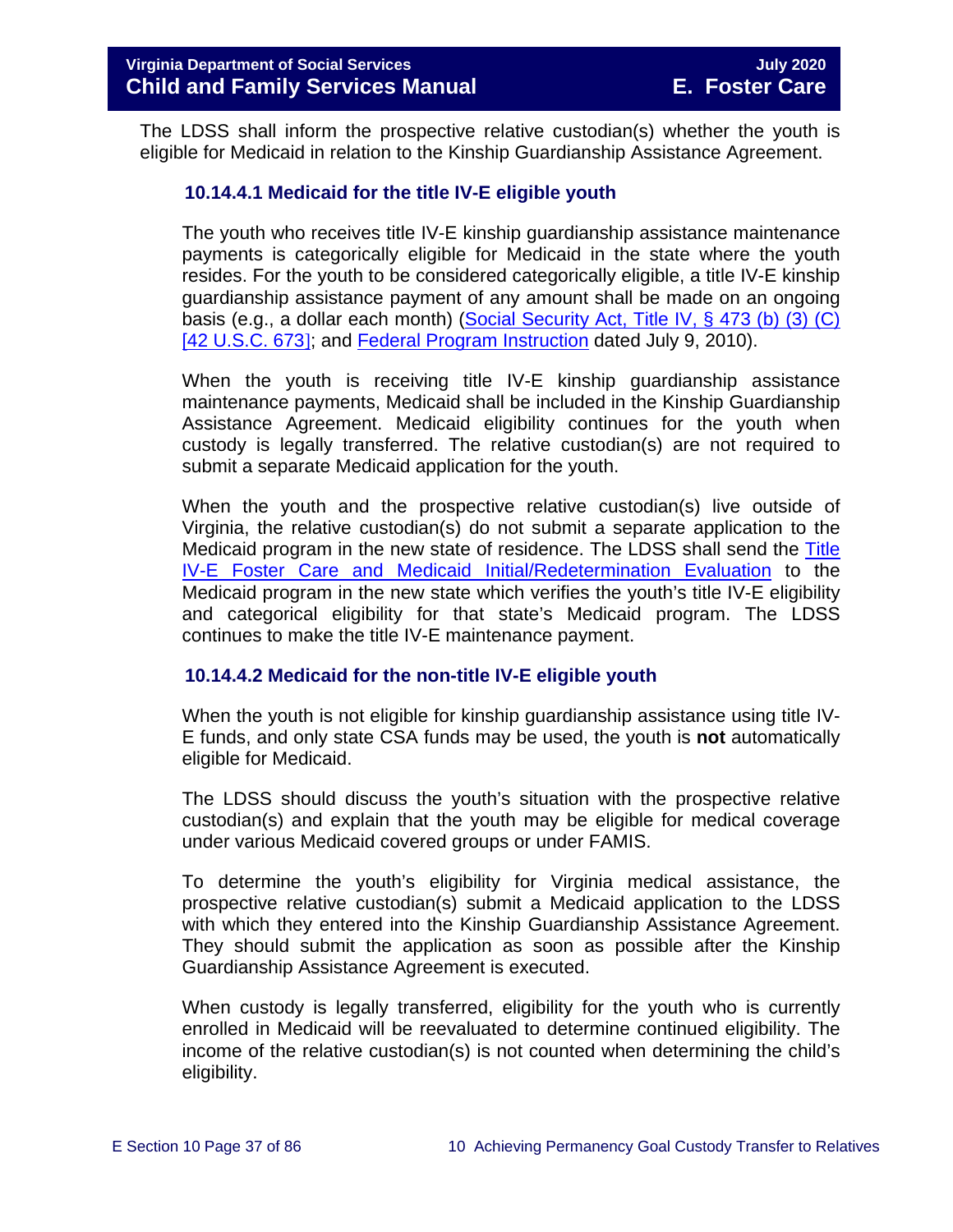The LDSS shall inform the prospective relative custodian(s) whether the youth is eligible for Medicaid in relation to the Kinship Guardianship Assistance Agreement.

#### 10.14.4.1 Medicaid for the title IV-E eligible youth

The youth who receives title IV-E kinship guardianship assistance maintenance payments is categorically eligible for Medicaid in the state where the youth resides. For the youth to be considered categorically eligible, a title IV-E kinship guardianship assistance payment of any amount shall be made on an ongoing basis (e.g., a dollar each month) (Social Security Act, Title IV, § 473 (b) (3) (C) [42 U.S.C. 673]; and Federal Program Instruction dated July 9, 2010).

When the youth is receiving title IV-E kinship guardianship assistance maintenance payments, Medicaid shall be included in the Kinship Guardianship Assistance Agreement. Medicaid eligibility continues for the youth when custody is legally transferred. The relative custodian(s) are not required to submit a separate Medicaid application for the youth.

When the youth and the prospective relative custodian(s) live outside of Virginia, the relative custodian(s) do not submit a separate application to the Medicaid program in the new state of residence. The LDSS shall send the Title IV-E Foster Care and Medicaid Initial/Redetermination Evaluation to the Medicaid program in the new state which verifies the youth's title IV-E eligibility and categorical eligibility for that state's Medicaid program. The LDSS continues to make the title IV-E maintenance payment.

#### 10.14.4.2 Medicaid for the non-title IV-E eligible youth

When the youth is not eligible for kinship guardianship assistance using title IV-E funds, and only state CSA funds may be used, the youth is **not** automatically eligible for Medicaid.

The LDSS should discuss the youth's situation with the prospective relative custodian(s) and explain that the youth may be eligible for medical coverage under various Medicaid covered groups or under FAMIS.

To determine the youth's eligibility for Virginia medical assistance, the prospective relative custodian(s) submit a Medicaid application to the LDSS with which they entered into the Kinship Guardianship Assistance Agreement. They should submit the application as soon as possible after the Kinship Guardianship Assistance Agreement is executed.

When custody is legally transferred, eligibility for the youth who is currently enrolled in Medicaid will be reevaluated to determine continued eligibility. The income of the relative custodian(s) is not counted when determining the child's eligibility.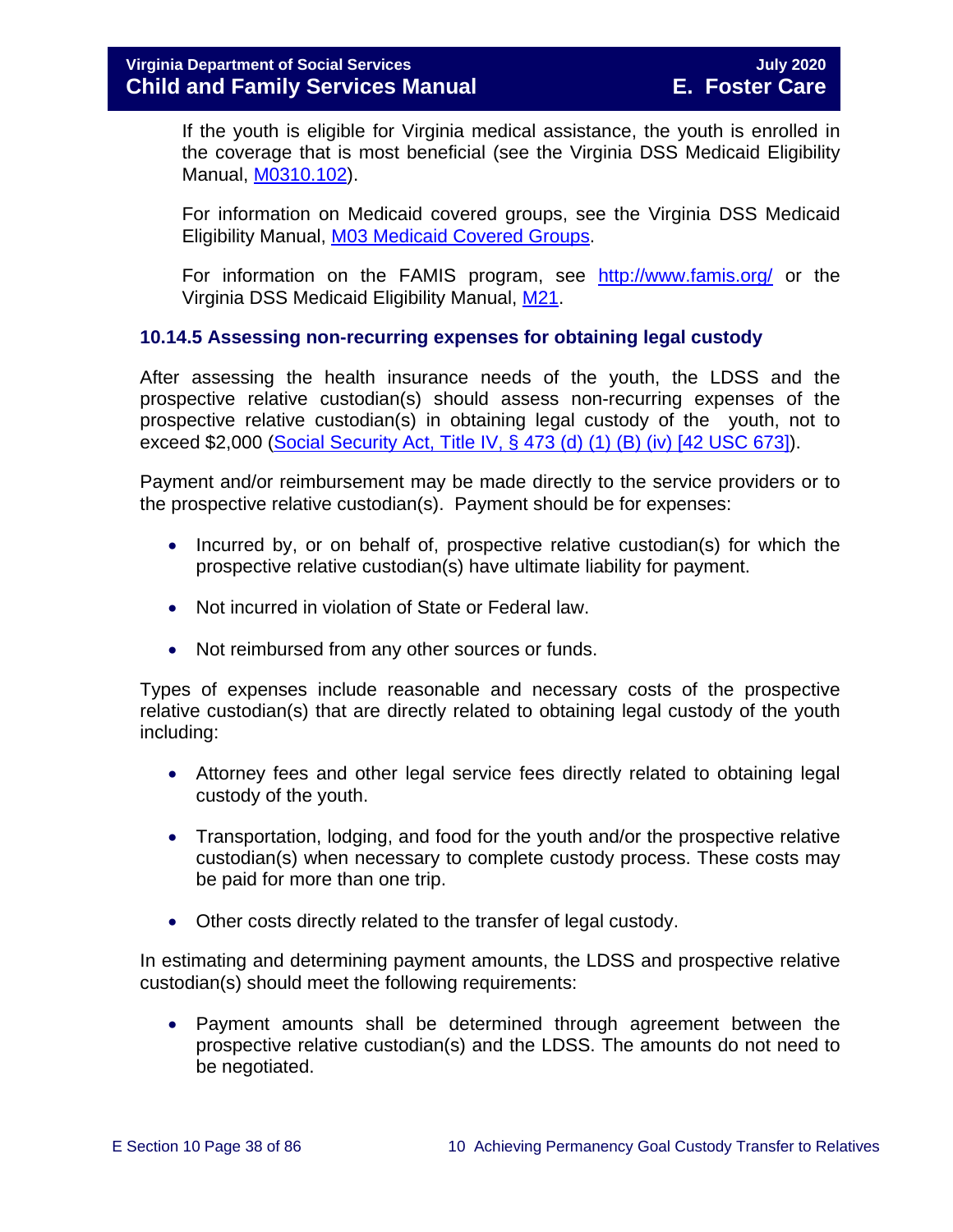If the youth is eligible for Virginia medical assistance, the youth is enrolled in the coverage that is most beneficial (see the Virginia DSS Medicaid Eligibility Manual, M0310.102).

For information on Medicaid covered groups, see the Virginia DSS Medicaid Eligibility Manual, M03 Medicaid Covered Groups.

For information on the FAMIS program, see http://www.famis.org/ or the Virginia DSS Medicaid Eligibility Manual, M21.

### 10.14.5 Assessing non-recurring expenses for obtaining legal custody

After assessing the health insurance needs of the youth, the LDSS and the prospective relative custodian(s) should assess non-recurring expenses of the prospective relative custodian(s) in obtaining legal custody of the youth, not to exceed $2,000 (Social Security Act, Title IV, § 473 (d) (1) (B) (iv) [42 USC 673]).

Payment and/or reimbursement may be made directly to the service providers or to the prospective relative custodian(s). Payment should be for expenses:

- Incurred by, or on behalf of, prospective relative custodian(s) for which the prospective relative custodian(s) have ultimate liability for payment.
- Not incurred in violation of State or Federal law.
- Not reimbursed from any other sources or funds.

Types of expenses include reasonable and necessary costs of the prospective relative custodian(s) that are directly related to obtaining legal custody of the youth including:

- Attorney fees and other legal service fees directly related to obtaining legal custody of the youth.
- Transportation, lodging, and food for the youth and/or the prospective relative custodian(s) when necessary to complete custody process. These costs may be paid for more than one trip.
- Other costs directly related to the transfer of legal custody.

In estimating and determining payment amounts, the LDSS and prospective relative custodian(s) should meet the following requirements:

- Payment amounts shall be determined through agreement between the prospective relative custodian(s) and the LDSS. The amounts do not need to be negotiated.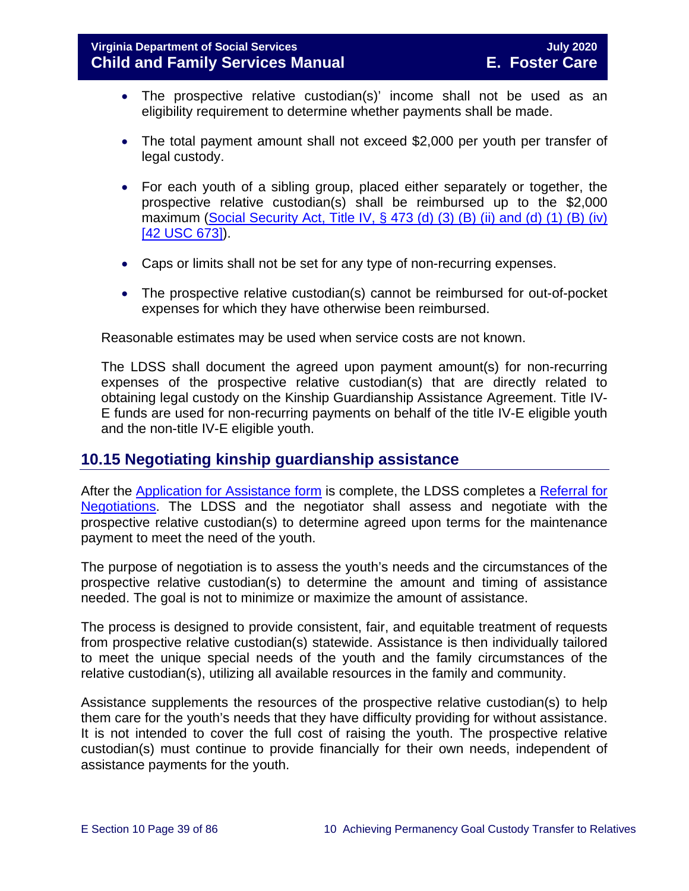- The prospective relative custodian(s)' income shall not be used as an eligibility requirement to determine whether payments shall be made.
- The total payment amount shall not exceed $2,000 per youth per transfer of legal custody.
- For each youth of a sibling group, placed either separately or together, the prospective relative custodian(s) shall be reimbursed up to the $2,000 maximum (Social Security Act, Title IV, § 473 (d) (3) (B) (ii) and (d) (1) (B) (iv) [42 USC 673]).
- Caps or limits shall not be set for any type of non-recurring expenses.
- The prospective relative custodian(s) cannot be reimbursed for out-of-pocket expenses for which they have otherwise been reimbursed.

Reasonable estimates may be used when service costs are not known.

The LDSS shall document the agreed upon payment amount(s) for non-recurring expenses of the prospective relative custodian(s) that are directly related to obtaining legal custody on the Kinship Guardianship Assistance Agreement. Title IV-E funds are used for non-recurring payments on behalf of the title IV-E eligible youth and the non-title IV-E eligible youth.

## 10.15 Negotiating kinship guardianship assistance

After the Application for Assistance form is complete, the LDSS completes a Referral for Negotiations. The LDSS and the negotiator shall assess and negotiate with the prospective relative custodian(s) to determine agreed upon terms for the maintenance payment to meet the need of the youth.

The purpose of negotiation is to assess the youth's needs and the circumstances of the prospective relative custodian(s) to determine the amount and timing of assistance needed. The goal is not to minimize or maximize the amount of assistance.

The process is designed to provide consistent, fair, and equitable treatment of requests from prospective relative custodian(s) statewide. Assistance is then individually tailored to meet the unique special needs of the youth and the family circumstances of the relative custodian(s), utilizing all available resources in the family and community.

Assistance supplements the resources of the prospective relative custodian(s) to help them care for the youth's needs that they have difficulty providing for without assistance. It is not intended to cover the full cost of raising the youth. The prospective relative custodian(s) must continue to provide financially for their own needs, independent of assistance payments for the youth.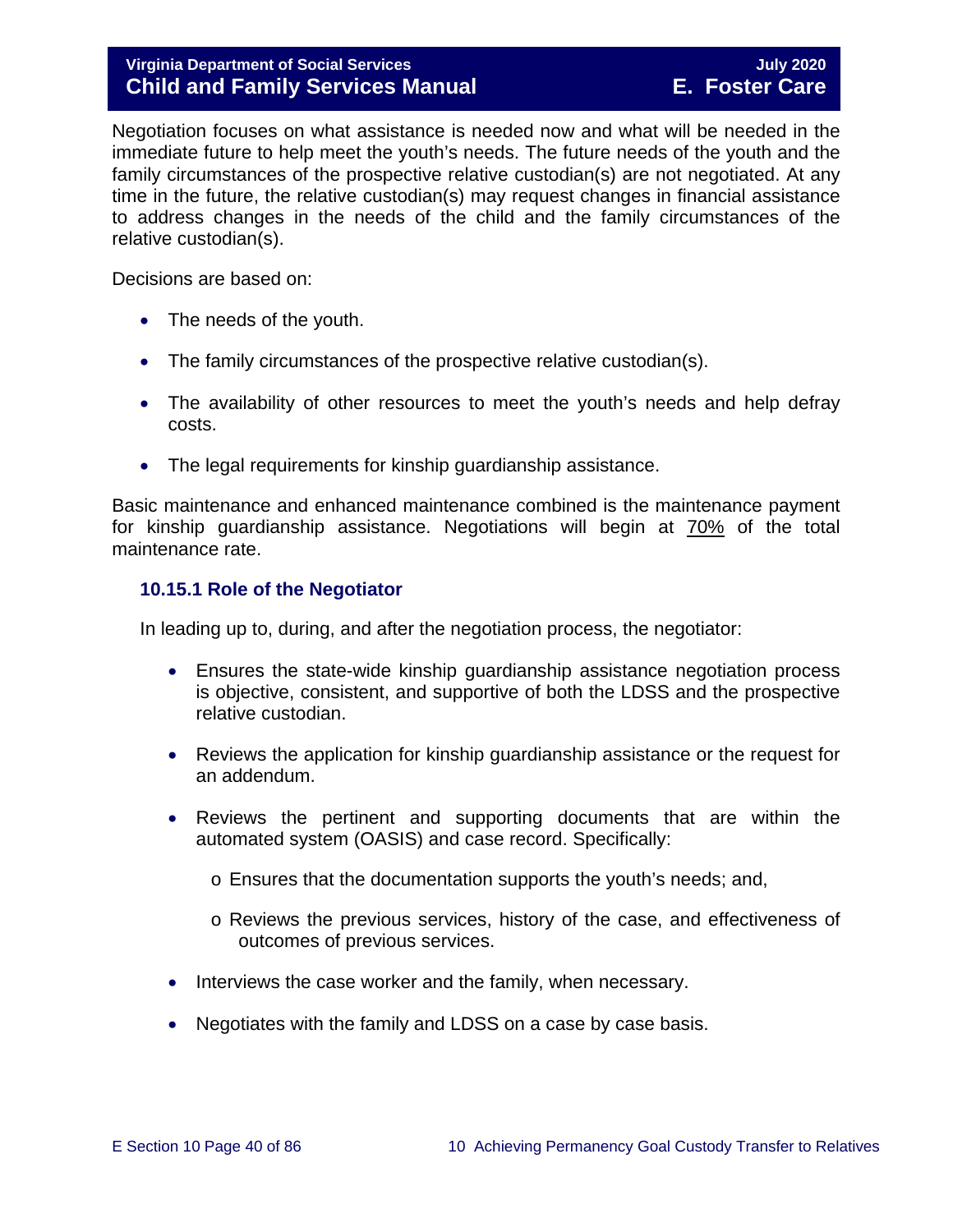Negotiation focuses on what assistance is needed now and what will be needed in the immediate future to help meet the youth's needs. The future needs of the youth and the family circumstances of the prospective relative custodian(s) are not negotiated. At any time in the future, the relative custodian(s) may request changes in financial assistance to address changes in the needs of the child and the family circumstances of the relative custodian(s).

Decisions are based on:

- The needs of the youth.
- The family circumstances of the prospective relative custodian(s).
- The availability of other resources to meet the youth's needs and help defray costs.
- The legal requirements for kinship guardianship assistance.

Basic maintenance and enhanced maintenance combined is the maintenance payment for kinship guardianship assistance. Negotiations will begin at 70% of the total maintenance rate.

### 10.15.1 Role of the Negotiator

In leading up to, during, and after the negotiation process, the negotiator:

- Ensures the state-wide kinship guardianship assistance negotiation process is objective, consistent, and supportive of both the LDSS and the prospective relative custodian.
- Reviews the application for kinship guardianship assistance or the request for an addendum.
- Reviews the pertinent and supporting documents that are within the automated system (OASIS) and case record. Specifically:
  - Ensures that the documentation supports the youth's needs; and,
  - Reviews the previous services, history of the case, and effectiveness of outcomes of previous services.
- Interviews the case worker and the family, when necessary.
- Negotiates with the family and LDSS on a case by case basis.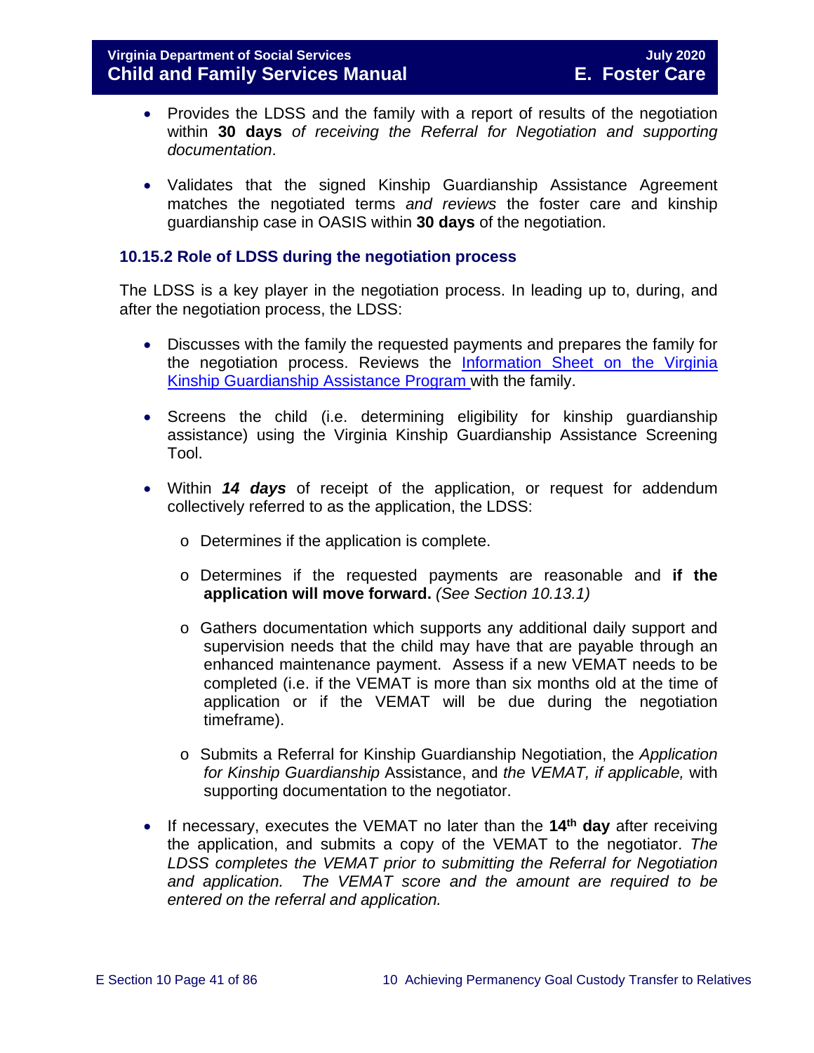- Provides the LDSS and the family with a report of results of the negotiation within **30 days** *of receiving the Referral for Negotiation and supporting documentation*.

- Validates that the signed Kinship Guardianship Assistance Agreement matches the negotiated terms *and reviews* the foster care and kinship guardianship case in OASIS within **30 days** of the negotiation.

### 10.15.2 Role of LDSS during the negotiation process

The LDSS is a key player in the negotiation process. In leading up to, during, and after the negotiation process, the LDSS:

- Discusses with the family the requested payments and prepares the family for the negotiation process. Reviews the Information Sheet on the Virginia Kinship Guardianship Assistance Program with the family.

- Screens the child (i.e. determining eligibility for kinship guardianship assistance) using the Virginia Kinship Guardianship Assistance Screening Tool.

- Within ***14 days*** of receipt of the application, or request for addendum collectively referred to as the application, the LDSS:

    - Determines if the application is complete.

    - Determines if the requested payments are reasonable and **if the application will move forward.** *(See Section 10.13.1)*

    - Gathers documentation which supports any additional daily support and supervision needs that the child may have that are payable through an enhanced maintenance payment. Assess if a new VEMAT needs to be completed (i.e. if the VEMAT is more than six months old at the time of application or if the VEMAT will be due during the negotiation timeframe).

    - Submits a Referral for Kinship Guardianship Negotiation, the *Application for Kinship Guardianship* Assistance, and *the VEMAT, if applicable,* with supporting documentation to the negotiator.

- If necessary, executes the VEMAT no later than the **14th day** after receiving the application, and submits a copy of the VEMAT to the negotiator. *The LDSS completes the VEMAT prior to submitting the Referral for Negotiation and application. The VEMAT score and the amount are required to be entered on the referral and application.*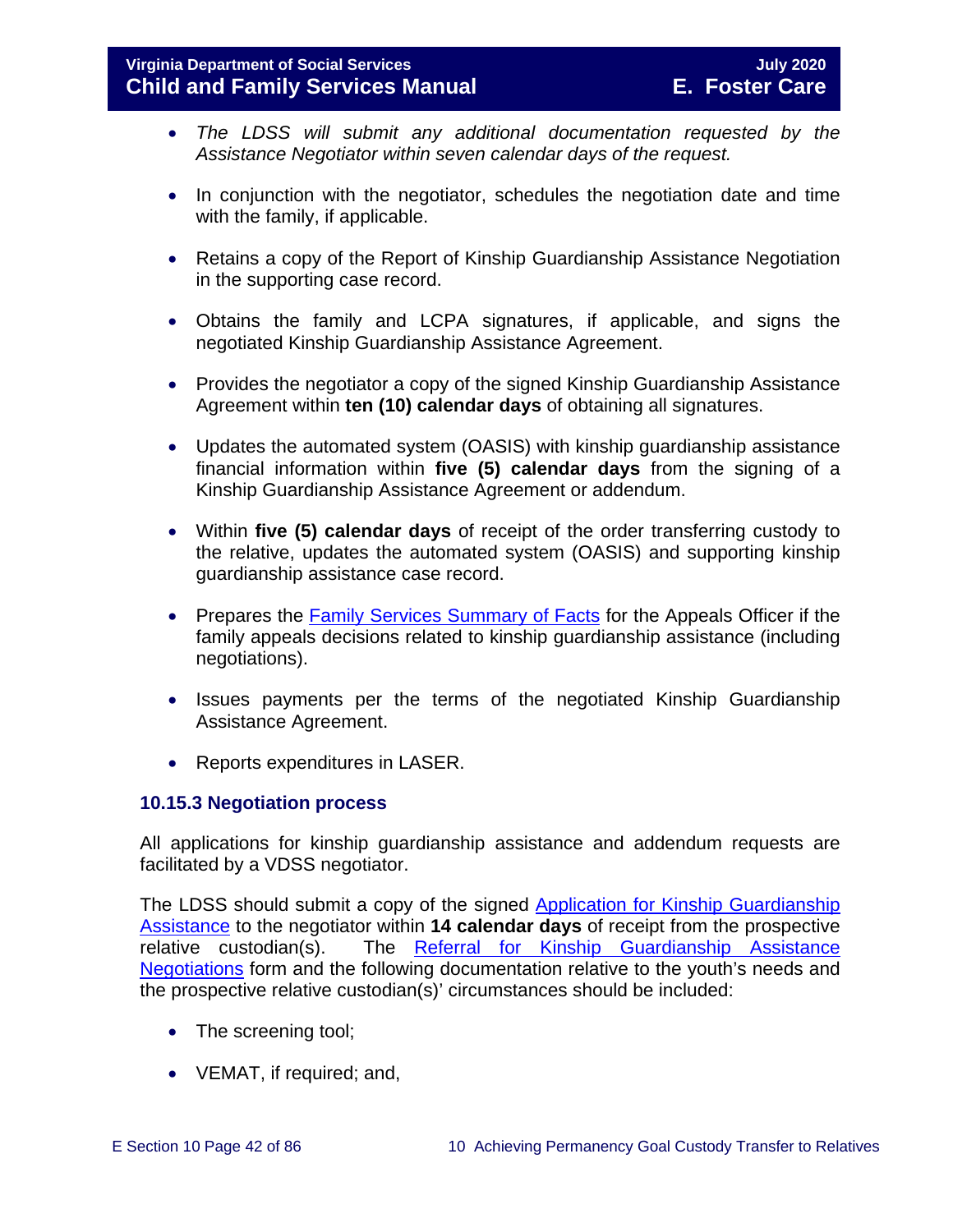- *The LDSS will submit any additional documentation requested by the Assistance Negotiator within seven calendar days of the request.*

- In conjunction with the negotiator, schedules the negotiation date and time with the family, if applicable.

- Retains a copy of the Report of Kinship Guardianship Assistance Negotiation in the supporting case record.

- Obtains the family and LCPA signatures, if applicable, and signs the negotiated Kinship Guardianship Assistance Agreement.

- Provides the negotiator a copy of the signed Kinship Guardianship Assistance Agreement within **ten (10) calendar days** of obtaining all signatures.

- Updates the automated system (OASIS) with kinship guardianship assistance financial information within **five (5) calendar days** from the signing of a Kinship Guardianship Assistance Agreement or addendum.

- Within **five (5) calendar days** of receipt of the order transferring custody to the relative, updates the automated system (OASIS) and supporting kinship guardianship assistance case record.

- Prepares the [Family Services Summary of Facts]() for the Appeals Officer if the family appeals decisions related to kinship guardianship assistance (including negotiations).

- Issues payments per the terms of the negotiated Kinship Guardianship Assistance Agreement.

- Reports expenditures in LASER.

### 10.15.3 Negotiation process

All applications for kinship guardianship assistance and addendum requests are facilitated by a VDSS negotiator.

The LDSS should submit a copy of the signed [Application for Kinship Guardianship Assistance]() to the negotiator within **14 calendar days** of receipt from the prospective relative custodian(s). The [Referral for Kinship Guardianship Assistance Negotiations]() form and the following documentation relative to the youth's needs and the prospective relative custodian(s)' circumstances should be included:

- The screening tool;

- VEMAT, if required; and,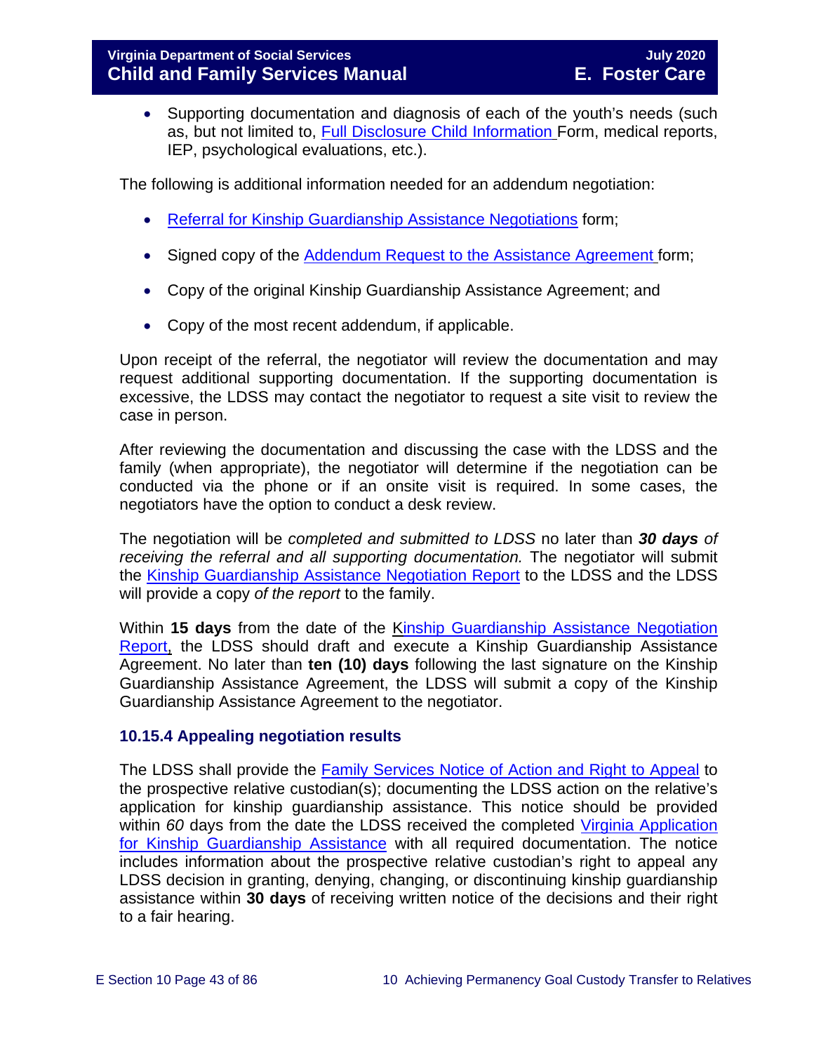- Supporting documentation and diagnosis of each of the youth's needs (such as, but not limited to, Full Disclosure Child Information Form, medical reports, IEP, psychological evaluations, etc.).

The following is additional information needed for an addendum negotiation:

- Referral for Kinship Guardianship Assistance Negotiations form;
- Signed copy of the Addendum Request to the Assistance Agreement form;
- Copy of the original Kinship Guardianship Assistance Agreement; and
- Copy of the most recent addendum, if applicable.

Upon receipt of the referral, the negotiator will review the documentation and may request additional supporting documentation. If the supporting documentation is excessive, the LDSS may contact the negotiator to request a site visit to review the case in person.

After reviewing the documentation and discussing the case with the LDSS and the family (when appropriate), the negotiator will determine if the negotiation can be conducted via the phone or if an onsite visit is required. In some cases, the negotiators have the option to conduct a desk review.

The negotiation will be *completed and submitted to LDSS* no later than ***30 days*** *of receiving the referral and all supporting documentation.* The negotiator will submit the Kinship Guardianship Assistance Negotiation Report to the LDSS and the LDSS will provide a copy *of the report* to the family.

Within **15 days** from the date of the Kinship Guardianship Assistance Negotiation Report, the LDSS should draft and execute a Kinship Guardianship Assistance Agreement. No later than **ten (10) days** following the last signature on the Kinship Guardianship Assistance Agreement, the LDSS will submit a copy of the Kinship Guardianship Assistance Agreement to the negotiator.

### 10.15.4 Appealing negotiation results

The LDSS shall provide the Family Services Notice of Action and Right to Appeal to the prospective relative custodian(s); documenting the LDSS action on the relative's application for kinship guardianship assistance. This notice should be provided within *60* days from the date the LDSS received the completed Virginia Application for Kinship Guardianship Assistance with all required documentation. The notice includes information about the prospective relative custodian's right to appeal any LDSS decision in granting, denying, changing, or discontinuing kinship guardianship assistance within **30 days** of receiving written notice of the decisions and their right to a fair hearing.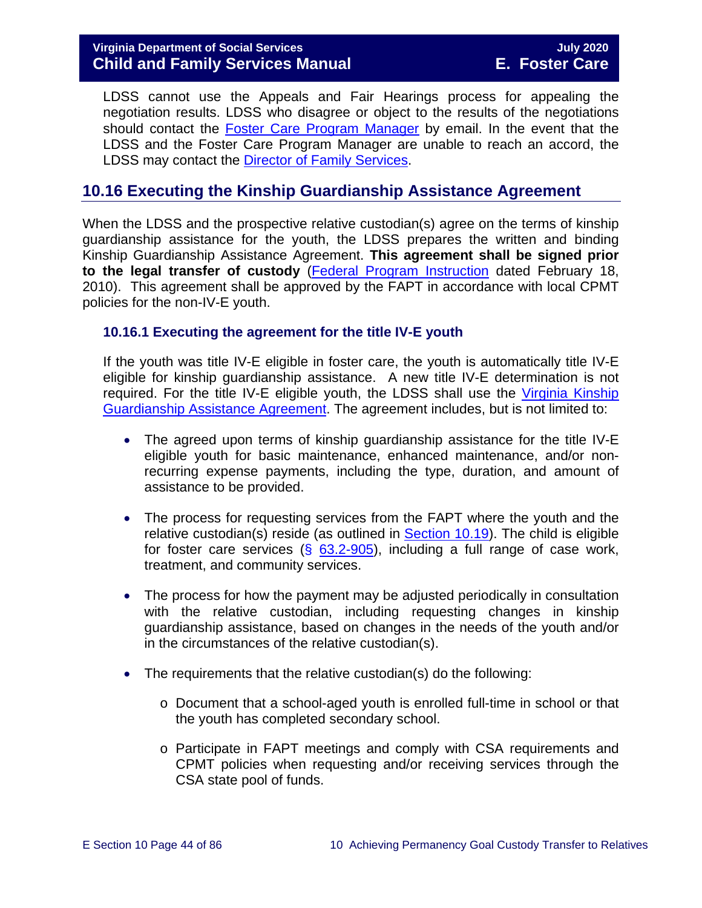LDSS cannot use the Appeals and Fair Hearings process for appealing the negotiation results. LDSS who disagree or object to the results of the negotiations should contact the Foster Care Program Manager by email. In the event that the LDSS and the Foster Care Program Manager are unable to reach an accord, the LDSS may contact the Director of Family Services.

## 10.16 Executing the Kinship Guardianship Assistance Agreement

When the LDSS and the prospective relative custodian(s) agree on the terms of kinship guardianship assistance for the youth, the LDSS prepares the written and binding Kinship Guardianship Assistance Agreement. **This agreement shall be signed prior to the legal transfer of custody** (Federal Program Instruction dated February 18, 2010). This agreement shall be approved by the FAPT in accordance with local CPMT policies for the non-IV-E youth.

### 10.16.1 Executing the agreement for the title IV-E youth

If the youth was title IV-E eligible in foster care, the youth is automatically title IV-E eligible for kinship guardianship assistance. A new title IV-E determination is not required. For the title IV-E eligible youth, the LDSS shall use the Virginia Kinship Guardianship Assistance Agreement. The agreement includes, but is not limited to:

- The agreed upon terms of kinship guardianship assistance for the title IV-E eligible youth for basic maintenance, enhanced maintenance, and/or non-recurring expense payments, including the type, duration, and amount of assistance to be provided.

- The process for requesting services from the FAPT where the youth and the relative custodian(s) reside (as outlined in Section 10.19). The child is eligible for foster care services (§ 63.2-905), including a full range of case work, treatment, and community services.

- The process for how the payment may be adjusted periodically in consultation with the relative custodian, including requesting changes in kinship guardianship assistance, based on changes in the needs of the youth and/or in the circumstances of the relative custodian(s).

- The requirements that the relative custodian(s) do the following:

  - Document that a school-aged youth is enrolled full-time in school or that the youth has completed secondary school.

  - Participate in FAPT meetings and comply with CSA requirements and CPMT policies when requesting and/or receiving services through the CSA state pool of funds.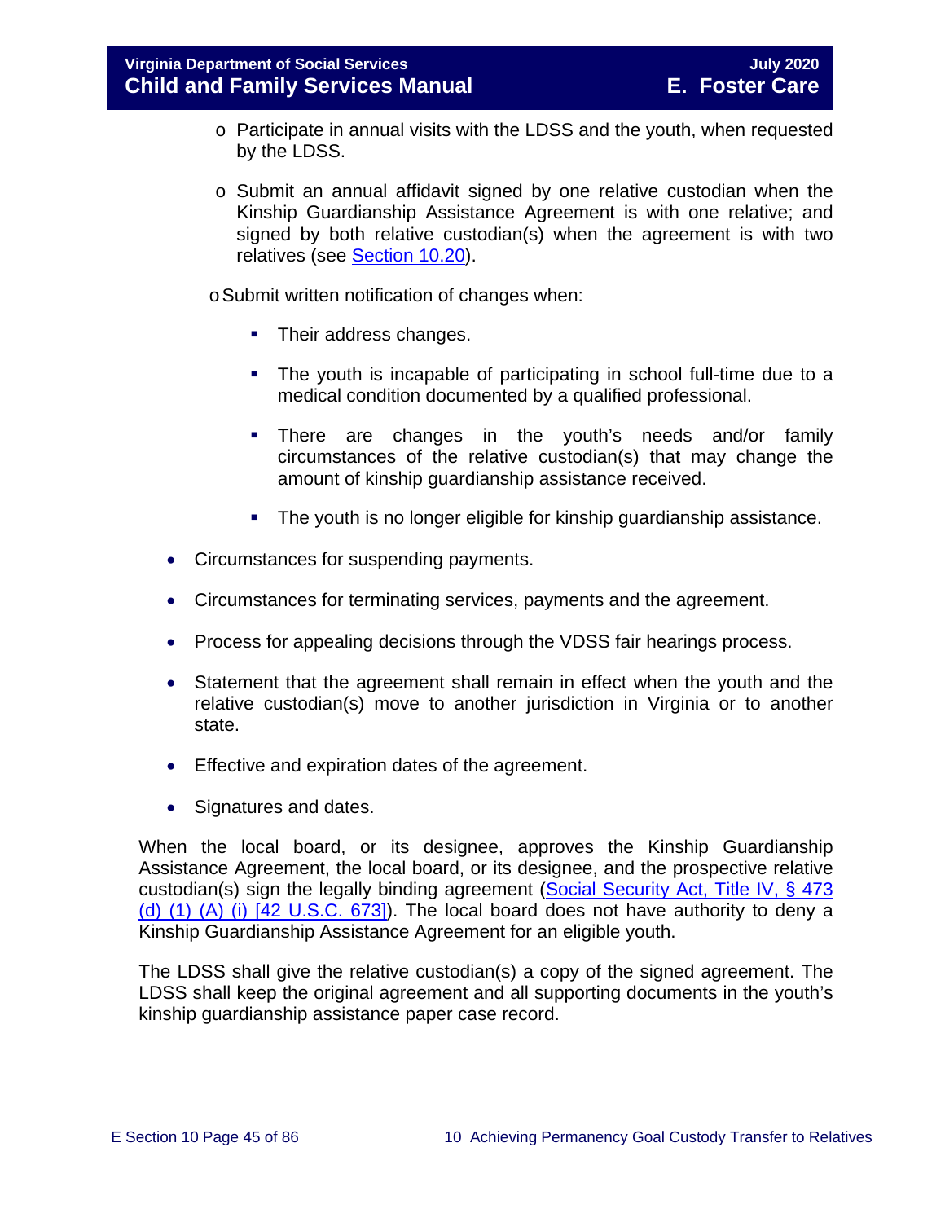- Participate in annual visits with the LDSS and the youth, when requested by the LDSS.

    - Submit an annual affidavit signed by one relative custodian when the Kinship Guardianship Assistance Agreement is with one relative; and signed by both relative custodian(s) when the agreement is with two relatives (see [Section 10.20]).

    - Submit written notification of changes when:

        - Their address changes.

        - The youth is incapable of participating in school full-time due to a medical condition documented by a qualified professional.

        - There are changes in the youth's needs and/or family circumstances of the relative custodian(s) that may change the amount of kinship guardianship assistance received.

        - The youth is no longer eligible for kinship guardianship assistance.

- Circumstances for suspending payments.

- Circumstances for terminating services, payments and the agreement.

- Process for appealing decisions through the VDSS fair hearings process.

- Statement that the agreement shall remain in effect when the youth and the relative custodian(s) move to another jurisdiction in Virginia or to another state.

- Effective and expiration dates of the agreement.

- Signatures and dates.

When the local board, or its designee, approves the Kinship Guardianship Assistance Agreement, the local board, or its designee, and the prospective relative custodian(s) sign the legally binding agreement ([Social Security Act, Title IV, § 473 (d) (1) (A) (i) [42 U.S.C. 673]]). The local board does not have authority to deny a Kinship Guardianship Assistance Agreement for an eligible youth.

The LDSS shall give the relative custodian(s) a copy of the signed agreement. The LDSS shall keep the original agreement and all supporting documents in the youth's kinship guardianship assistance paper case record.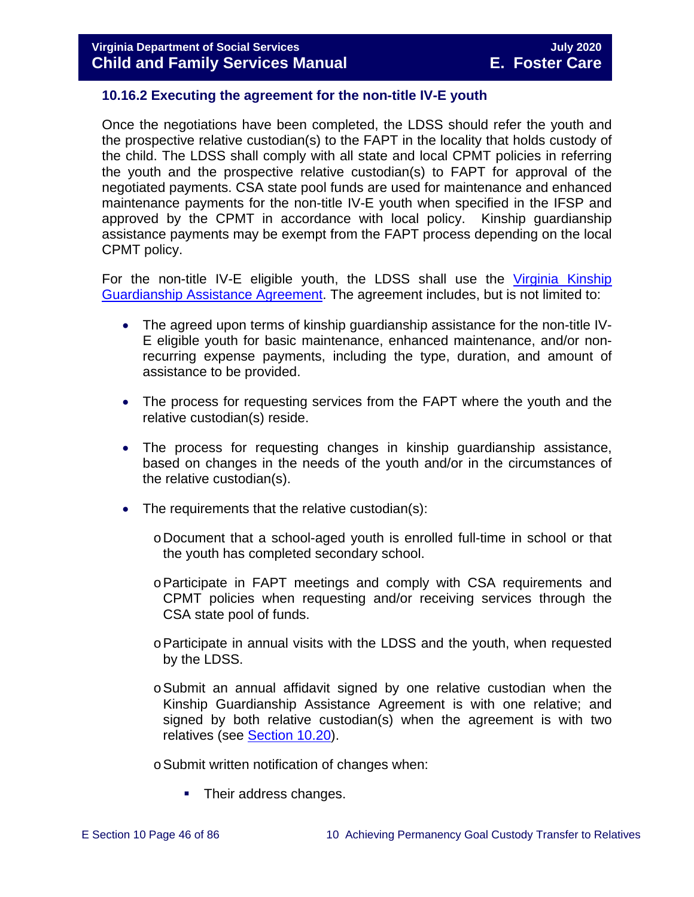### 10.16.2 Executing the agreement for the non-title IV-E youth

Once the negotiations have been completed, the LDSS should refer the youth and the prospective relative custodian(s) to the FAPT in the locality that holds custody of the child. The LDSS shall comply with all state and local CPMT policies in referring the youth and the prospective relative custodian(s) to FAPT for approval of the negotiated payments. CSA state pool funds are used for maintenance and enhanced maintenance payments for the non-title IV-E youth when specified in the IFSP and approved by the CPMT in accordance with local policy. Kinship guardianship assistance payments may be exempt from the FAPT process depending on the local CPMT policy.

For the non-title IV-E eligible youth, the LDSS shall use the [Virginia Kinship Guardianship Assistance Agreement](). The agreement includes, but is not limited to:

- The agreed upon terms of kinship guardianship assistance for the non-title IV-E eligible youth for basic maintenance, enhanced maintenance, and/or non-recurring expense payments, including the type, duration, and amount of assistance to be provided.
- The process for requesting services from the FAPT where the youth and the relative custodian(s) reside.
- The process for requesting changes in kinship guardianship assistance, based on changes in the needs of the youth and/or in the circumstances of the relative custodian(s).
- The requirements that the relative custodian(s):
  - Document that a school-aged youth is enrolled full-time in school or that the youth has completed secondary school.
  - Participate in FAPT meetings and comply with CSA requirements and CPMT policies when requesting and/or receiving services through the CSA state pool of funds.
  - Participate in annual visits with the LDSS and the youth, when requested by the LDSS.
  - Submit an annual affidavit signed by one relative custodian when the Kinship Guardianship Assistance Agreement is with one relative; and signed by both relative custodian(s) when the agreement is with two relatives (see [Section 10.20]()).
  - Submit written notification of changes when:
    - Their address changes.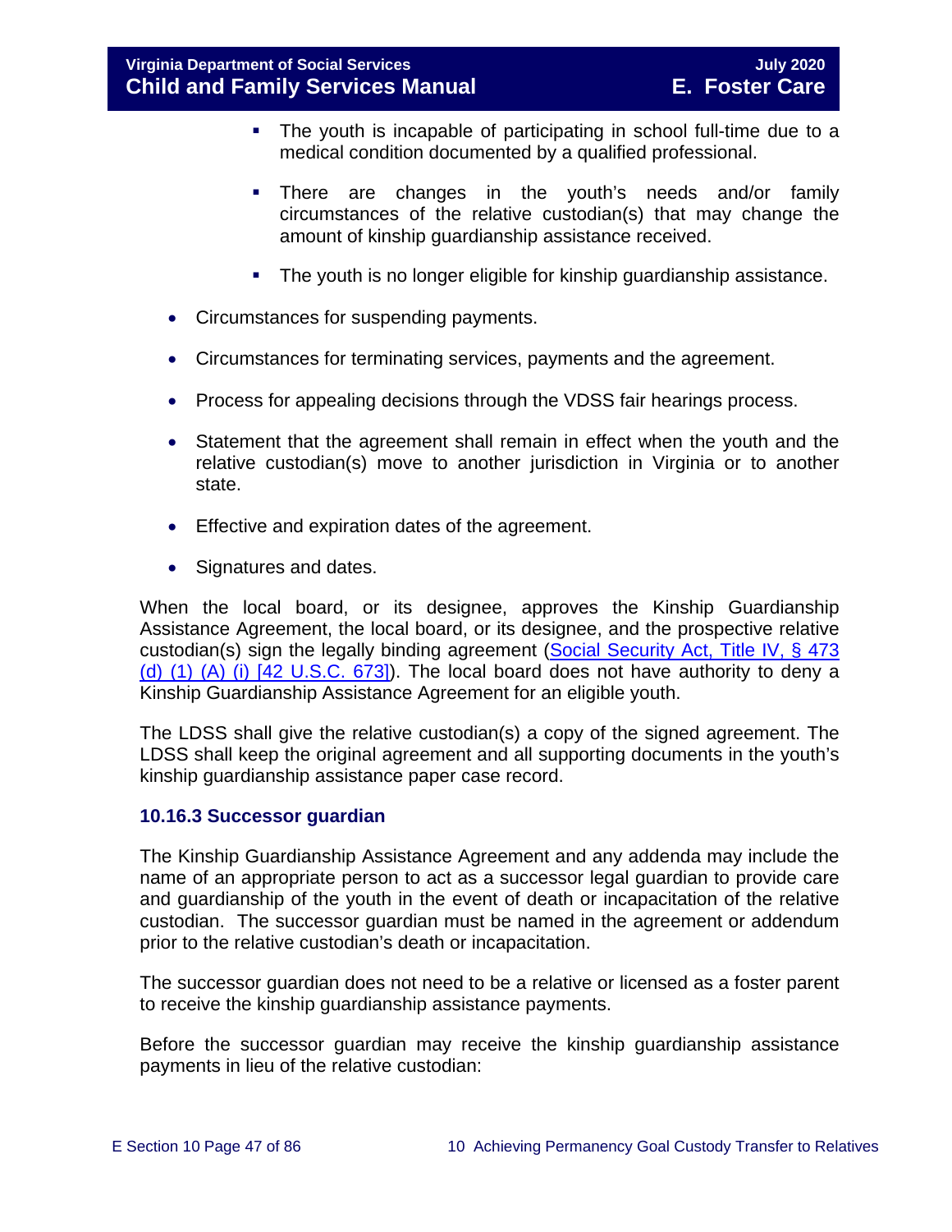- The youth is incapable of participating in school full-time due to a medical condition documented by a qualified professional.
    - There are changes in the youth's needs and/or family circumstances of the relative custodian(s) that may change the amount of kinship guardianship assistance received.
    - The youth is no longer eligible for kinship guardianship assistance.

- Circumstances for suspending payments.
- Circumstances for terminating services, payments and the agreement.
- Process for appealing decisions through the VDSS fair hearings process.
- Statement that the agreement shall remain in effect when the youth and the relative custodian(s) move to another jurisdiction in Virginia or to another state.
- Effective and expiration dates of the agreement.
- Signatures and dates.

When the local board, or its designee, approves the Kinship Guardianship Assistance Agreement, the local board, or its designee, and the prospective relative custodian(s) sign the legally binding agreement (Social Security Act, Title IV, § 473 (d) (1) (A) (i) [42 U.S.C. 673]). The local board does not have authority to deny a Kinship Guardianship Assistance Agreement for an eligible youth.

The LDSS shall give the relative custodian(s) a copy of the signed agreement. The LDSS shall keep the original agreement and all supporting documents in the youth's kinship guardianship assistance paper case record.

### 10.16.3 Successor guardian

The Kinship Guardianship Assistance Agreement and any addenda may include the name of an appropriate person to act as a successor legal guardian to provide care and guardianship of the youth in the event of death or incapacitation of the relative custodian. The successor guardian must be named in the agreement or addendum prior to the relative custodian's death or incapacitation.

The successor guardian does not need to be a relative or licensed as a foster parent to receive the kinship guardianship assistance payments.

Before the successor guardian may receive the kinship guardianship assistance payments in lieu of the relative custodian: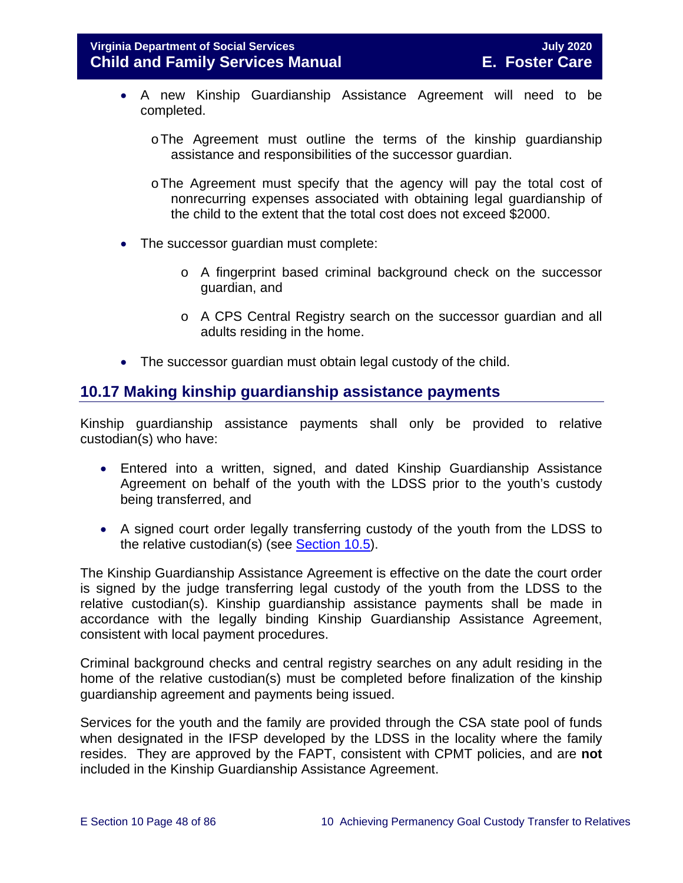- A new Kinship Guardianship Assistance Agreement will need to be completed.
  - The Agreement must outline the terms of the kinship guardianship assistance and responsibilities of the successor guardian.
  - The Agreement must specify that the agency will pay the total cost of nonrecurring expenses associated with obtaining legal guardianship of the child to the extent that the total cost does not exceed $2000.
- The successor guardian must complete:
  - A fingerprint based criminal background check on the successor guardian, and
  - A CPS Central Registry search on the successor guardian and all adults residing in the home.
- The successor guardian must obtain legal custody of the child.

## 10.17 Making kinship guardianship assistance payments

Kinship guardianship assistance payments shall only be provided to relative custodian(s) who have:

- Entered into a written, signed, and dated Kinship Guardianship Assistance Agreement on behalf of the youth with the LDSS prior to the youth's custody being transferred, and
- A signed court order legally transferring custody of the youth from the LDSS to the relative custodian(s) (see Section 10.5).

The Kinship Guardianship Assistance Agreement is effective on the date the court order is signed by the judge transferring legal custody of the youth from the LDSS to the relative custodian(s). Kinship guardianship assistance payments shall be made in accordance with the legally binding Kinship Guardianship Assistance Agreement, consistent with local payment procedures.

Criminal background checks and central registry searches on any adult residing in the home of the relative custodian(s) must be completed before finalization of the kinship guardianship agreement and payments being issued.

Services for the youth and the family are provided through the CSA state pool of funds when designated in the IFSP developed by the LDSS in the locality where the family resides. They are approved by the FAPT, consistent with CPMT policies, and are **not** included in the Kinship Guardianship Assistance Agreement.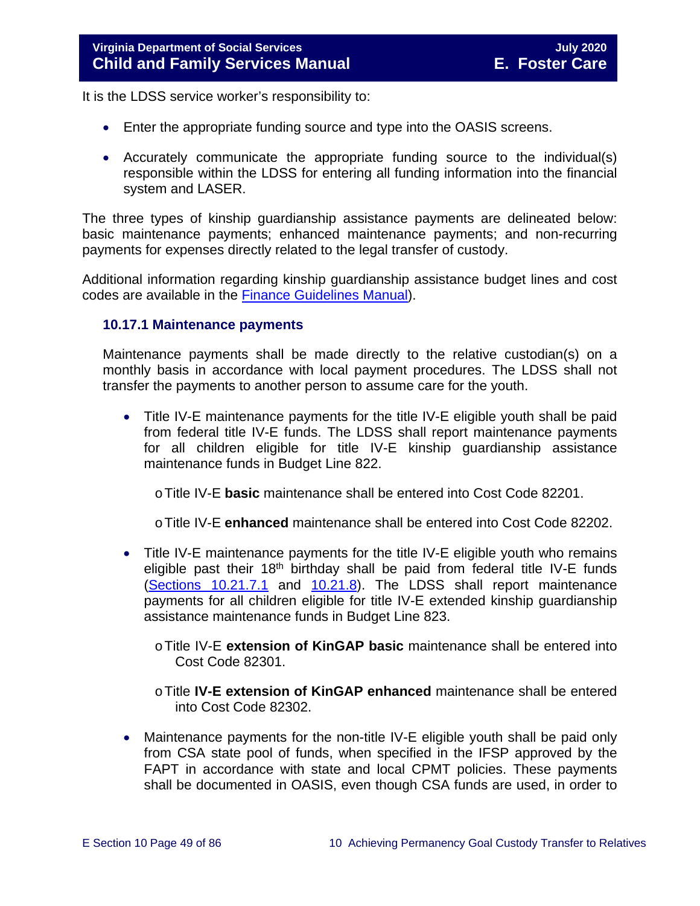It is the LDSS service worker's responsibility to:

- Enter the appropriate funding source and type into the OASIS screens.
- Accurately communicate the appropriate funding source to the individual(s) responsible within the LDSS for entering all funding information into the financial system and LASER.

The three types of kinship guardianship assistance payments are delineated below: basic maintenance payments; enhanced maintenance payments; and non-recurring payments for expenses directly related to the legal transfer of custody.

Additional information regarding kinship guardianship assistance budget lines and cost codes are available in the [Finance Guidelines Manual](#)).

### 10.17.1 Maintenance payments

Maintenance payments shall be made directly to the relative custodian(s) on a monthly basis in accordance with local payment procedures. The LDSS shall not transfer the payments to another person to assume care for the youth.

- Title IV-E maintenance payments for the title IV-E eligible youth shall be paid from federal title IV-E funds. The LDSS shall report maintenance payments for all children eligible for title IV-E kinship guardianship assistance maintenance funds in Budget Line 822.
  - Title IV-E **basic** maintenance shall be entered into Cost Code 82201.
  - Title IV-E **enhanced** maintenance shall be entered into Cost Code 82202.
- Title IV-E maintenance payments for the title IV-E eligible youth who remains eligible past their 18th birthday shall be paid from federal title IV-E funds ([Sections 10.21.7.1](#) and [10.21.8](#)). The LDSS shall report maintenance payments for all children eligible for title IV-E extended kinship guardianship assistance maintenance funds in Budget Line 823.
  - Title IV-E **extension of KinGAP basic** maintenance shall be entered into Cost Code 82301.
  - Title **IV-E extension of KinGAP enhanced** maintenance shall be entered into Cost Code 82302.
- Maintenance payments for the non-title IV-E eligible youth shall be paid only from CSA state pool of funds, when specified in the IFSP approved by the FAPT in accordance with state and local CPMT policies. These payments shall be documented in OASIS, even though CSA funds are used, in order to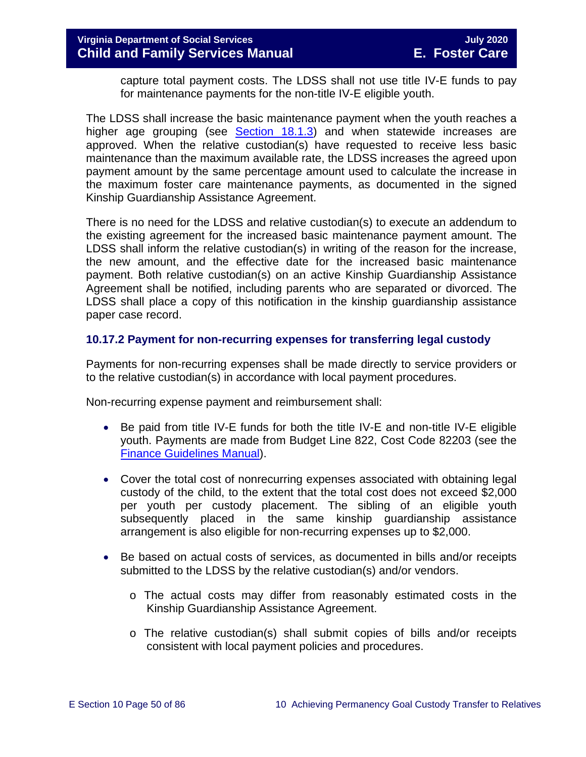capture total payment costs. The LDSS shall not use title IV-E funds to pay for maintenance payments for the non-title IV-E eligible youth.

The LDSS shall increase the basic maintenance payment when the youth reaches a higher age grouping (see [Section 18.1.3]) and when statewide increases are approved. When the relative custodian(s) have requested to receive less basic maintenance than the maximum available rate, the LDSS increases the agreed upon payment amount by the same percentage amount used to calculate the increase in the maximum foster care maintenance payments, as documented in the signed Kinship Guardianship Assistance Agreement.

There is no need for the LDSS and relative custodian(s) to execute an addendum to the existing agreement for the increased basic maintenance payment amount. The LDSS shall inform the relative custodian(s) in writing of the reason for the increase, the new amount, and the effective date for the increased basic maintenance payment. Both relative custodian(s) on an active Kinship Guardianship Assistance Agreement shall be notified, including parents who are separated or divorced. The LDSS shall place a copy of this notification in the kinship guardianship assistance paper case record.

### 10.17.2 Payment for non-recurring expenses for transferring legal custody

Payments for non-recurring expenses shall be made directly to service providers or to the relative custodian(s) in accordance with local payment procedures.

Non-recurring expense payment and reimbursement shall:

- Be paid from title IV-E funds for both the title IV-E and non-title IV-E eligible youth. Payments are made from Budget Line 822, Cost Code 82203 (see the Finance Guidelines Manual).
- Cover the total cost of nonrecurring expenses associated with obtaining legal custody of the child, to the extent that the total cost does not exceed $2,000 per youth per custody placement. The sibling of an eligible youth subsequently placed in the same kinship guardianship assistance arrangement is also eligible for non-recurring expenses up to $2,000.
- Be based on actual costs of services, as documented in bills and/or receipts submitted to the LDSS by the relative custodian(s) and/or vendors.
  - The actual costs may differ from reasonably estimated costs in the Kinship Guardianship Assistance Agreement.
  - The relative custodian(s) shall submit copies of bills and/or receipts consistent with local payment policies and procedures.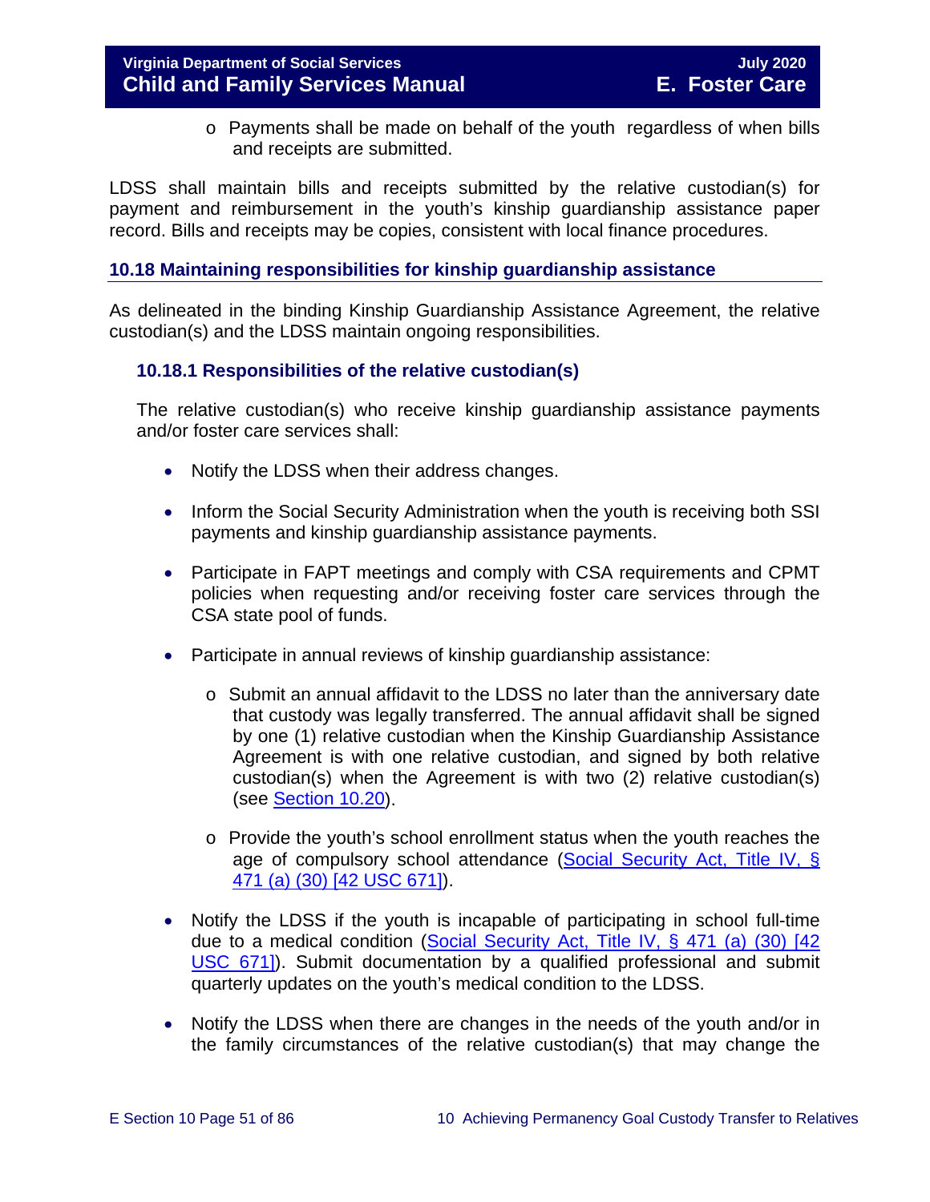- Payments shall be made on behalf of the youth regardless of when bills and receipts are submitted.

LDSS shall maintain bills and receipts submitted by the relative custodian(s) for payment and reimbursement in the youth's kinship guardianship assistance paper record. Bills and receipts may be copies, consistent with local finance procedures.

## 10.18 Maintaining responsibilities for kinship guardianship assistance

As delineated in the binding Kinship Guardianship Assistance Agreement, the relative custodian(s) and the LDSS maintain ongoing responsibilities.

### 10.18.1 Responsibilities of the relative custodian(s)

The relative custodian(s) who receive kinship guardianship assistance payments and/or foster care services shall:

- Notify the LDSS when their address changes.
- Inform the Social Security Administration when the youth is receiving both SSI payments and kinship guardianship assistance payments.
- Participate in FAPT meetings and comply with CSA requirements and CPMT policies when requesting and/or receiving foster care services through the CSA state pool of funds.
- Participate in annual reviews of kinship guardianship assistance:
  - Submit an annual affidavit to the LDSS no later than the anniversary date that custody was legally transferred. The annual affidavit shall be signed by one (1) relative custodian when the Kinship Guardianship Assistance Agreement is with one relative custodian, and signed by both relative custodian(s) when the Agreement is with two (2) relative custodian(s) (see Section 10.20).
  - Provide the youth's school enrollment status when the youth reaches the age of compulsory school attendance (Social Security Act, Title IV, § 471 (a) (30) [42 USC 671]).
- Notify the LDSS if the youth is incapable of participating in school full-time due to a medical condition (Social Security Act, Title IV, § 471 (a) (30) [42 USC 671]). Submit documentation by a qualified professional and submit quarterly updates on the youth's medical condition to the LDSS.
- Notify the LDSS when there are changes in the needs of the youth and/or in the family circumstances of the relative custodian(s) that may change the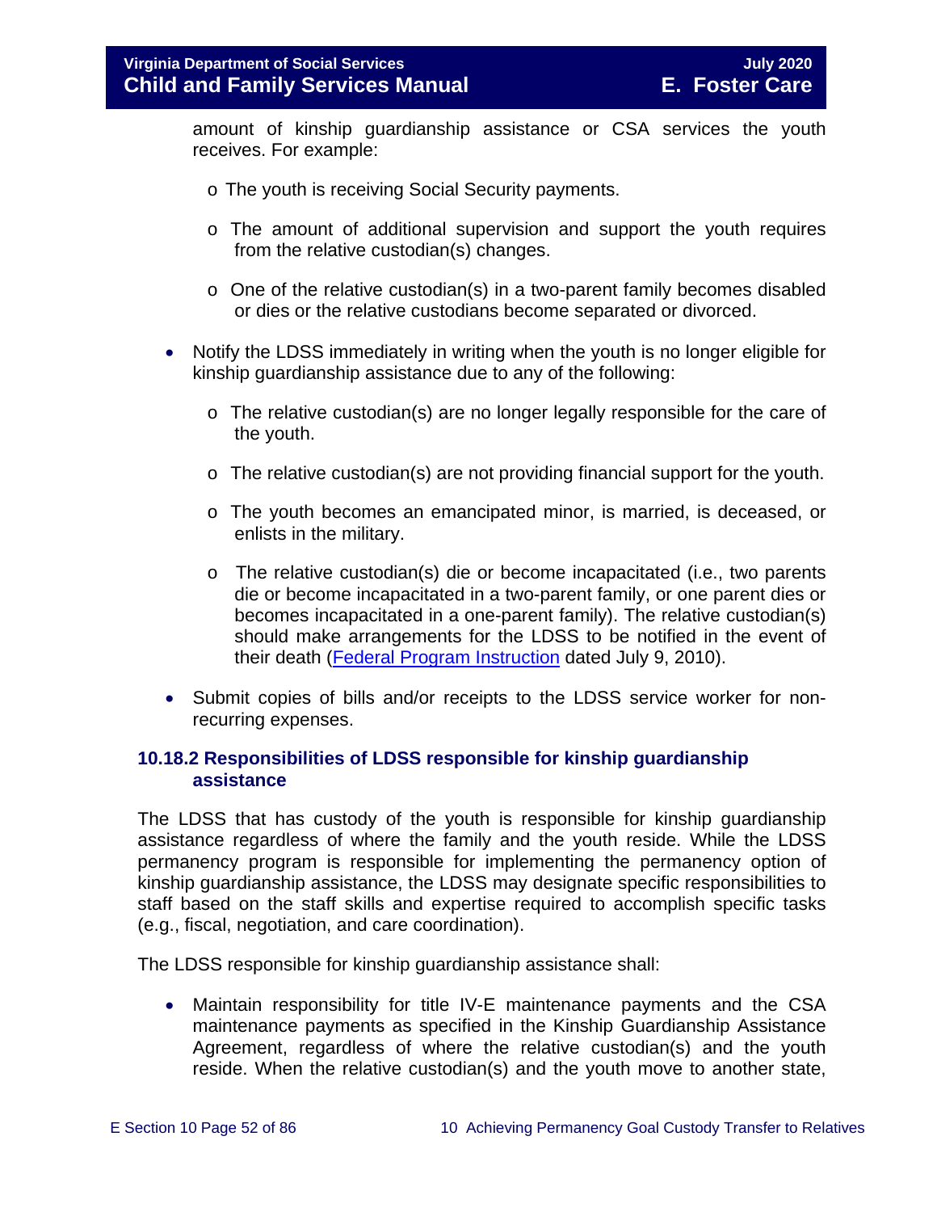amount of kinship guardianship assistance or CSA services the youth receives. For example:

- The youth is receiving Social Security payments.
- The amount of additional supervision and support the youth requires from the relative custodian(s) changes.
- One of the relative custodian(s) in a two-parent family becomes disabled or dies or the relative custodians become separated or divorced.

- Notify the LDSS immediately in writing when the youth is no longer eligible for kinship guardianship assistance due to any of the following:
  - The relative custodian(s) are no longer legally responsible for the care of the youth.
  - The relative custodian(s) are not providing financial support for the youth.
  - The youth becomes an emancipated minor, is married, is deceased, or enlists in the military.
  - The relative custodian(s) die or become incapacitated (i.e., two parents die or become incapacitated in a two-parent family, or one parent dies or becomes incapacitated in a one-parent family). The relative custodian(s) should make arrangements for the LDSS to be notified in the event of their death (Federal Program Instruction dated July 9, 2010).
- Submit copies of bills and/or receipts to the LDSS service worker for non-recurring expenses.

### 10.18.2 Responsibilities of LDSS responsible for kinship guardianship assistance

The LDSS that has custody of the youth is responsible for kinship guardianship assistance regardless of where the family and the youth reside. While the LDSS permanency program is responsible for implementing the permanency option of kinship guardianship assistance, the LDSS may designate specific responsibilities to staff based on the staff skills and expertise required to accomplish specific tasks (e.g., fiscal, negotiation, and care coordination).

The LDSS responsible for kinship guardianship assistance shall:

- Maintain responsibility for title IV-E maintenance payments and the CSA maintenance payments as specified in the Kinship Guardianship Assistance Agreement, regardless of where the relative custodian(s) and the youth reside. When the relative custodian(s) and the youth move to another state,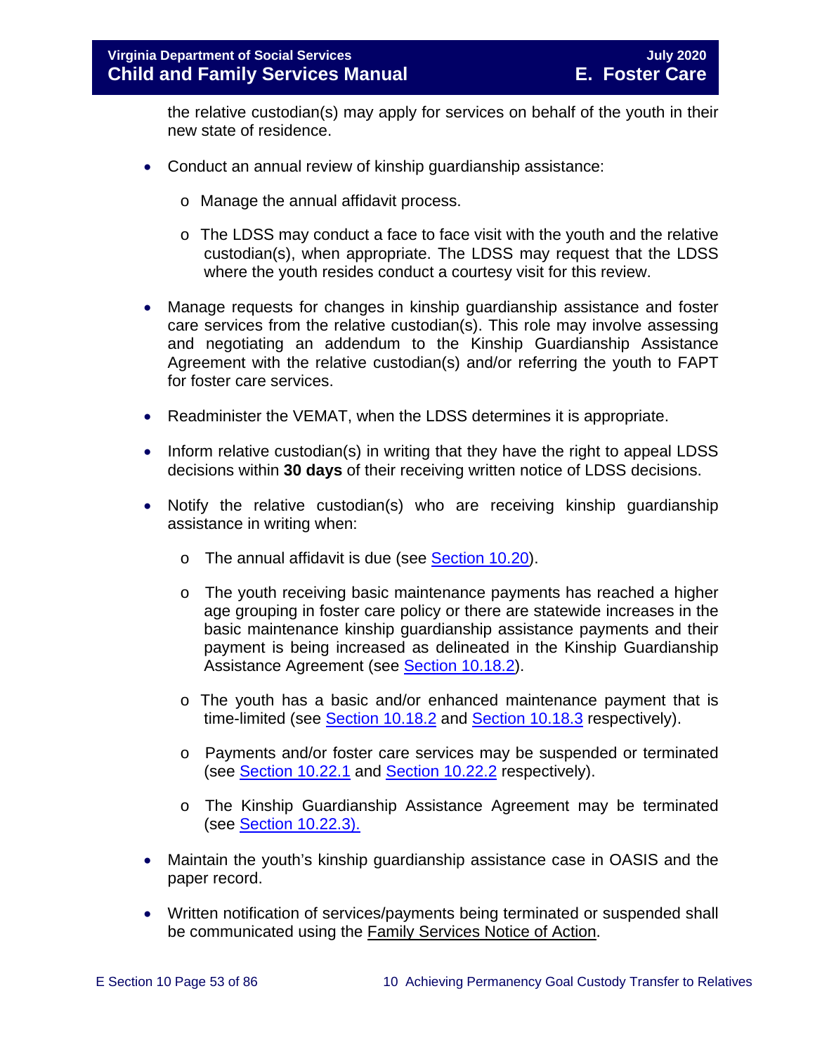the relative custodian(s) may apply for services on behalf of the youth in their new state of residence.

- Conduct an annual review of kinship guardianship assistance:
  - Manage the annual affidavit process.
  - The LDSS may conduct a face to face visit with the youth and the relative custodian(s), when appropriate. The LDSS may request that the LDSS where the youth resides conduct a courtesy visit for this review.
- Manage requests for changes in kinship guardianship assistance and foster care services from the relative custodian(s). This role may involve assessing and negotiating an addendum to the Kinship Guardianship Assistance Agreement with the relative custodian(s) and/or referring the youth to FAPT for foster care services.
- Readminister the VEMAT, when the LDSS determines it is appropriate.
- Inform relative custodian(s) in writing that they have the right to appeal LDSS decisions within **30 days** of their receiving written notice of LDSS decisions.
- Notify the relative custodian(s) who are receiving kinship guardianship assistance in writing when:
  - The annual affidavit is due (see Section 10.20).
  - The youth receiving basic maintenance payments has reached a higher age grouping in foster care policy or there are statewide increases in the basic maintenance kinship guardianship assistance payments and their payment is being increased as delineated in the Kinship Guardianship Assistance Agreement (see Section 10.18.2).
  - The youth has a basic and/or enhanced maintenance payment that is time-limited (see Section 10.18.2 and Section 10.18.3 respectively).
  - Payments and/or foster care services may be suspended or terminated (see Section 10.22.1 and Section 10.22.2 respectively).
  - The Kinship Guardianship Assistance Agreement may be terminated (see Section 10.22.3).
- Maintain the youth's kinship guardianship assistance case in OASIS and the paper record.
- Written notification of services/payments being terminated or suspended shall be communicated using the Family Services Notice of Action.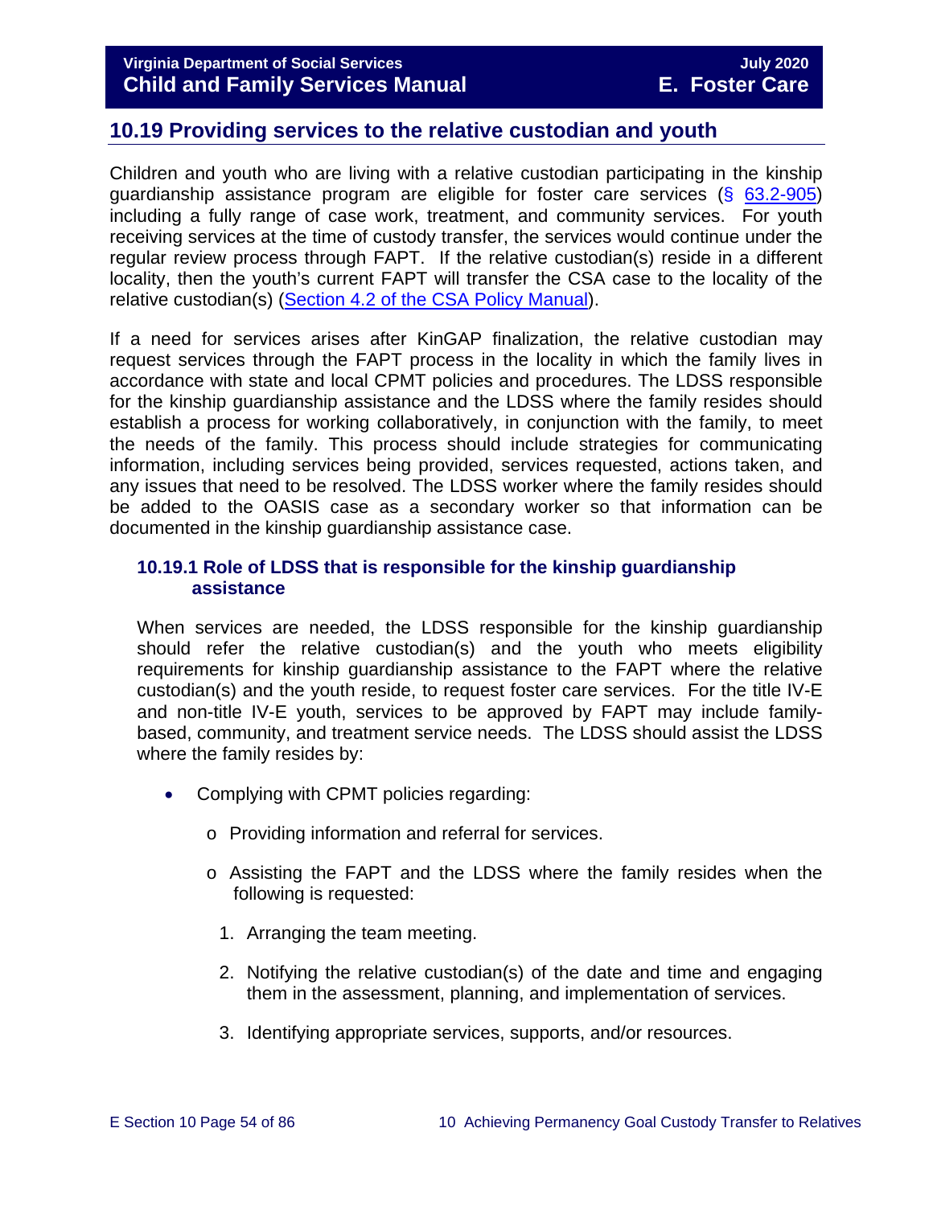## 10.19 Providing services to the relative custodian and youth

Children and youth who are living with a relative custodian participating in the kinship guardianship assistance program are eligible for foster care services (§ 63.2-905) including a fully range of case work, treatment, and community services. For youth receiving services at the time of custody transfer, the services would continue under the regular review process through FAPT. If the relative custodian(s) reside in a different locality, then the youth's current FAPT will transfer the CSA case to the locality of the relative custodian(s) (Section 4.2 of the CSA Policy Manual).

If a need for services arises after KinGAP finalization, the relative custodian may request services through the FAPT process in the locality in which the family lives in accordance with state and local CPMT policies and procedures. The LDSS responsible for the kinship guardianship assistance and the LDSS where the family resides should establish a process for working collaboratively, in conjunction with the family, to meet the needs of the family. This process should include strategies for communicating information, including services being provided, services requested, actions taken, and any issues that need to be resolved. The LDSS worker where the family resides should be added to the OASIS case as a secondary worker so that information can be documented in the kinship guardianship assistance case.

### 10.19.1 Role of LDSS that is responsible for the kinship guardianship assistance

When services are needed, the LDSS responsible for the kinship guardianship should refer the relative custodian(s) and the youth who meets eligibility requirements for kinship guardianship assistance to the FAPT where the relative custodian(s) and the youth reside, to request foster care services. For the title IV-E and non-title IV-E youth, services to be approved by FAPT may include family-based, community, and treatment service needs. The LDSS should assist the LDSS where the family resides by:

- Complying with CPMT policies regarding:
  - Providing information and referral for services.
  - Assisting the FAPT and the LDSS where the family resides when the following is requested:
    1. Arranging the team meeting.
    2. Notifying the relative custodian(s) of the date and time and engaging them in the assessment, planning, and implementation of services.
    3. Identifying appropriate services, supports, and/or resources.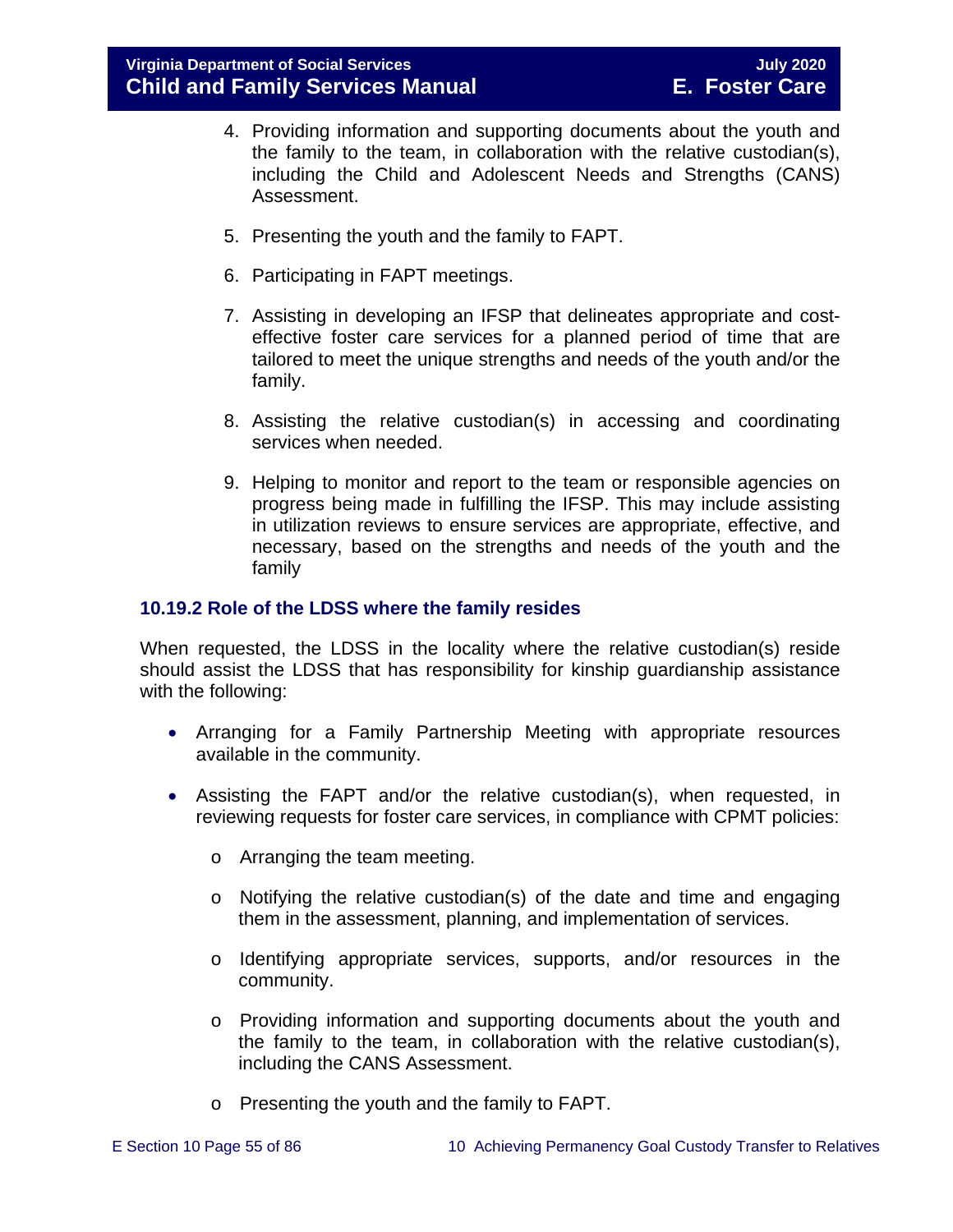4. Providing information and supporting documents about the youth and the family to the team, in collaboration with the relative custodian(s), including the Child and Adolescent Needs and Strengths (CANS) Assessment.

5. Presenting the youth and the family to FAPT.

6. Participating in FAPT meetings.

7. Assisting in developing an IFSP that delineates appropriate and cost-effective foster care services for a planned period of time that are tailored to meet the unique strengths and needs of the youth and/or the family.

8. Assisting the relative custodian(s) in accessing and coordinating services when needed.

9. Helping to monitor and report to the team or responsible agencies on progress being made in fulfilling the IFSP. This may include assisting in utilization reviews to ensure services are appropriate, effective, and necessary, based on the strengths and needs of the youth and the family

### 10.19.2 Role of the LDSS where the family resides

When requested, the LDSS in the locality where the relative custodian(s) reside should assist the LDSS that has responsibility for kinship guardianship assistance with the following:

- Arranging for a Family Partnership Meeting with appropriate resources available in the community.
- Assisting the FAPT and/or the relative custodian(s), when requested, in reviewing requests for foster care services, in compliance with CPMT policies:
  - Arranging the team meeting.
  - Notifying the relative custodian(s) of the date and time and engaging them in the assessment, planning, and implementation of services.
  - Identifying appropriate services, supports, and/or resources in the community.
  - Providing information and supporting documents about the youth and the family to the team, in collaboration with the relative custodian(s), including the CANS Assessment.
  - Presenting the youth and the family to FAPT.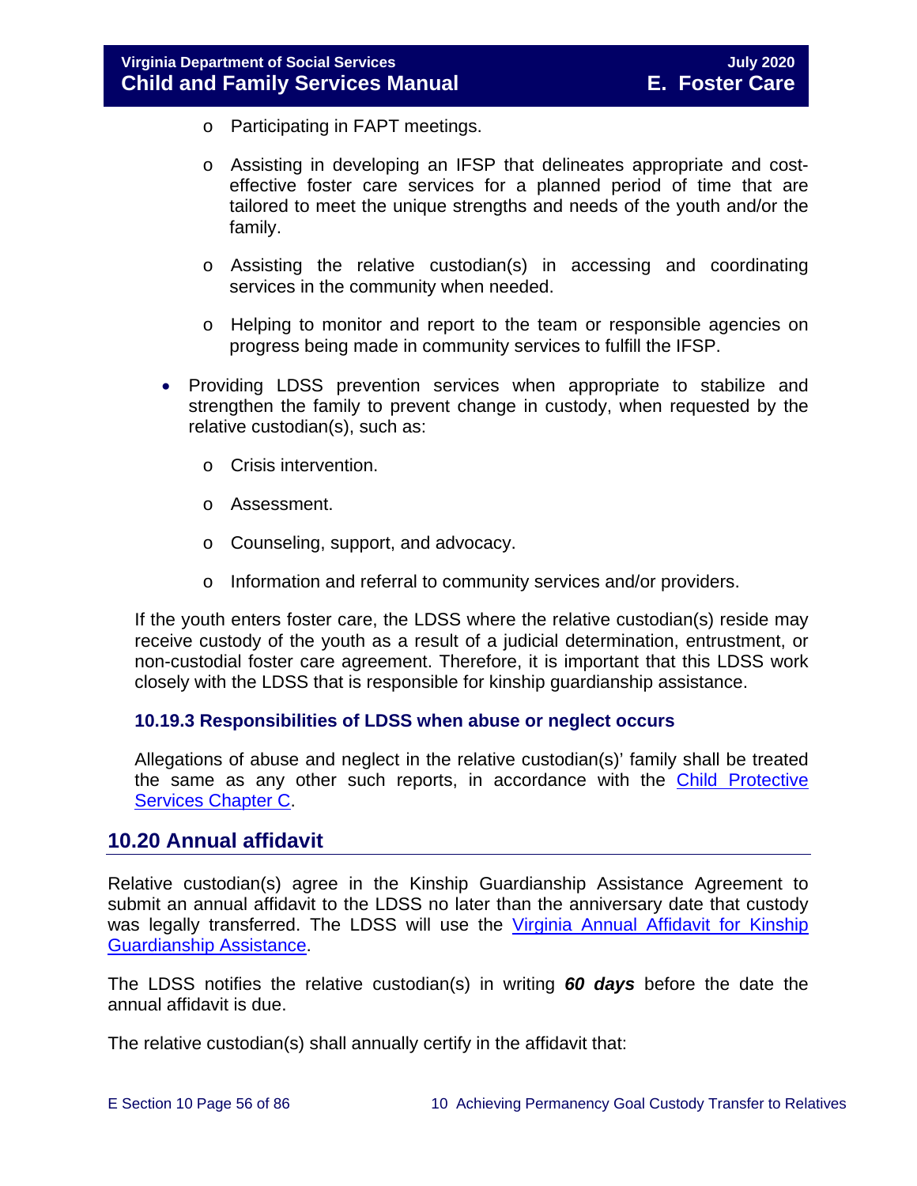- Participating in FAPT meetings.

  - Assisting in developing an IFSP that delineates appropriate and cost-effective foster care services for a planned period of time that are tailored to meet the unique strengths and needs of the youth and/or the family.

  - Assisting the relative custodian(s) in accessing and coordinating services in the community when needed.

  - Helping to monitor and report to the team or responsible agencies on progress being made in community services to fulfill the IFSP.

- Providing LDSS prevention services when appropriate to stabilize and strengthen the family to prevent change in custody, when requested by the relative custodian(s), such as:

  - Crisis intervention.

  - Assessment.

  - Counseling, support, and advocacy.

  - Information and referral to community services and/or providers.

If the youth enters foster care, the LDSS where the relative custodian(s) reside may receive custody of the youth as a result of a judicial determination, entrustment, or non-custodial foster care agreement. Therefore, it is important that this LDSS work closely with the LDSS that is responsible for kinship guardianship assistance.

### 10.19.3 Responsibilities of LDSS when abuse or neglect occurs

Allegations of abuse and neglect in the relative custodian(s)' family shall be treated the same as any other such reports, in accordance with the Child Protective Services Chapter C.

## 10.20 Annual affidavit

Relative custodian(s) agree in the Kinship Guardianship Assistance Agreement to submit an annual affidavit to the LDSS no later than the anniversary date that custody was legally transferred. The LDSS will use the Virginia Annual Affidavit for Kinship Guardianship Assistance.

The LDSS notifies the relative custodian(s) in writing ***60 days*** before the date the annual affidavit is due.

The relative custodian(s) shall annually certify in the affidavit that: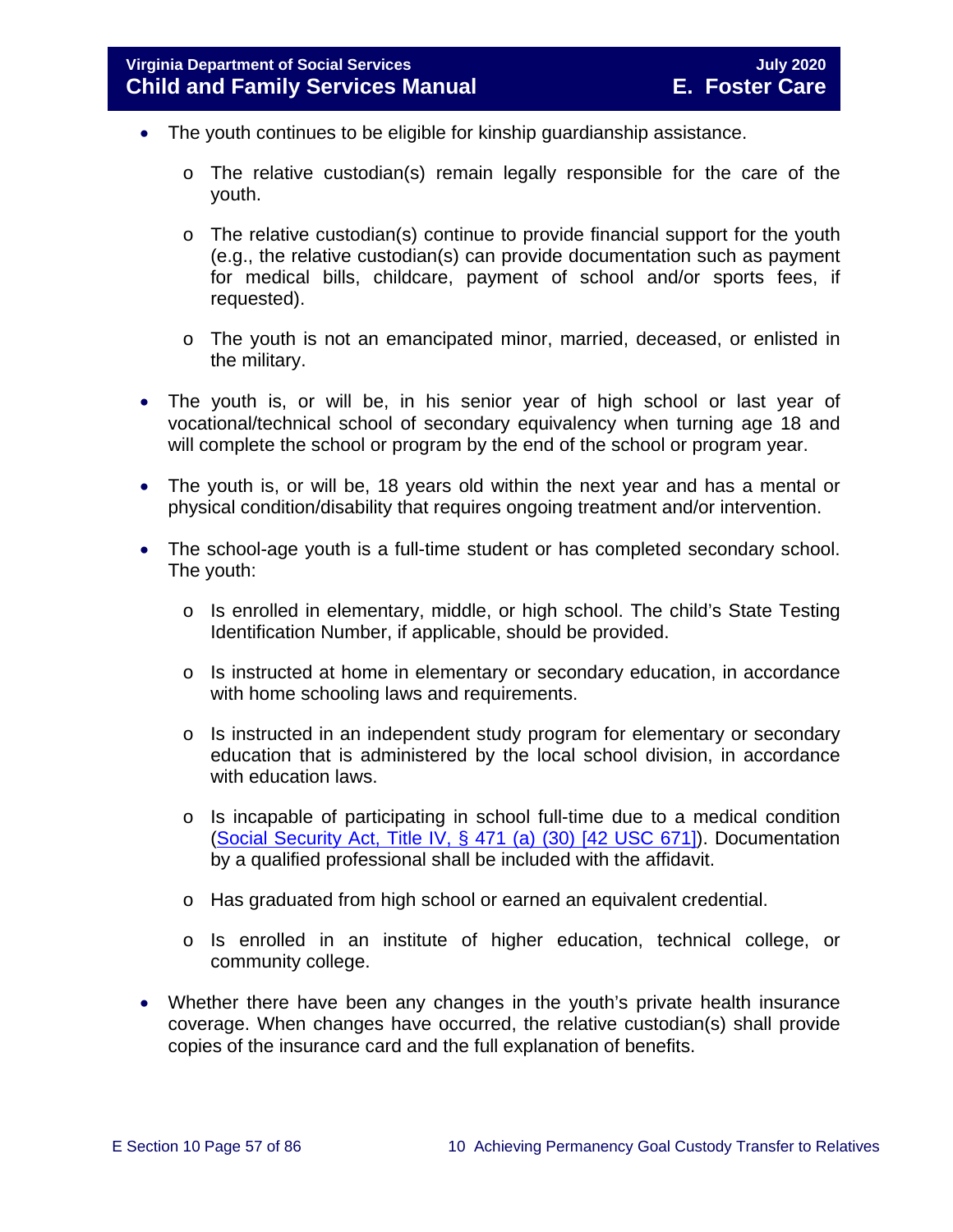- The youth continues to be eligible for kinship guardianship assistance.
  - The relative custodian(s) remain legally responsible for the care of the youth.
  - The relative custodian(s) continue to provide financial support for the youth (e.g., the relative custodian(s) can provide documentation such as payment for medical bills, childcare, payment of school and/or sports fees, if requested).
  - The youth is not an emancipated minor, married, deceased, or enlisted in the military.
- The youth is, or will be, in his senior year of high school or last year of vocational/technical school of secondary equivalency when turning age 18 and will complete the school or program by the end of the school or program year.
- The youth is, or will be, 18 years old within the next year and has a mental or physical condition/disability that requires ongoing treatment and/or intervention.
- The school-age youth is a full-time student or has completed secondary school. The youth:
  - Is enrolled in elementary, middle, or high school. The child's State Testing Identification Number, if applicable, should be provided.
  - Is instructed at home in elementary or secondary education, in accordance with home schooling laws and requirements.
  - Is instructed in an independent study program for elementary or secondary education that is administered by the local school division, in accordance with education laws.
  - Is incapable of participating in school full-time due to a medical condition ([Social Security Act, Title IV, § 471 (a) (30) [42 USC 671]](#)). Documentation by a qualified professional shall be included with the affidavit.
  - Has graduated from high school or earned an equivalent credential.
  - Is enrolled in an institute of higher education, technical college, or community college.
- Whether there have been any changes in the youth's private health insurance coverage. When changes have occurred, the relative custodian(s) shall provide copies of the insurance card and the full explanation of benefits.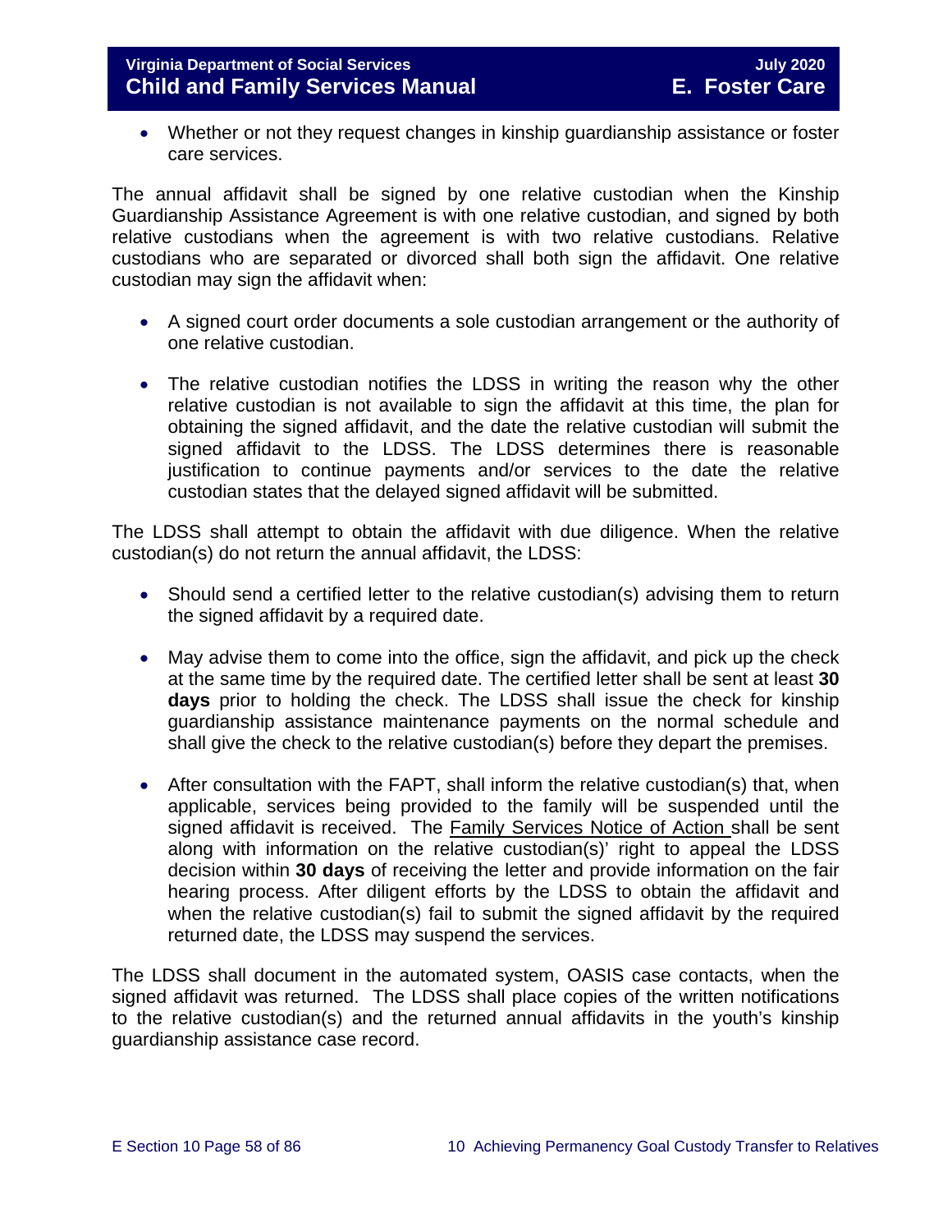- Whether or not they request changes in kinship guardianship assistance or foster care services.

The annual affidavit shall be signed by one relative custodian when the Kinship Guardianship Assistance Agreement is with one relative custodian, and signed by both relative custodians when the agreement is with two relative custodians. Relative custodians who are separated or divorced shall both sign the affidavit. One relative custodian may sign the affidavit when:

- A signed court order documents a sole custodian arrangement or the authority of one relative custodian.
- The relative custodian notifies the LDSS in writing the reason why the other relative custodian is not available to sign the affidavit at this time, the plan for obtaining the signed affidavit, and the date the relative custodian will submit the signed affidavit to the LDSS. The LDSS determines there is reasonable justification to continue payments and/or services to the date the relative custodian states that the delayed signed affidavit will be submitted.

The LDSS shall attempt to obtain the affidavit with due diligence. When the relative custodian(s) do not return the annual affidavit, the LDSS:

- Should send a certified letter to the relative custodian(s) advising them to return the signed affidavit by a required date.
- May advise them to come into the office, sign the affidavit, and pick up the check at the same time by the required date. The certified letter shall be sent at least **30 days** prior to holding the check. The LDSS shall issue the check for kinship guardianship assistance maintenance payments on the normal schedule and shall give the check to the relative custodian(s) before they depart the premises.
- After consultation with the FAPT, shall inform the relative custodian(s) that, when applicable, services being provided to the family will be suspended until the signed affidavit is received. The Family Services Notice of Action shall be sent along with information on the relative custodian(s)' right to appeal the LDSS decision within **30 days** of receiving the letter and provide information on the fair hearing process. After diligent efforts by the LDSS to obtain the affidavit and when the relative custodian(s) fail to submit the signed affidavit by the required returned date, the LDSS may suspend the services.

The LDSS shall document in the automated system, OASIS case contacts, when the signed affidavit was returned. The LDSS shall place copies of the written notifications to the relative custodian(s) and the returned annual affidavits in the youth's kinship guardianship assistance case record.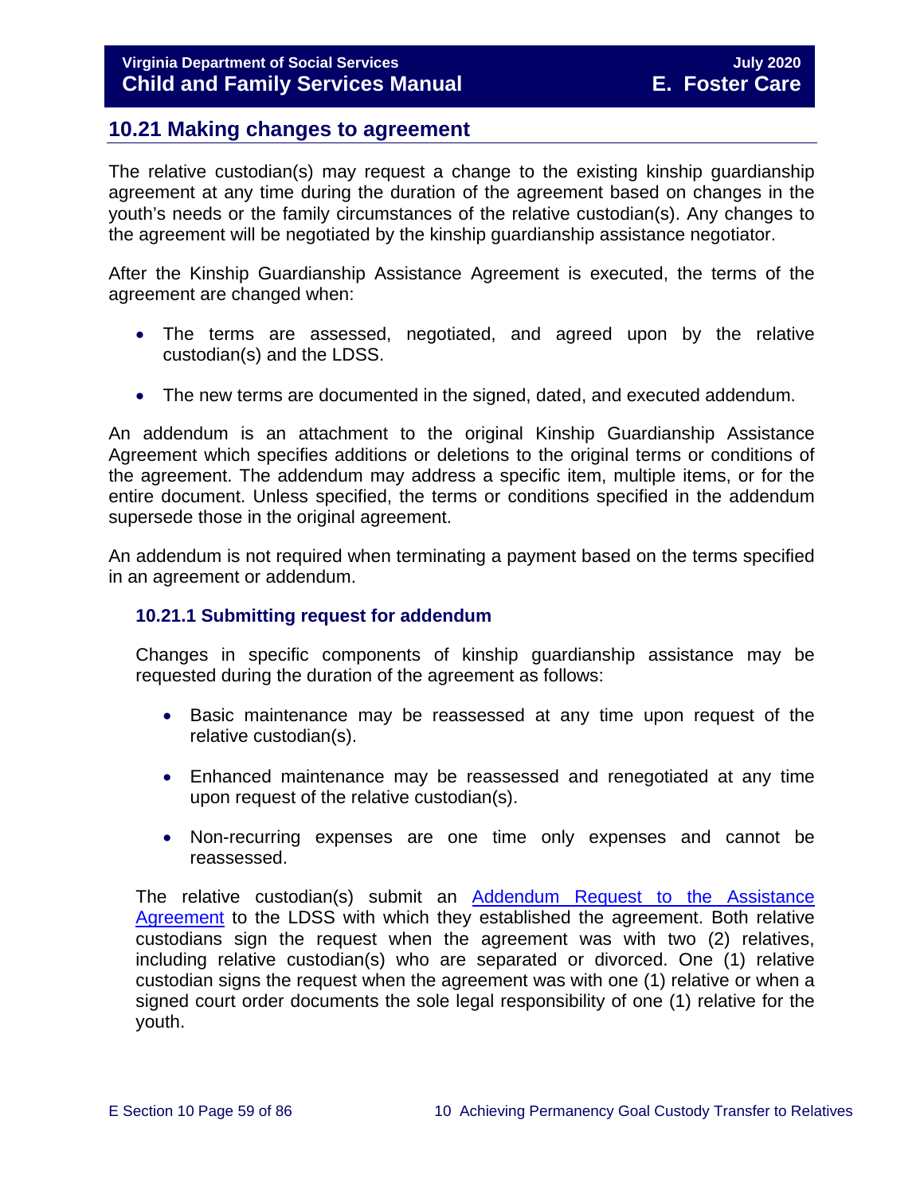## 10.21 Making changes to agreement

The relative custodian(s) may request a change to the existing kinship guardianship agreement at any time during the duration of the agreement based on changes in the youth's needs or the family circumstances of the relative custodian(s). Any changes to the agreement will be negotiated by the kinship guardianship assistance negotiator.

After the Kinship Guardianship Assistance Agreement is executed, the terms of the agreement are changed when:

- The terms are assessed, negotiated, and agreed upon by the relative custodian(s) and the LDSS.
- The new terms are documented in the signed, dated, and executed addendum.

An addendum is an attachment to the original Kinship Guardianship Assistance Agreement which specifies additions or deletions to the original terms or conditions of the agreement. The addendum may address a specific item, multiple items, or for the entire document. Unless specified, the terms or conditions specified in the addendum supersede those in the original agreement.

An addendum is not required when terminating a payment based on the terms specified in an agreement or addendum.

### 10.21.1 Submitting request for addendum

Changes in specific components of kinship guardianship assistance may be requested during the duration of the agreement as follows:

- Basic maintenance may be reassessed at any time upon request of the relative custodian(s).
- Enhanced maintenance may be reassessed and renegotiated at any time upon request of the relative custodian(s).
- Non-recurring expenses are one time only expenses and cannot be reassessed.

The relative custodian(s) submit an Addendum Request to the Assistance Agreement to the LDSS with which they established the agreement. Both relative custodians sign the request when the agreement was with two (2) relatives, including relative custodian(s) who are separated or divorced. One (1) relative custodian signs the request when the agreement was with one (1) relative or when a signed court order documents the sole legal responsibility of one (1) relative for the youth.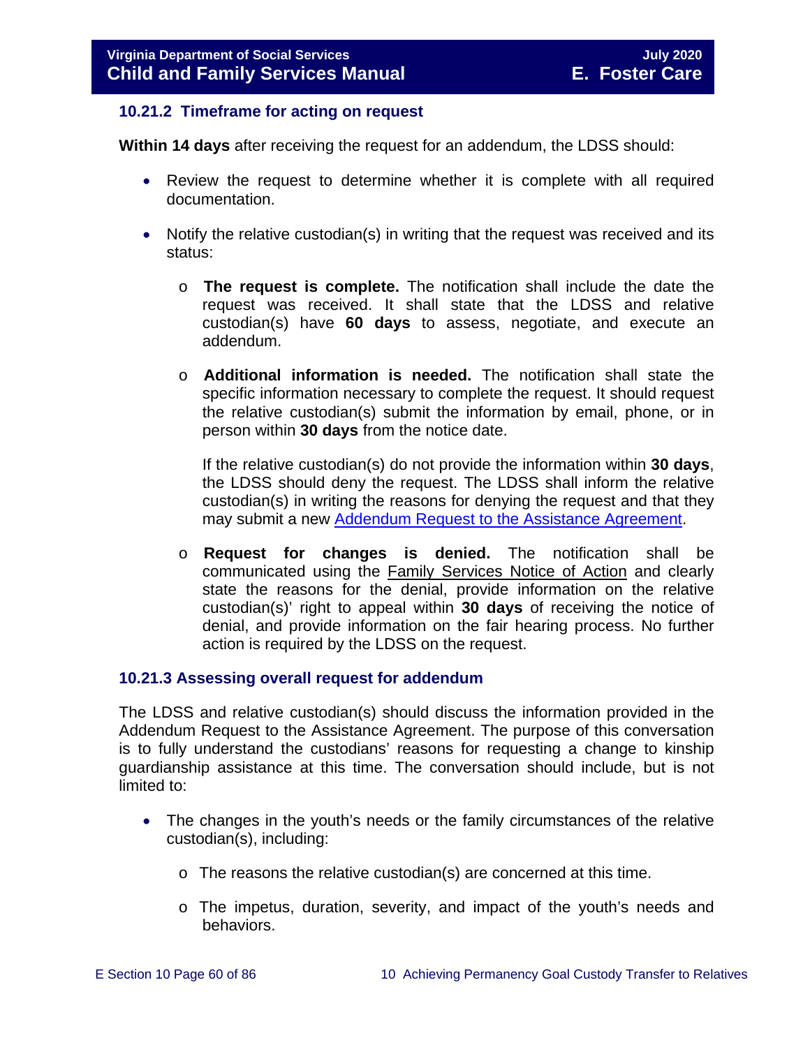### 10.21.2 Timeframe for acting on request

**Within 14 days** after receiving the request for an addendum, the LDSS should:

- Review the request to determine whether it is complete with all required documentation.
- Notify the relative custodian(s) in writing that the request was received and its status:
  - **The request is complete.** The notification shall include the date the request was received. It shall state that the LDSS and relative custodian(s) have **60 days** to assess, negotiate, and execute an addendum.
  - **Additional information is needed.** The notification shall state the specific information necessary to complete the request. It should request the relative custodian(s) submit the information by email, phone, or in person within **30 days** from the notice date.

    If the relative custodian(s) do not provide the information within **30 days**, the LDSS should deny the request. The LDSS shall inform the relative custodian(s) in writing the reasons for denying the request and that they may submit a new [Addendum Request to the Assistance Agreement](#).
  - **Request for changes is denied.** The notification shall be communicated using the Family Services Notice of Action and clearly state the reasons for the denial, provide information on the relative custodian(s)' right to appeal within **30 days** of receiving the notice of denial, and provide information on the fair hearing process. No further action is required by the LDSS on the request.

### 10.21.3 Assessing overall request for addendum

The LDSS and relative custodian(s) should discuss the information provided in the Addendum Request to the Assistance Agreement. The purpose of this conversation is to fully understand the custodians' reasons for requesting a change to kinship guardianship assistance at this time. The conversation should include, but is not limited to:

- The changes in the youth's needs or the family circumstances of the relative custodian(s), including:
  - The reasons the relative custodian(s) are concerned at this time.
  - The impetus, duration, severity, and impact of the youth's needs and behaviors.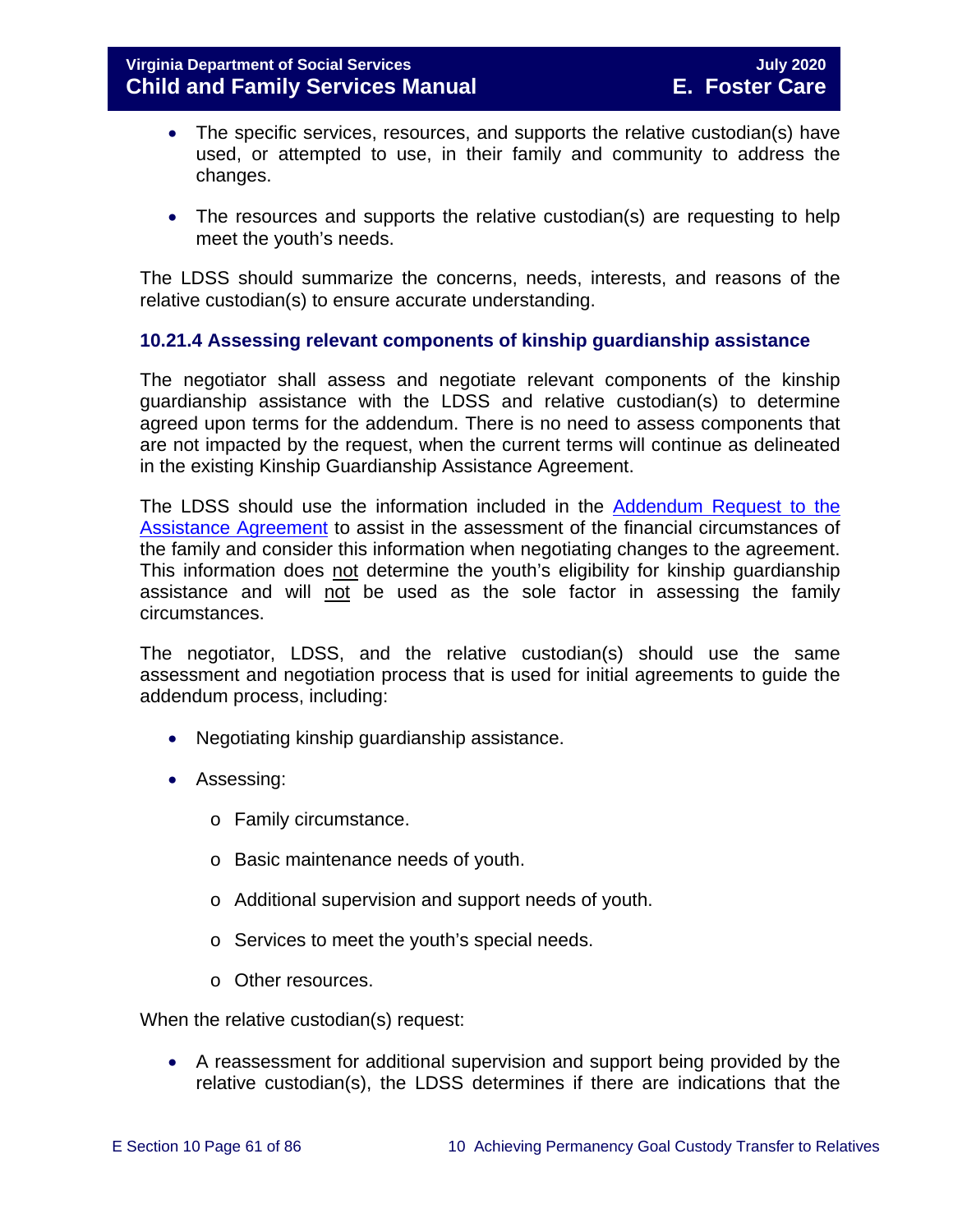- The specific services, resources, and supports the relative custodian(s) have used, or attempted to use, in their family and community to address the changes.

- The resources and supports the relative custodian(s) are requesting to help meet the youth's needs.

The LDSS should summarize the concerns, needs, interests, and reasons of the relative custodian(s) to ensure accurate understanding.

### 10.21.4 Assessing relevant components of kinship guardianship assistance

The negotiator shall assess and negotiate relevant components of the kinship guardianship assistance with the LDSS and relative custodian(s) to determine agreed upon terms for the addendum. There is no need to assess components that are not impacted by the request, when the current terms will continue as delineated in the existing Kinship Guardianship Assistance Agreement.

The LDSS should use the information included in the Addendum Request to the Assistance Agreement to assist in the assessment of the financial circumstances of the family and consider this information when negotiating changes to the agreement. This information does not determine the youth's eligibility for kinship guardianship assistance and will not be used as the sole factor in assessing the family circumstances.

The negotiator, LDSS, and the relative custodian(s) should use the same assessment and negotiation process that is used for initial agreements to guide the addendum process, including:

- Negotiating kinship guardianship assistance.
- Assessing:
  - Family circumstance.
  - Basic maintenance needs of youth.
  - Additional supervision and support needs of youth.
  - Services to meet the youth's special needs.
  - Other resources.

When the relative custodian(s) request:

- A reassessment for additional supervision and support being provided by the relative custodian(s), the LDSS determines if there are indications that the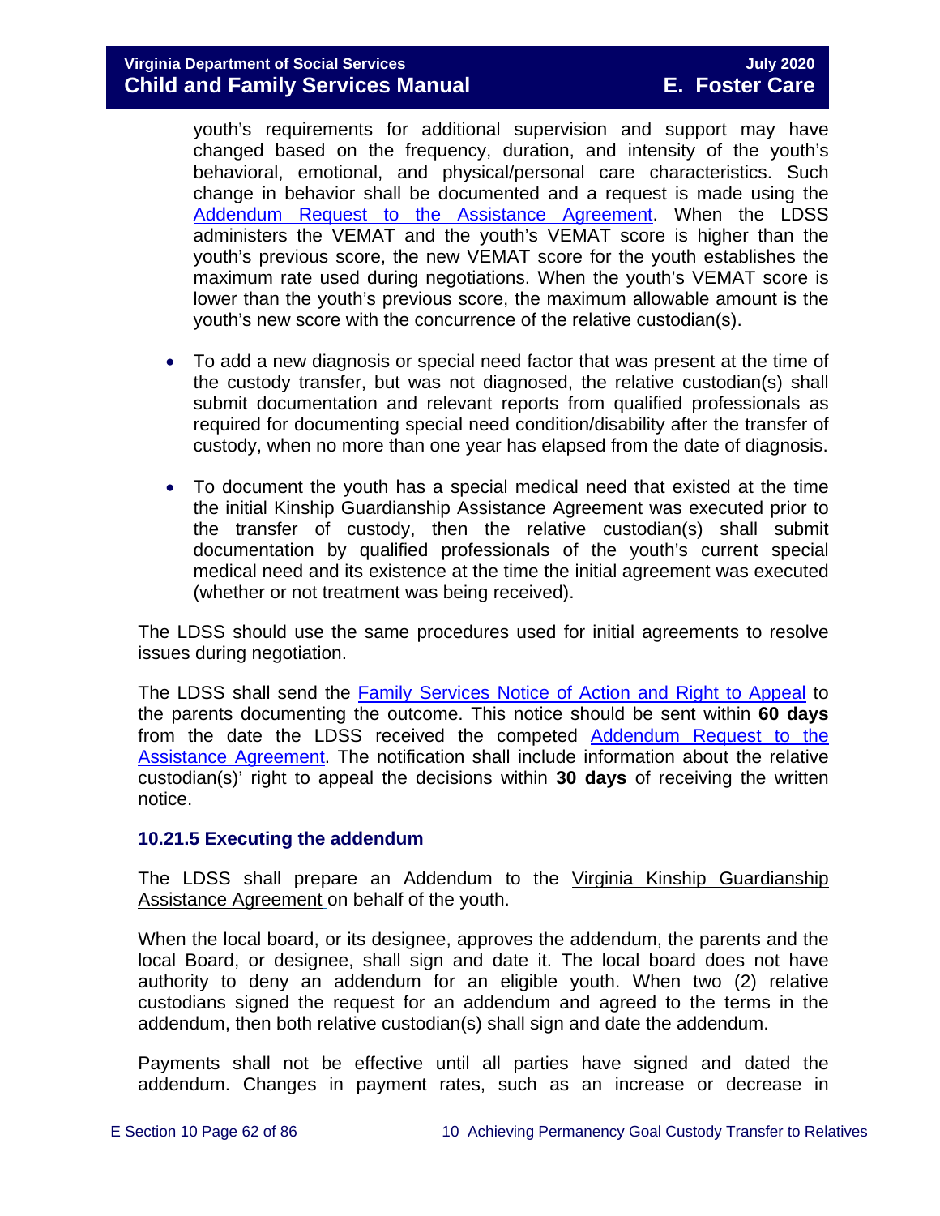youth's requirements for additional supervision and support may have changed based on the frequency, duration, and intensity of the youth's behavioral, emotional, and physical/personal care characteristics. Such change in behavior shall be documented and a request is made using the Addendum Request to the Assistance Agreement. When the LDSS administers the VEMAT and the youth's VEMAT score is higher than the youth's previous score, the new VEMAT score for the youth establishes the maximum rate used during negotiations. When the youth's VEMAT score is lower than the youth's previous score, the maximum allowable amount is the youth's new score with the concurrence of the relative custodian(s).

- To add a new diagnosis or special need factor that was present at the time of the custody transfer, but was not diagnosed, the relative custodian(s) shall submit documentation and relevant reports from qualified professionals as required for documenting special need condition/disability after the transfer of custody, when no more than one year has elapsed from the date of diagnosis.
- To document the youth has a special medical need that existed at the time the initial Kinship Guardianship Assistance Agreement was executed prior to the transfer of custody, then the relative custodian(s) shall submit documentation by qualified professionals of the youth's current special medical need and its existence at the time the initial agreement was executed (whether or not treatment was being received).

The LDSS should use the same procedures used for initial agreements to resolve issues during negotiation.

The LDSS shall send the Family Services Notice of Action and Right to Appeal to the parents documenting the outcome. This notice should be sent within **60 days** from the date the LDSS received the competed Addendum Request to the Assistance Agreement. The notification shall include information about the relative custodian(s)' right to appeal the decisions within **30 days** of receiving the written notice.

### 10.21.5 Executing the addendum

The LDSS shall prepare an Addendum to the Virginia Kinship Guardianship Assistance Agreement on behalf of the youth.

When the local board, or its designee, approves the addendum, the parents and the local Board, or designee, shall sign and date it. The local board does not have authority to deny an addendum for an eligible youth. When two (2) relative custodians signed the request for an addendum and agreed to the terms in the addendum, then both relative custodian(s) shall sign and date the addendum.

Payments shall not be effective until all parties have signed and dated the addendum. Changes in payment rates, such as an increase or decrease in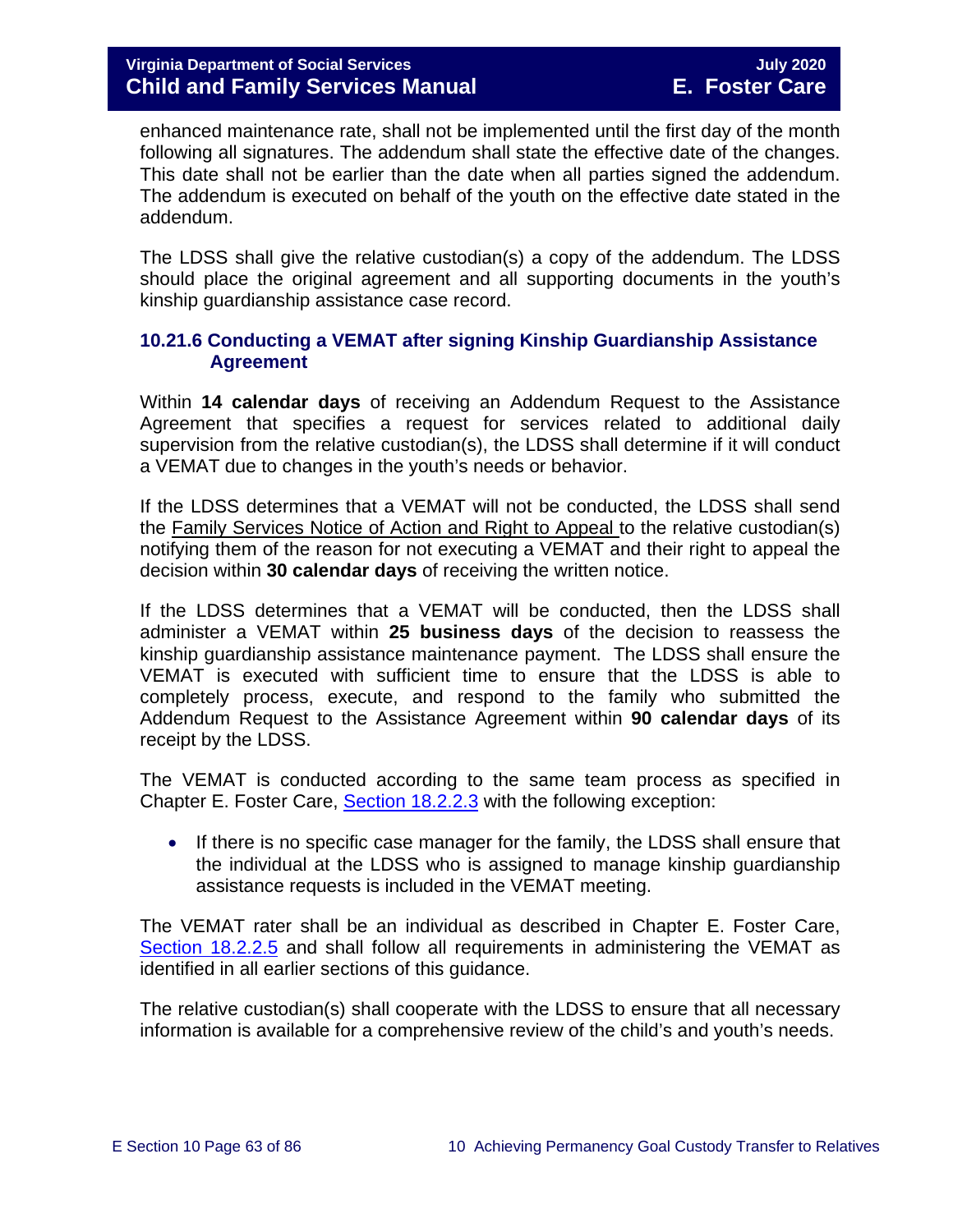enhanced maintenance rate, shall not be implemented until the first day of the month following all signatures. The addendum shall state the effective date of the changes. This date shall not be earlier than the date when all parties signed the addendum. The addendum is executed on behalf of the youth on the effective date stated in the addendum.

The LDSS shall give the relative custodian(s) a copy of the addendum. The LDSS should place the original agreement and all supporting documents in the youth's kinship guardianship assistance case record.

### 10.21.6 Conducting a VEMAT after signing Kinship Guardianship Assistance Agreement

Within **14 calendar days** of receiving an Addendum Request to the Assistance Agreement that specifies a request for services related to additional daily supervision from the relative custodian(s), the LDSS shall determine if it will conduct a VEMAT due to changes in the youth's needs or behavior.

If the LDSS determines that a VEMAT will not be conducted, the LDSS shall send the Family Services Notice of Action and Right to Appeal to the relative custodian(s) notifying them of the reason for not executing a VEMAT and their right to appeal the decision within **30 calendar days** of receiving the written notice.

If the LDSS determines that a VEMAT will be conducted, then the LDSS shall administer a VEMAT within **25 business days** of the decision to reassess the kinship guardianship assistance maintenance payment. The LDSS shall ensure the VEMAT is executed with sufficient time to ensure that the LDSS is able to completely process, execute, and respond to the family who submitted the Addendum Request to the Assistance Agreement within **90 calendar days** of its receipt by the LDSS.

The VEMAT is conducted according to the same team process as specified in Chapter E. Foster Care, [Section 18.2.2.3](#) with the following exception:

- If there is no specific case manager for the family, the LDSS shall ensure that the individual at the LDSS who is assigned to manage kinship guardianship assistance requests is included in the VEMAT meeting.

The VEMAT rater shall be an individual as described in Chapter E. Foster Care, [Section 18.2.2.5](#) and shall follow all requirements in administering the VEMAT as identified in all earlier sections of this guidance.

The relative custodian(s) shall cooperate with the LDSS to ensure that all necessary information is available for a comprehensive review of the child's and youth's needs.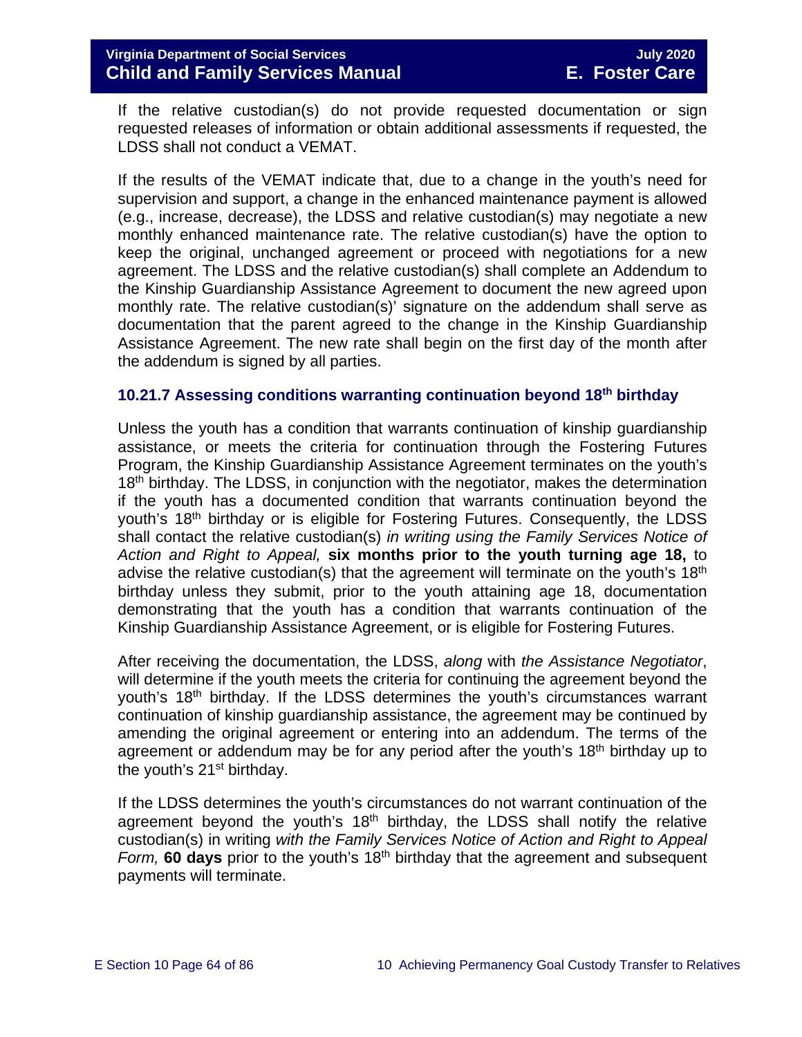If the relative custodian(s) do not provide requested documentation or sign requested releases of information or obtain additional assessments if requested, the LDSS shall not conduct a VEMAT.

If the results of the VEMAT indicate that, due to a change in the youth's need for supervision and support, a change in the enhanced maintenance payment is allowed (e.g., increase, decrease), the LDSS and relative custodian(s) may negotiate a new monthly enhanced maintenance rate. The relative custodian(s) have the option to keep the original, unchanged agreement or proceed with negotiations for a new agreement. The LDSS and the relative custodian(s) shall complete an Addendum to the Kinship Guardianship Assistance Agreement to document the new agreed upon monthly rate. The relative custodian(s)' signature on the addendum shall serve as documentation that the parent agreed to the change in the Kinship Guardianship Assistance Agreement. The new rate shall begin on the first day of the month after the addendum is signed by all parties.

### 10.21.7 Assessing conditions warranting continuation beyond 18th birthday

Unless the youth has a condition that warrants continuation of kinship guardianship assistance, or meets the criteria for continuation through the Fostering Futures Program, the Kinship Guardianship Assistance Agreement terminates on the youth's 18th birthday. The LDSS, in conjunction with the negotiator, makes the determination if the youth has a documented condition that warrants continuation beyond the youth's 18th birthday or is eligible for Fostering Futures. Consequently, the LDSS shall contact the relative custodian(s) *in writing using the Family Services Notice of Action and Right to Appeal,* **six months prior to the youth turning age 18,** to advise the relative custodian(s) that the agreement will terminate on the youth's 18th birthday unless they submit, prior to the youth attaining age 18, documentation demonstrating that the youth has a condition that warrants continuation of the Kinship Guardianship Assistance Agreement, or is eligible for Fostering Futures.

After receiving the documentation, the LDSS, *along* with *the Assistance Negotiator*, will determine if the youth meets the criteria for continuing the agreement beyond the youth's 18th birthday. If the LDSS determines the youth's circumstances warrant continuation of kinship guardianship assistance, the agreement may be continued by amending the original agreement or entering into an addendum. The terms of the agreement or addendum may be for any period after the youth's 18th birthday up to the youth's 21st birthday.

If the LDSS determines the youth's circumstances do not warrant continuation of the agreement beyond the youth's 18th birthday, the LDSS shall notify the relative custodian(s) in writing *with the Family Services Notice of Action and Right to Appeal Form,* **60 days** prior to the youth's 18th birthday that the agreement and subsequent payments will terminate.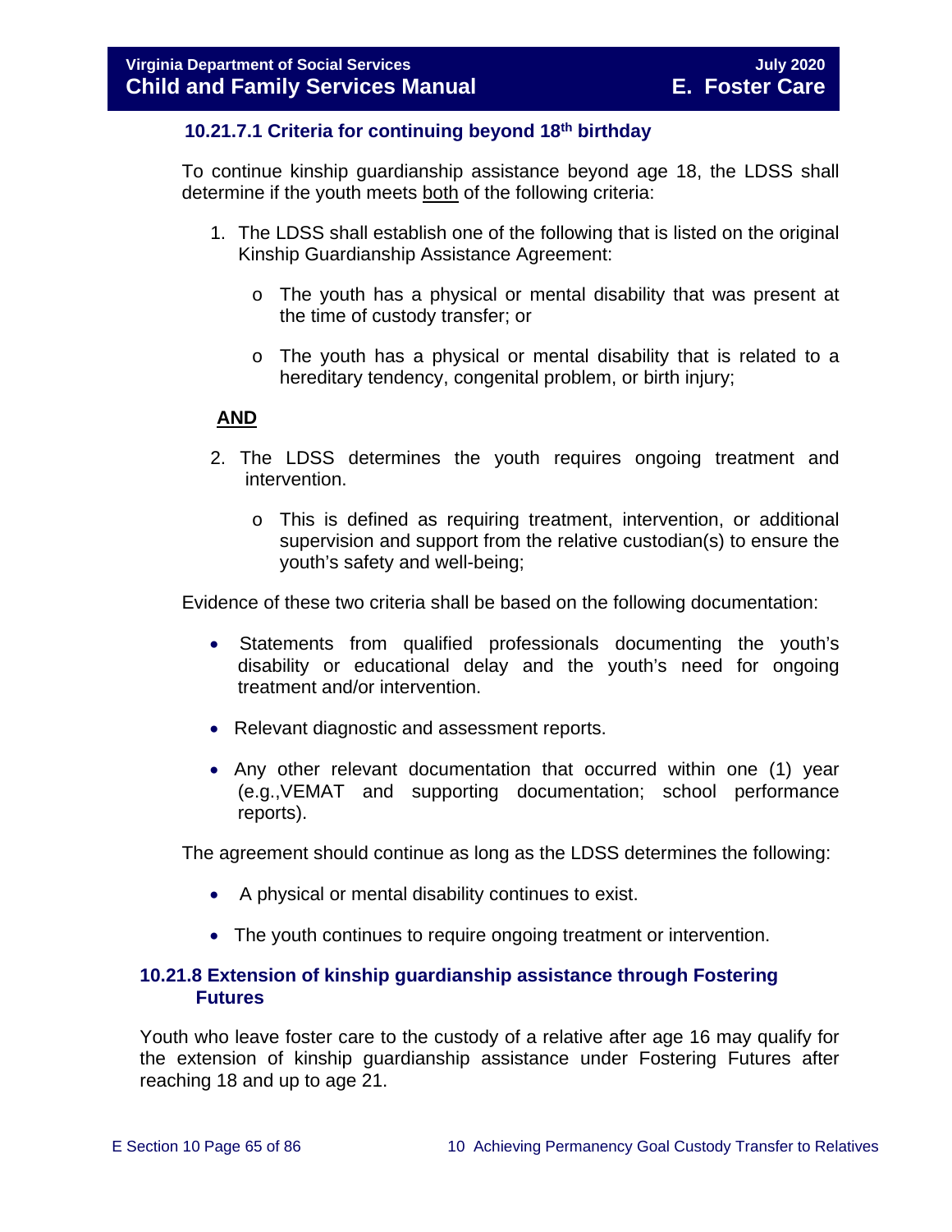#### 10.21.7.1 Criteria for continuing beyond 18th birthday

To continue kinship guardianship assistance beyond age 18, the LDSS shall determine if the youth meets <u>both</u> of the following criteria:

1. The LDSS shall establish one of the following that is listed on the original Kinship Guardianship Assistance Agreement:
   - The youth has a physical or mental disability that was present at the time of custody transfer; or
   - The youth has a physical or mental disability that is related to a hereditary tendency, congenital problem, or birth injury;

   **<u>AND</u>**

2. The LDSS determines the youth requires ongoing treatment and intervention.
   - This is defined as requiring treatment, intervention, or additional supervision and support from the relative custodian(s) to ensure the youth's safety and well-being;

Evidence of these two criteria shall be based on the following documentation:

- Statements from qualified professionals documenting the youth's disability or educational delay and the youth's need for ongoing treatment and/or intervention.
- Relevant diagnostic and assessment reports.
- Any other relevant documentation that occurred within one (1) year (e.g.,VEMAT and supporting documentation; school performance reports).

The agreement should continue as long as the LDSS determines the following:

- A physical or mental disability continues to exist.
- The youth continues to require ongoing treatment or intervention.

### 10.21.8 Extension of kinship guardianship assistance through Fostering Futures

Youth who leave foster care to the custody of a relative after age 16 may qualify for the extension of kinship guardianship assistance under Fostering Futures after reaching 18 and up to age 21.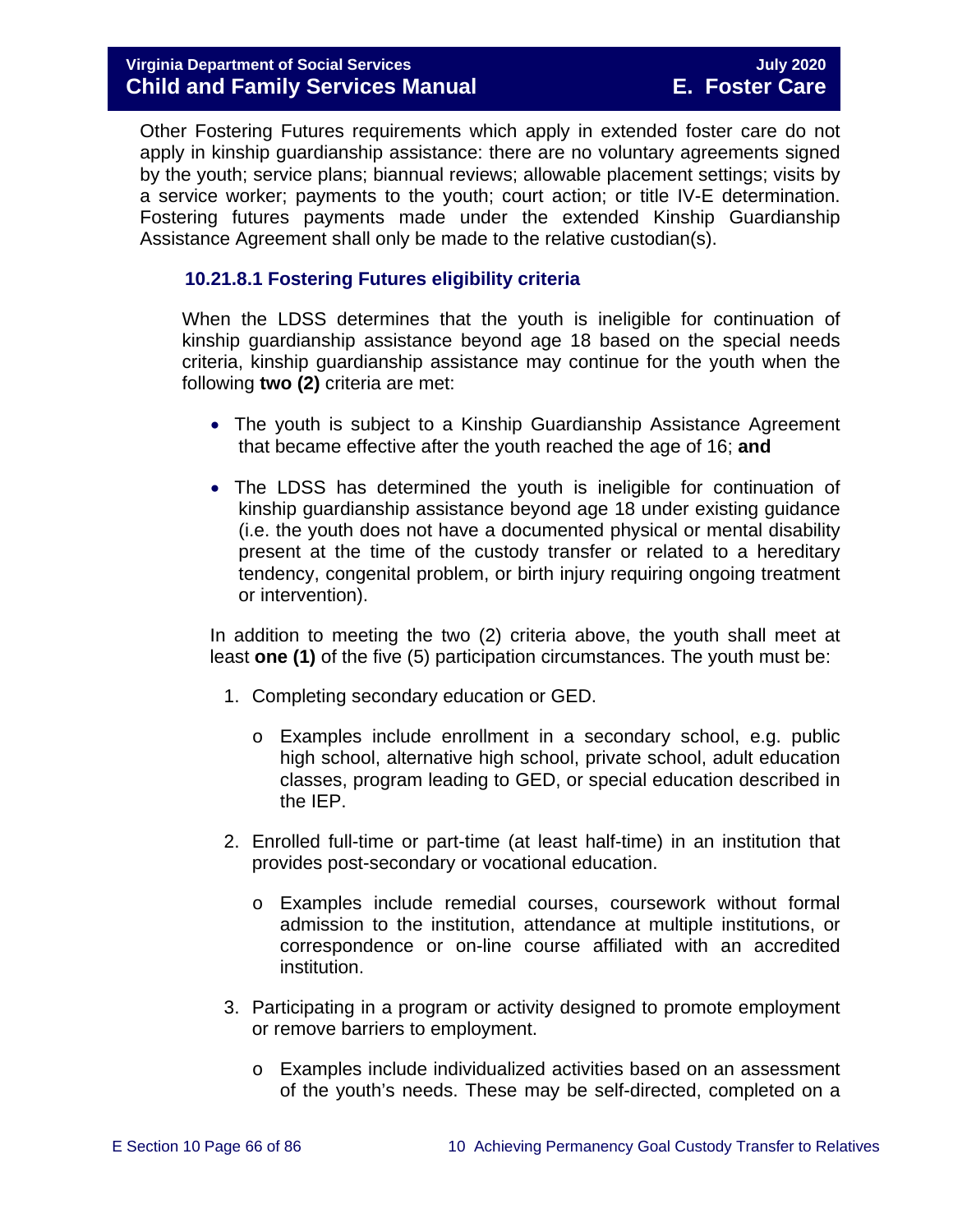Other Fostering Futures requirements which apply in extended foster care do not apply in kinship guardianship assistance: there are no voluntary agreements signed by the youth; service plans; biannual reviews; allowable placement settings; visits by a service worker; payments to the youth; court action; or title IV-E determination. Fostering futures payments made under the extended Kinship Guardianship Assistance Agreement shall only be made to the relative custodian(s).

### 10.21.8.1 Fostering Futures eligibility criteria

When the LDSS determines that the youth is ineligible for continuation of kinship guardianship assistance beyond age 18 based on the special needs criteria, kinship guardianship assistance may continue for the youth when the following **two (2)** criteria are met:

- The youth is subject to a Kinship Guardianship Assistance Agreement that became effective after the youth reached the age of 16; **and**
- The LDSS has determined the youth is ineligible for continuation of kinship guardianship assistance beyond age 18 under existing guidance (i.e. the youth does not have a documented physical or mental disability present at the time of the custody transfer or related to a hereditary tendency, congenital problem, or birth injury requiring ongoing treatment or intervention).

In addition to meeting the two (2) criteria above, the youth shall meet at least **one (1)** of the five (5) participation circumstances. The youth must be:

1. Completing secondary education or GED.
    - Examples include enrollment in a secondary school, e.g. public high school, alternative high school, private school, adult education classes, program leading to GED, or special education described in the IEP.
2. Enrolled full-time or part-time (at least half-time) in an institution that provides post-secondary or vocational education.
    - Examples include remedial courses, coursework without formal admission to the institution, attendance at multiple institutions, or correspondence or on-line course affiliated with an accredited institution.
3. Participating in a program or activity designed to promote employment or remove barriers to employment.
    - Examples include individualized activities based on an assessment of the youth's needs. These may be self-directed, completed on a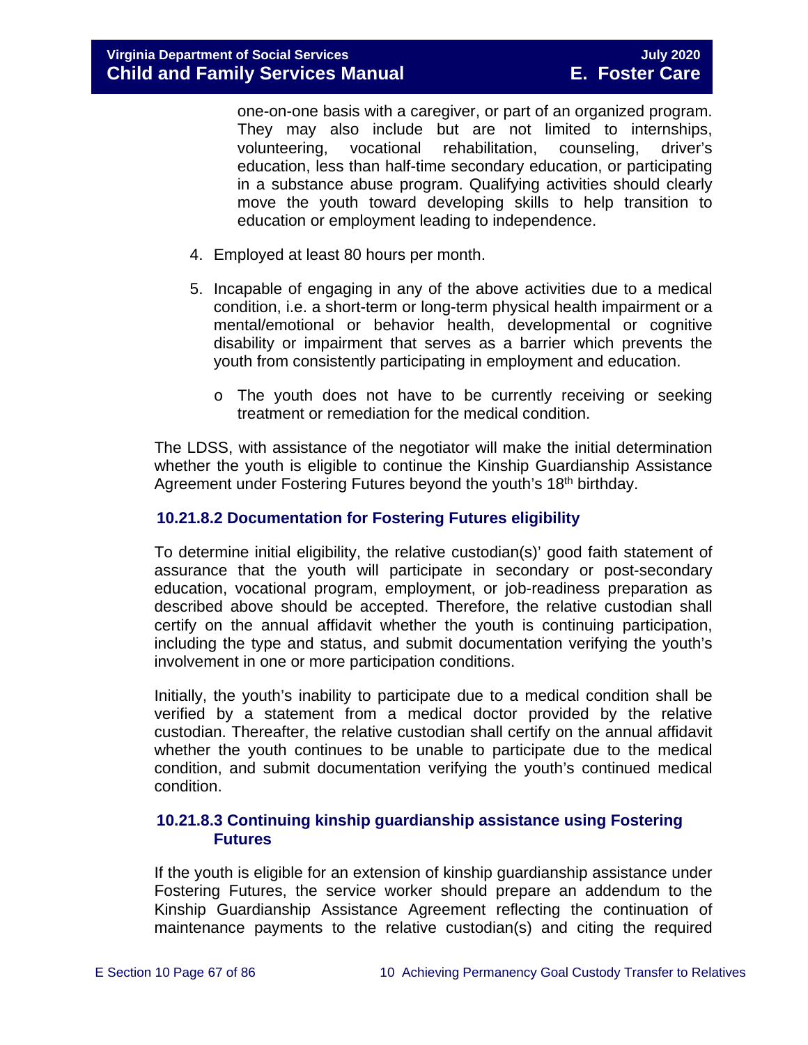one-on-one basis with a caregiver, or part of an organized program. They may also include but are not limited to internships, volunteering, vocational rehabilitation, counseling, driver's education, less than half-time secondary education, or participating in a substance abuse program. Qualifying activities should clearly move the youth toward developing skills to help transition to education or employment leading to independence.

4. Employed at least 80 hours per month.

5. Incapable of engaging in any of the above activities due to a medical condition, i.e. a short-term or long-term physical health impairment or a mental/emotional or behavior health, developmental or cognitive disability or impairment that serves as a barrier which prevents the youth from consistently participating in employment and education.

   - The youth does not have to be currently receiving or seeking treatment or remediation for the medical condition.

The LDSS, with assistance of the negotiator will make the initial determination whether the youth is eligible to continue the Kinship Guardianship Assistance Agreement under Fostering Futures beyond the youth's 18th birthday.

### 10.21.8.2 Documentation for Fostering Futures eligibility

To determine initial eligibility, the relative custodian(s)' good faith statement of assurance that the youth will participate in secondary or post-secondary education, vocational program, employment, or job-readiness preparation as described above should be accepted. Therefore, the relative custodian shall certify on the annual affidavit whether the youth is continuing participation, including the type and status, and submit documentation verifying the youth's involvement in one or more participation conditions.

Initially, the youth's inability to participate due to a medical condition shall be verified by a statement from a medical doctor provided by the relative custodian. Thereafter, the relative custodian shall certify on the annual affidavit whether the youth continues to be unable to participate due to the medical condition, and submit documentation verifying the youth's continued medical condition.

### 10.21.8.3 Continuing kinship guardianship assistance using Fostering Futures

If the youth is eligible for an extension of kinship guardianship assistance under Fostering Futures, the service worker should prepare an addendum to the Kinship Guardianship Assistance Agreement reflecting the continuation of maintenance payments to the relative custodian(s) and citing the required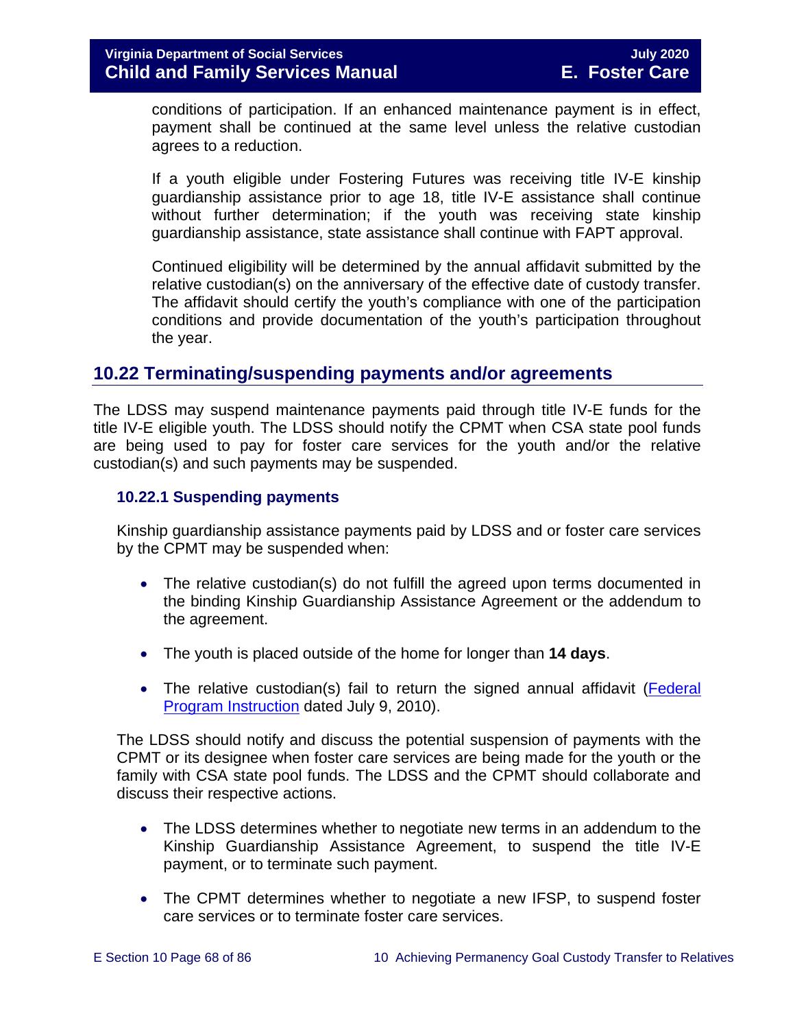conditions of participation. If an enhanced maintenance payment is in effect, payment shall be continued at the same level unless the relative custodian agrees to a reduction.

If a youth eligible under Fostering Futures was receiving title IV-E kinship guardianship assistance prior to age 18, title IV-E assistance shall continue without further determination; if the youth was receiving state kinship guardianship assistance, state assistance shall continue with FAPT approval.

Continued eligibility will be determined by the annual affidavit submitted by the relative custodian(s) on the anniversary of the effective date of custody transfer. The affidavit should certify the youth's compliance with one of the participation conditions and provide documentation of the youth's participation throughout the year.

## 10.22 Terminating/suspending payments and/or agreements

The LDSS may suspend maintenance payments paid through title IV-E funds for the title IV-E eligible youth. The LDSS should notify the CPMT when CSA state pool funds are being used to pay for foster care services for the youth and/or the relative custodian(s) and such payments may be suspended.

### 10.22.1 Suspending payments

Kinship guardianship assistance payments paid by LDSS and or foster care services by the CPMT may be suspended when:

- The relative custodian(s) do not fulfill the agreed upon terms documented in the binding Kinship Guardianship Assistance Agreement or the addendum to the agreement.
- The youth is placed outside of the home for longer than **14 days**.
- The relative custodian(s) fail to return the signed annual affidavit (Federal Program Instruction dated July 9, 2010).

The LDSS should notify and discuss the potential suspension of payments with the CPMT or its designee when foster care services are being made for the youth or the family with CSA state pool funds. The LDSS and the CPMT should collaborate and discuss their respective actions.

- The LDSS determines whether to negotiate new terms in an addendum to the Kinship Guardianship Assistance Agreement, to suspend the title IV-E payment, or to terminate such payment.
- The CPMT determines whether to negotiate a new IFSP, to suspend foster care services or to terminate foster care services.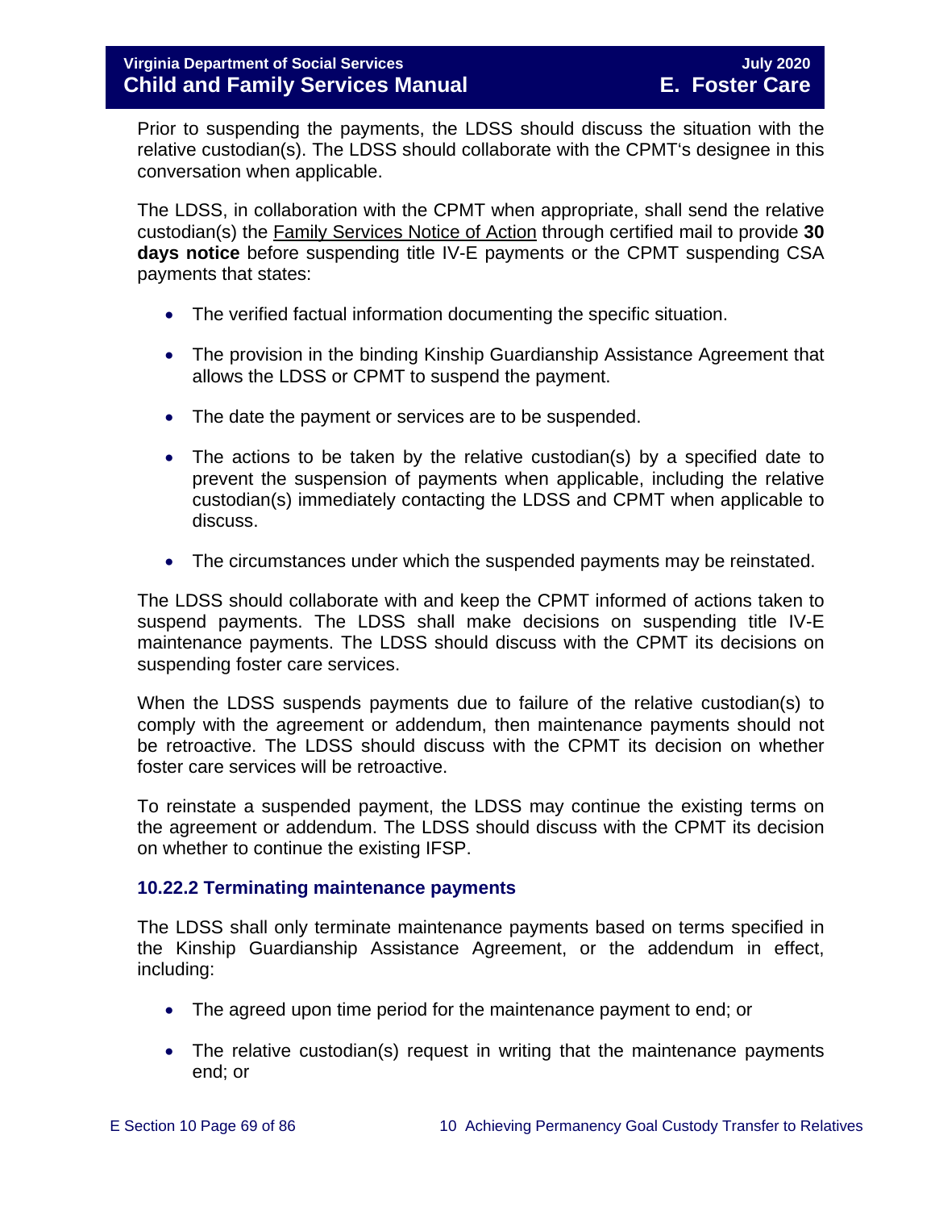Prior to suspending the payments, the LDSS should discuss the situation with the relative custodian(s). The LDSS should collaborate with the CPMT's designee in this conversation when applicable.

The LDSS, in collaboration with the CPMT when appropriate, shall send the relative custodian(s) the Family Services Notice of Action through certified mail to provide **30 days notice** before suspending title IV-E payments or the CPMT suspending CSA payments that states:

- The verified factual information documenting the specific situation.
- The provision in the binding Kinship Guardianship Assistance Agreement that allows the LDSS or CPMT to suspend the payment.
- The date the payment or services are to be suspended.
- The actions to be taken by the relative custodian(s) by a specified date to prevent the suspension of payments when applicable, including the relative custodian(s) immediately contacting the LDSS and CPMT when applicable to discuss.
- The circumstances under which the suspended payments may be reinstated.

The LDSS should collaborate with and keep the CPMT informed of actions taken to suspend payments. The LDSS shall make decisions on suspending title IV-E maintenance payments. The LDSS should discuss with the CPMT its decisions on suspending foster care services.

When the LDSS suspends payments due to failure of the relative custodian(s) to comply with the agreement or addendum, then maintenance payments should not be retroactive. The LDSS should discuss with the CPMT its decision on whether foster care services will be retroactive.

To reinstate a suspended payment, the LDSS may continue the existing terms on the agreement or addendum. The LDSS should discuss with the CPMT its decision on whether to continue the existing IFSP.

### 10.22.2 Terminating maintenance payments

The LDSS shall only terminate maintenance payments based on terms specified in the Kinship Guardianship Assistance Agreement, or the addendum in effect, including:

- The agreed upon time period for the maintenance payment to end; or
- The relative custodian(s) request in writing that the maintenance payments end; or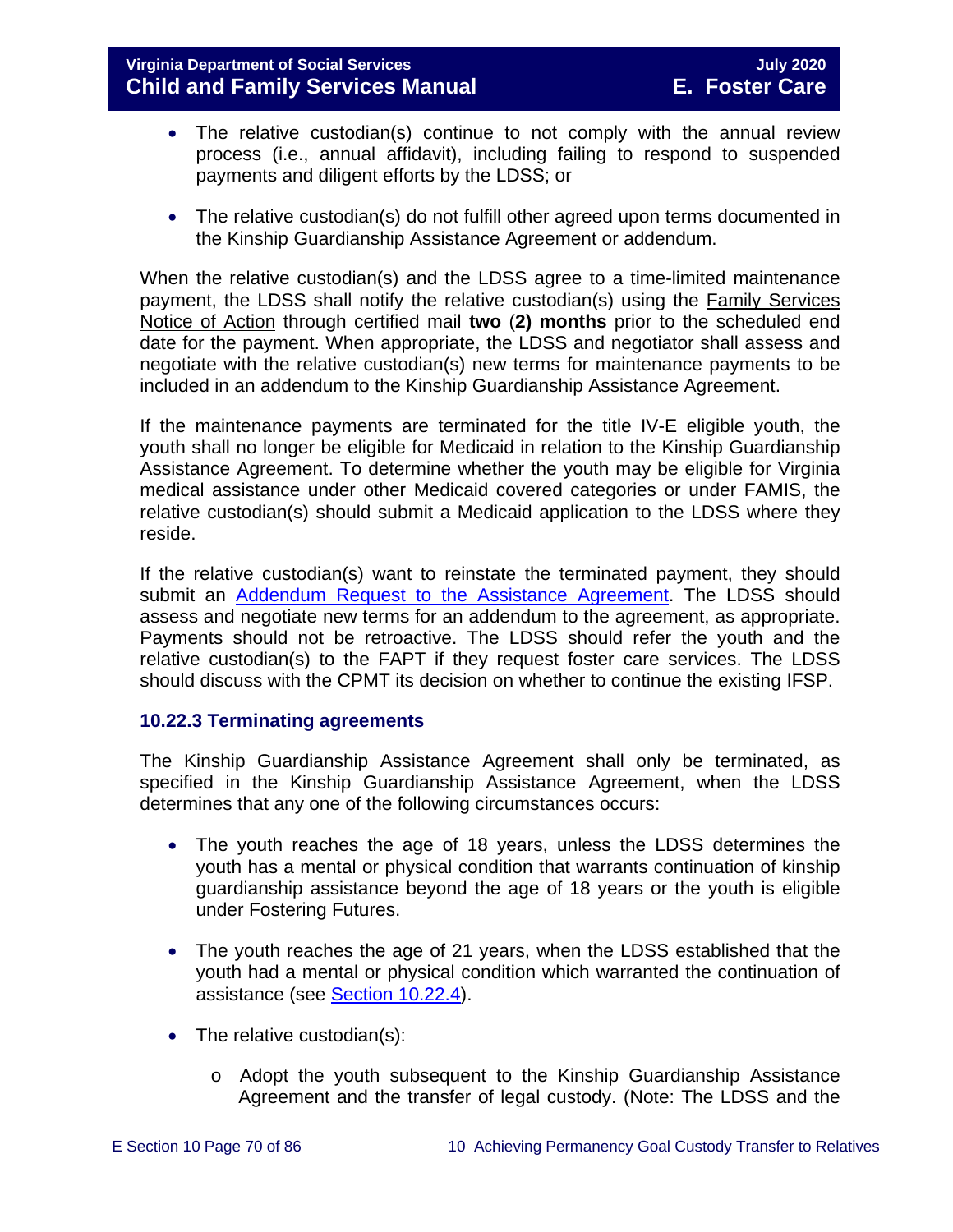- The relative custodian(s) continue to not comply with the annual review process (i.e., annual affidavit), including failing to respond to suspended payments and diligent efforts by the LDSS; or
- The relative custodian(s) do not fulfill other agreed upon terms documented in the Kinship Guardianship Assistance Agreement or addendum.

When the relative custodian(s) and the LDSS agree to a time-limited maintenance payment, the LDSS shall notify the relative custodian(s) using the Family Services Notice of Action through certified mail **two** (**2) months** prior to the scheduled end date for the payment. When appropriate, the LDSS and negotiator shall assess and negotiate with the relative custodian(s) new terms for maintenance payments to be included in an addendum to the Kinship Guardianship Assistance Agreement.

If the maintenance payments are terminated for the title IV-E eligible youth, the youth shall no longer be eligible for Medicaid in relation to the Kinship Guardianship Assistance Agreement. To determine whether the youth may be eligible for Virginia medical assistance under other Medicaid covered categories or under FAMIS, the relative custodian(s) should submit a Medicaid application to the LDSS where they reside.

If the relative custodian(s) want to reinstate the terminated payment, they should submit an Addendum Request to the Assistance Agreement. The LDSS should assess and negotiate new terms for an addendum to the agreement, as appropriate. Payments should not be retroactive. The LDSS should refer the youth and the relative custodian(s) to the FAPT if they request foster care services. The LDSS should discuss with the CPMT its decision on whether to continue the existing IFSP.

### 10.22.3 Terminating agreements

The Kinship Guardianship Assistance Agreement shall only be terminated, as specified in the Kinship Guardianship Assistance Agreement, when the LDSS determines that any one of the following circumstances occurs:

- The youth reaches the age of 18 years, unless the LDSS determines the youth has a mental or physical condition that warrants continuation of kinship guardianship assistance beyond the age of 18 years or the youth is eligible under Fostering Futures.
- The youth reaches the age of 21 years, when the LDSS established that the youth had a mental or physical condition which warranted the continuation of assistance (see Section 10.22.4).
- The relative custodian(s):
  - Adopt the youth subsequent to the Kinship Guardianship Assistance Agreement and the transfer of legal custody. (Note: The LDSS and the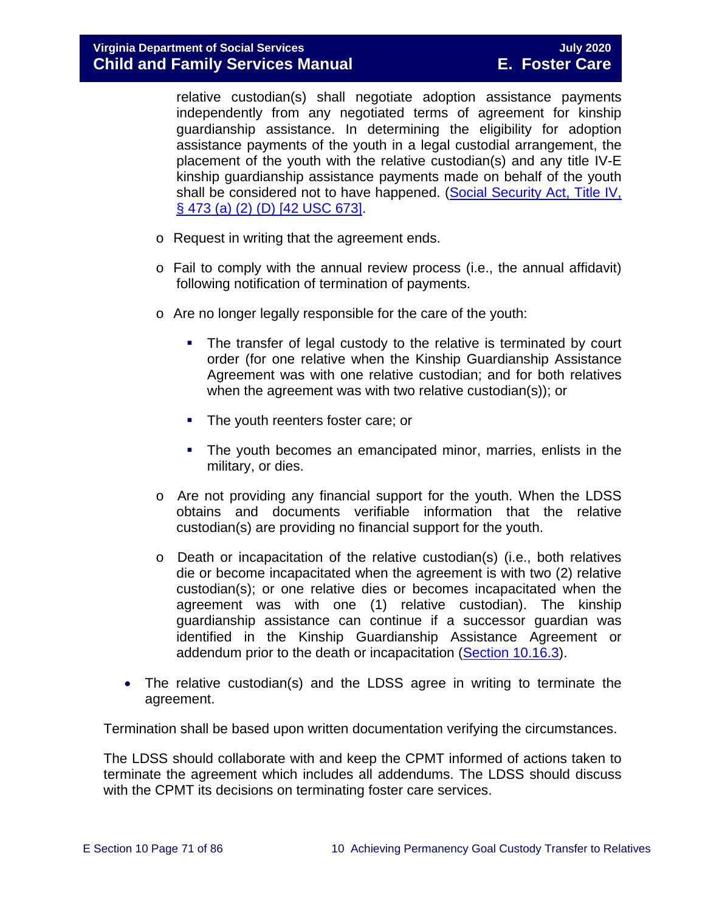relative custodian(s) shall negotiate adoption assistance payments independently from any negotiated terms of agreement for kinship guardianship assistance. In determining the eligibility for adoption assistance payments of the youth in a legal custodial arrangement, the placement of the youth with the relative custodian(s) and any title IV-E kinship guardianship assistance payments made on behalf of the youth shall be considered not to have happened. ([Social Security Act, Title IV, § 473 (a) (2) (D) [42 USC 673]](#)).

  - Request in writing that the agreement ends.
  - Fail to comply with the annual review process (i.e., the annual affidavit) following notification of termination of payments.
  - Are no longer legally responsible for the care of the youth:
    - The transfer of legal custody to the relative is terminated by court order (for one relative when the Kinship Guardianship Assistance Agreement was with one relative custodian; and for both relatives when the agreement was with two relative custodian(s)); or
    - The youth reenters foster care; or
    - The youth becomes an emancipated minor, marries, enlists in the military, or dies.
  - Are not providing any financial support for the youth. When the LDSS obtains and documents verifiable information that the relative custodian(s) are providing no financial support for the youth.
  - Death or incapacitation of the relative custodian(s) (i.e., both relatives die or become incapacitated when the agreement is with two (2) relative custodian(s); or one relative dies or becomes incapacitated when the agreement was with one (1) relative custodian). The kinship guardianship assistance can continue if a successor guardian was identified in the Kinship Guardianship Assistance Agreement or addendum prior to the death or incapacitation ([Section 10.16.3](#)).

- The relative custodian(s) and the LDSS agree in writing to terminate the agreement.

Termination shall be based upon written documentation verifying the circumstances.

The LDSS should collaborate with and keep the CPMT informed of actions taken to terminate the agreement which includes all addendums. The LDSS should discuss with the CPMT its decisions on terminating foster care services.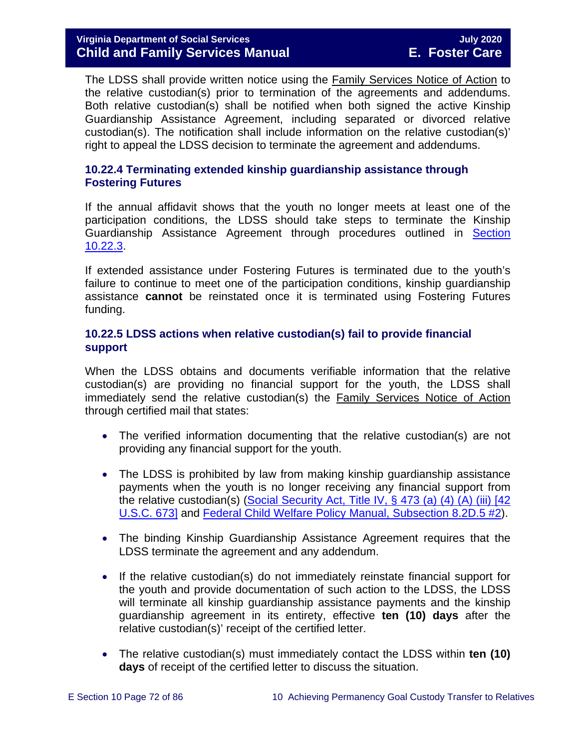The LDSS shall provide written notice using the Family Services Notice of Action to the relative custodian(s) prior to termination of the agreements and addendums. Both relative custodian(s) shall be notified when both signed the active Kinship Guardianship Assistance Agreement, including separated or divorced relative custodian(s). The notification shall include information on the relative custodian(s)' right to appeal the LDSS decision to terminate the agreement and addendums.

### 10.22.4 Terminating extended kinship guardianship assistance through Fostering Futures

If the annual affidavit shows that the youth no longer meets at least one of the participation conditions, the LDSS should take steps to terminate the Kinship Guardianship Assistance Agreement through procedures outlined in [Section 10.22.3](#).

If extended assistance under Fostering Futures is terminated due to the youth's failure to continue to meet one of the participation conditions, kinship guardianship assistance **cannot** be reinstated once it is terminated using Fostering Futures funding.

### 10.22.5 LDSS actions when relative custodian(s) fail to provide financial support

When the LDSS obtains and documents verifiable information that the relative custodian(s) are providing no financial support for the youth, the LDSS shall immediately send the relative custodian(s) the Family Services Notice of Action through certified mail that states:

- The verified information documenting that the relative custodian(s) are not providing any financial support for the youth.
- The LDSS is prohibited by law from making kinship guardianship assistance payments when the youth is no longer receiving any financial support from the relative custodian(s) ([Social Security Act, Title IV, § 473 (a) (4) (A) (iii) [42 U.S.C. 673]](#) and [Federal Child Welfare Policy Manual, Subsection 8.2D.5 #2](#)).
- The binding Kinship Guardianship Assistance Agreement requires that the LDSS terminate the agreement and any addendum.
- If the relative custodian(s) do not immediately reinstate financial support for the youth and provide documentation of such action to the LDSS, the LDSS will terminate all kinship guardianship assistance payments and the kinship guardianship agreement in its entirety, effective **ten (10) days** after the relative custodian(s)' receipt of the certified letter.
- The relative custodian(s) must immediately contact the LDSS within **ten (10) days** of receipt of the certified letter to discuss the situation.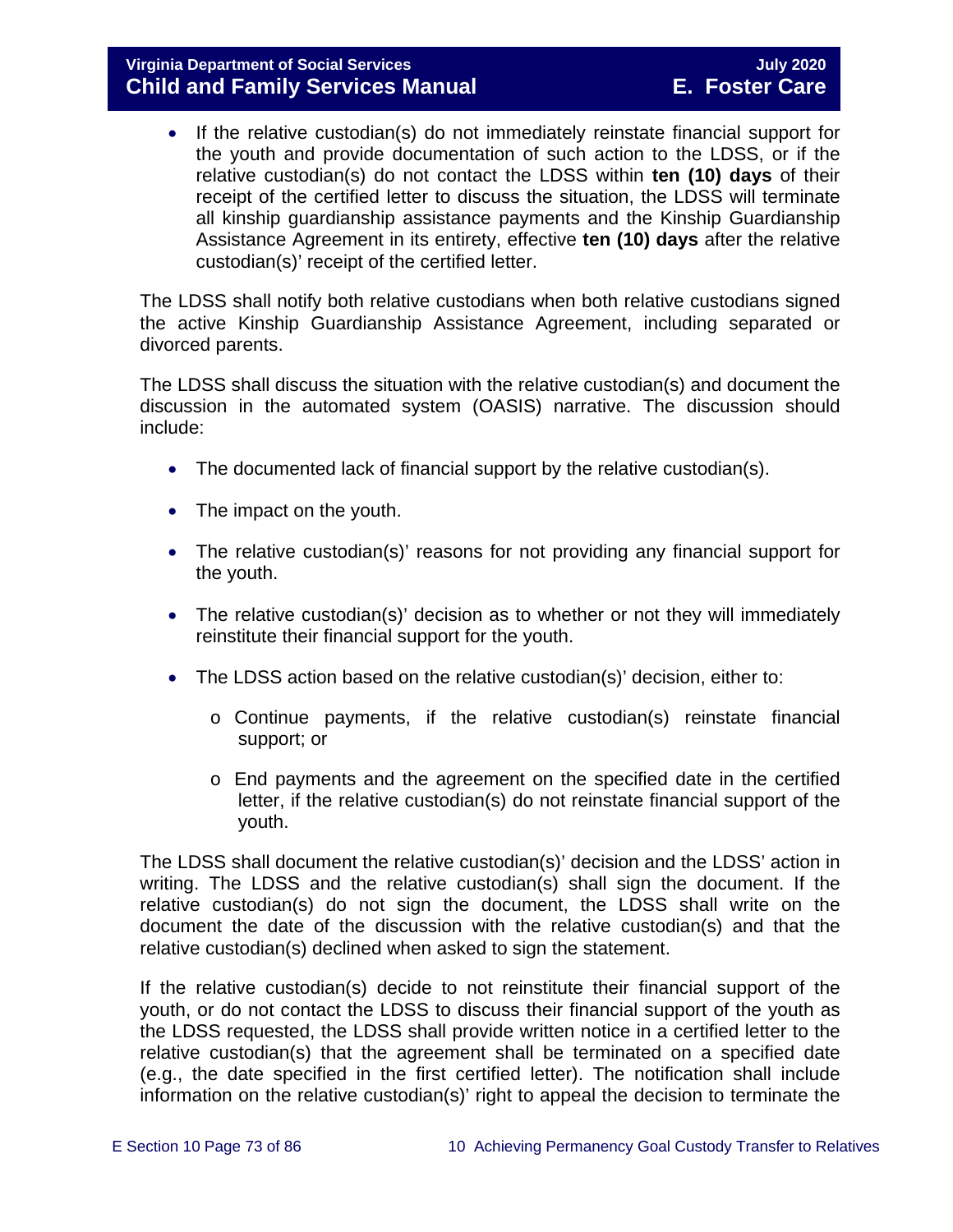- If the relative custodian(s) do not immediately reinstate financial support for the youth and provide documentation of such action to the LDSS, or if the relative custodian(s) do not contact the LDSS within **ten (10) days** of their receipt of the certified letter to discuss the situation, the LDSS will terminate all kinship guardianship assistance payments and the Kinship Guardianship Assistance Agreement in its entirety, effective **ten (10) days** after the relative custodian(s)' receipt of the certified letter.

The LDSS shall notify both relative custodians when both relative custodians signed the active Kinship Guardianship Assistance Agreement, including separated or divorced parents.

The LDSS shall discuss the situation with the relative custodian(s) and document the discussion in the automated system (OASIS) narrative. The discussion should include:

- The documented lack of financial support by the relative custodian(s).
- The impact on the youth.
- The relative custodian(s)' reasons for not providing any financial support for the youth.
- The relative custodian(s)' decision as to whether or not they will immediately reinstitute their financial support for the youth.
- The LDSS action based on the relative custodian(s)' decision, either to:
  - Continue payments, if the relative custodian(s) reinstate financial support; or
  - End payments and the agreement on the specified date in the certified letter, if the relative custodian(s) do not reinstate financial support of the youth.

The LDSS shall document the relative custodian(s)' decision and the LDSS' action in writing. The LDSS and the relative custodian(s) shall sign the document. If the relative custodian(s) do not sign the document, the LDSS shall write on the document the date of the discussion with the relative custodian(s) and that the relative custodian(s) declined when asked to sign the statement.

If the relative custodian(s) decide to not reinstitute their financial support of the youth, or do not contact the LDSS to discuss their financial support of the youth as the LDSS requested, the LDSS shall provide written notice in a certified letter to the relative custodian(s) that the agreement shall be terminated on a specified date (e.g., the date specified in the first certified letter). The notification shall include information on the relative custodian(s)' right to appeal the decision to terminate the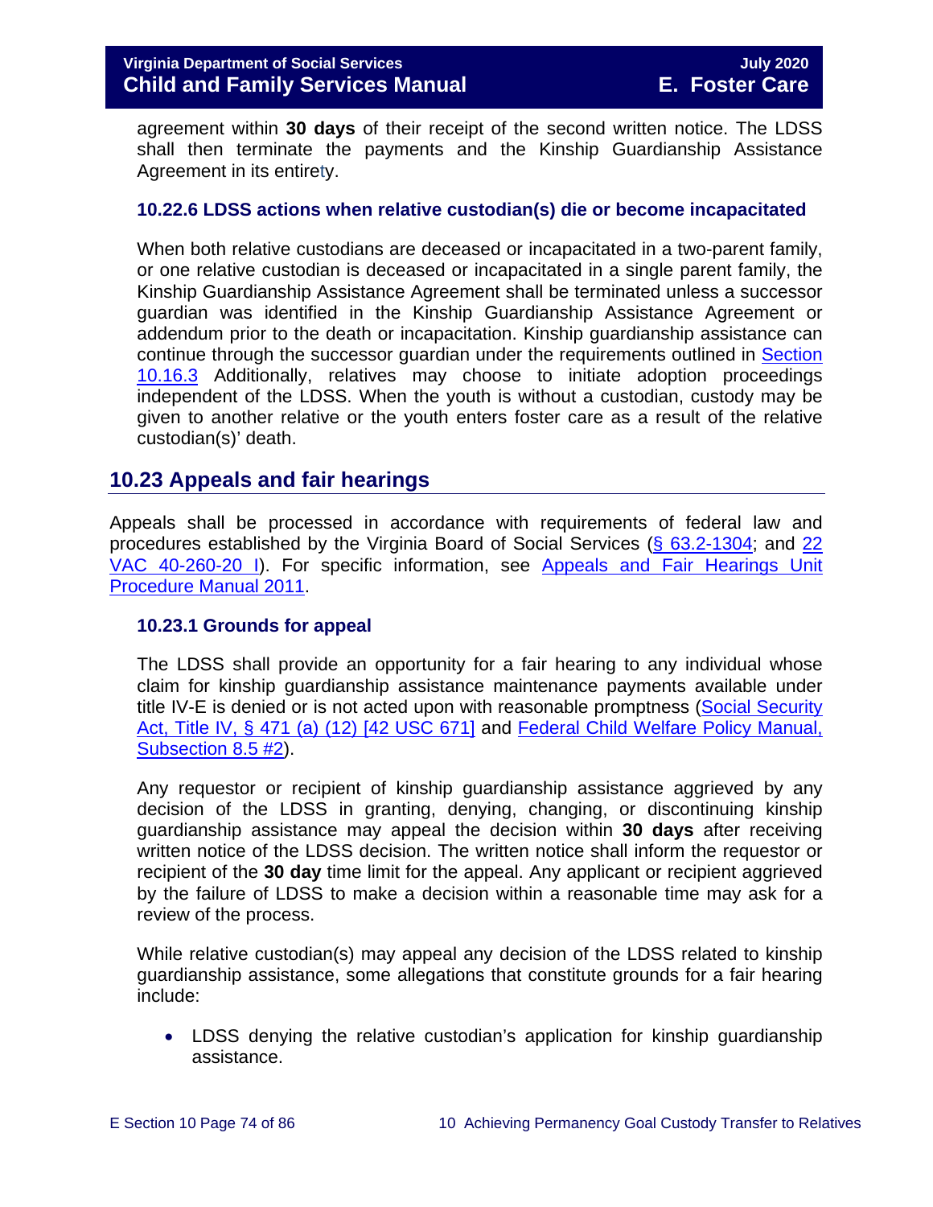agreement within **30 days** of their receipt of the second written notice. The LDSS shall then terminate the payments and the Kinship Guardianship Assistance Agreement in its entirety.

### 10.22.6 LDSS actions when relative custodian(s) die or become incapacitated

When both relative custodians are deceased or incapacitated in a two-parent family, or one relative custodian is deceased or incapacitated in a single parent family, the Kinship Guardianship Assistance Agreement shall be terminated unless a successor guardian was identified in the Kinship Guardianship Assistance Agreement or addendum prior to the death or incapacitation. Kinship guardianship assistance can continue through the successor guardian under the requirements outlined in Section 10.16.3 Additionally, relatives may choose to initiate adoption proceedings independent of the LDSS. When the youth is without a custodian, custody may be given to another relative or the youth enters foster care as a result of the relative custodian(s)' death.

## 10.23 Appeals and fair hearings

Appeals shall be processed in accordance with requirements of federal law and procedures established by the Virginia Board of Social Services (§ 63.2-1304; and 22 VAC 40-260-20 I). For specific information, see Appeals and Fair Hearings Unit Procedure Manual 2011.

### 10.23.1 Grounds for appeal

The LDSS shall provide an opportunity for a fair hearing to any individual whose claim for kinship guardianship assistance maintenance payments available under title IV-E is denied or is not acted upon with reasonable promptness (Social Security Act, Title IV, § 471 (a) (12) [42 USC 671] and Federal Child Welfare Policy Manual, Subsection 8.5 #2).

Any requestor or recipient of kinship guardianship assistance aggrieved by any decision of the LDSS in granting, denying, changing, or discontinuing kinship guardianship assistance may appeal the decision within **30 days** after receiving written notice of the LDSS decision. The written notice shall inform the requestor or recipient of the **30 day** time limit for the appeal. Any applicant or recipient aggrieved by the failure of LDSS to make a decision within a reasonable time may ask for a review of the process.

While relative custodian(s) may appeal any decision of the LDSS related to kinship guardianship assistance, some allegations that constitute grounds for a fair hearing include:

- LDSS denying the relative custodian's application for kinship guardianship assistance.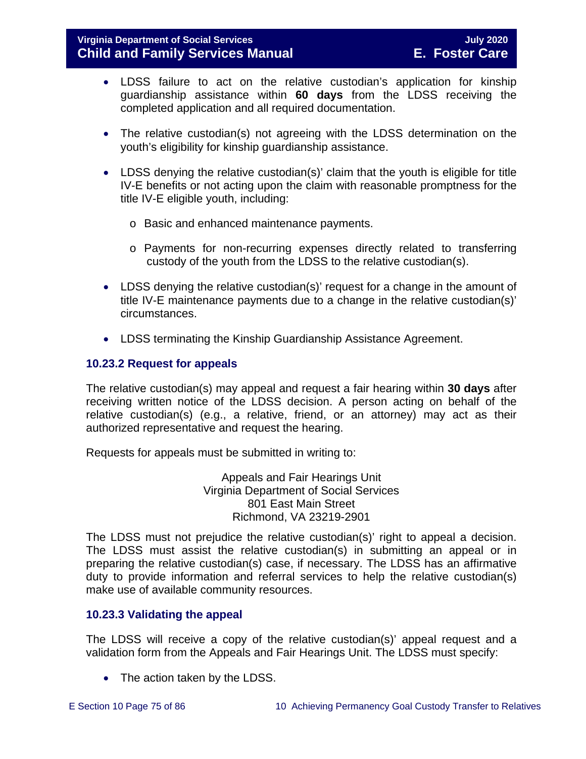- LDSS failure to act on the relative custodian's application for kinship guardianship assistance within **60 days** from the LDSS receiving the completed application and all required documentation.

- The relative custodian(s) not agreeing with the LDSS determination on the youth's eligibility for kinship guardianship assistance.

- LDSS denying the relative custodian(s)' claim that the youth is eligible for title IV-E benefits or not acting upon the claim with reasonable promptness for the title IV-E eligible youth, including:

    - Basic and enhanced maintenance payments.

    - Payments for non-recurring expenses directly related to transferring custody of the youth from the LDSS to the relative custodian(s).

- LDSS denying the relative custodian(s)' request for a change in the amount of title IV-E maintenance payments due to a change in the relative custodian(s)' circumstances.

- LDSS terminating the Kinship Guardianship Assistance Agreement.

### 10.23.2 Request for appeals

The relative custodian(s) may appeal and request a fair hearing within **30 days** after receiving written notice of the LDSS decision. A person acting on behalf of the relative custodian(s) (e.g., a relative, friend, or an attorney) may act as their authorized representative and request the hearing.

Requests for appeals must be submitted in writing to:

Appeals and Fair Hearings Unit
Virginia Department of Social Services
801 East Main Street
Richmond, VA 23219-2901

The LDSS must not prejudice the relative custodian(s)' right to appeal a decision. The LDSS must assist the relative custodian(s) in submitting an appeal or in preparing the relative custodian(s) case, if necessary. The LDSS has an affirmative duty to provide information and referral services to help the relative custodian(s) make use of available community resources.

### 10.23.3 Validating the appeal

The LDSS will receive a copy of the relative custodian(s)' appeal request and a validation form from the Appeals and Fair Hearings Unit. The LDSS must specify:

- The action taken by the LDSS.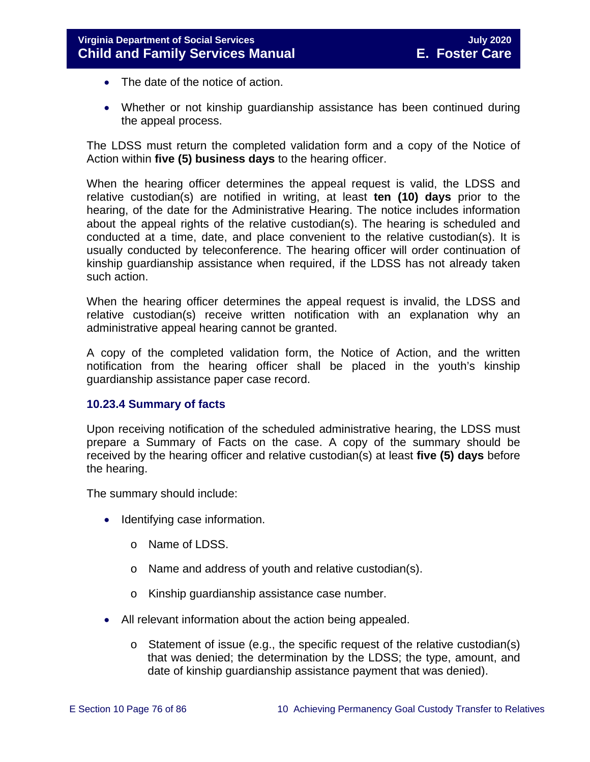- The date of the notice of action.
- Whether or not kinship guardianship assistance has been continued during the appeal process.

The LDSS must return the completed validation form and a copy of the Notice of Action within **five (5) business days** to the hearing officer.

When the hearing officer determines the appeal request is valid, the LDSS and relative custodian(s) are notified in writing, at least **ten (10) days** prior to the hearing, of the date for the Administrative Hearing. The notice includes information about the appeal rights of the relative custodian(s). The hearing is scheduled and conducted at a time, date, and place convenient to the relative custodian(s). It is usually conducted by teleconference. The hearing officer will order continuation of kinship guardianship assistance when required, if the LDSS has not already taken such action.

When the hearing officer determines the appeal request is invalid, the LDSS and relative custodian(s) receive written notification with an explanation why an administrative appeal hearing cannot be granted.

A copy of the completed validation form, the Notice of Action, and the written notification from the hearing officer shall be placed in the youth's kinship guardianship assistance paper case record.

### 10.23.4 Summary of facts

Upon receiving notification of the scheduled administrative hearing, the LDSS must prepare a Summary of Facts on the case. A copy of the summary should be received by the hearing officer and relative custodian(s) at least **five (5) days** before the hearing.

The summary should include:

- Identifying case information.
  - Name of LDSS.
  - Name and address of youth and relative custodian(s).
  - Kinship guardianship assistance case number.
- All relevant information about the action being appealed.
  - Statement of issue (e.g., the specific request of the relative custodian(s) that was denied; the determination by the LDSS; the type, amount, and date of kinship guardianship assistance payment that was denied).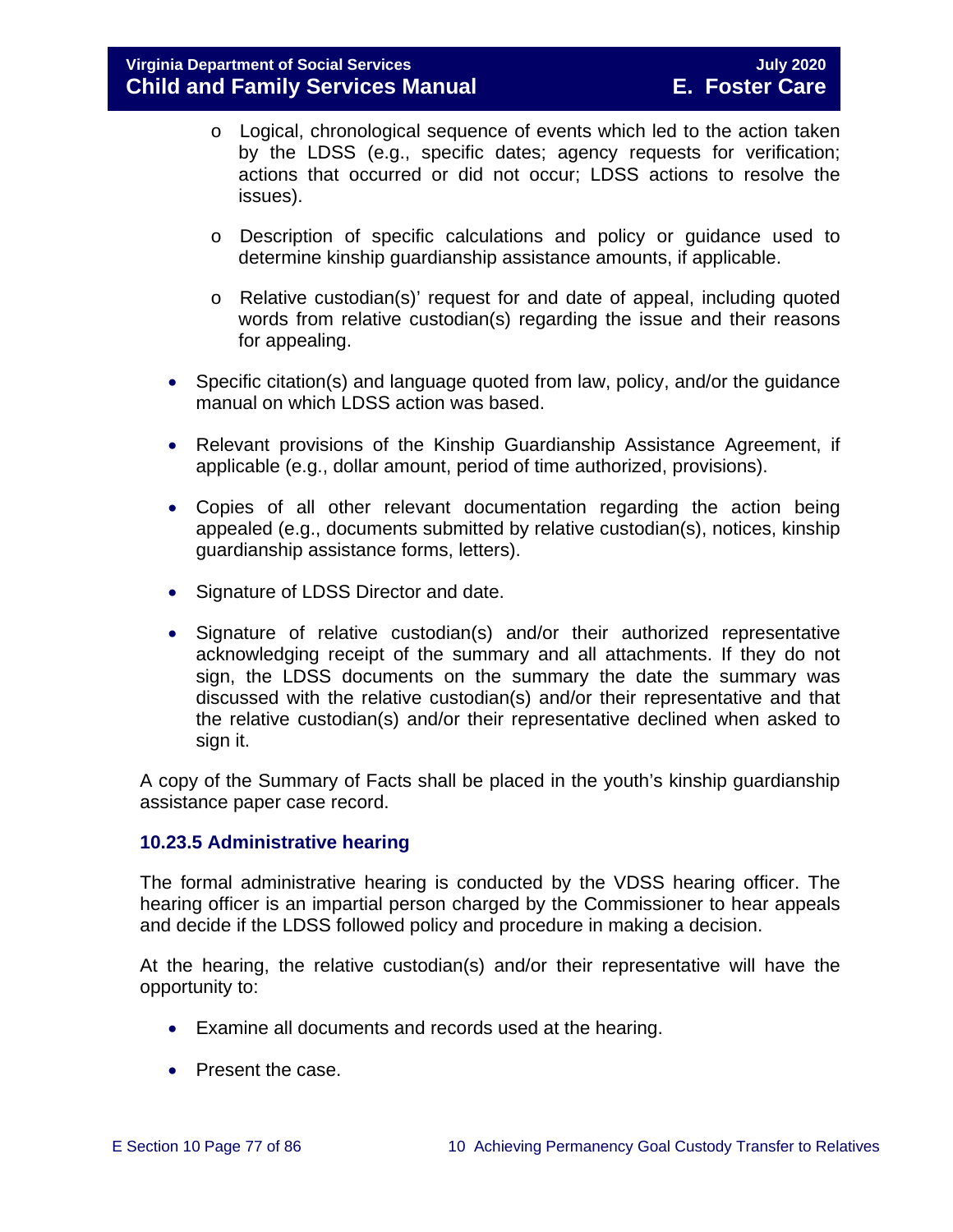- Logical, chronological sequence of events which led to the action taken by the LDSS (e.g., specific dates; agency requests for verification; actions that occurred or did not occur; LDSS actions to resolve the issues).

    - Description of specific calculations and policy or guidance used to determine kinship guardianship assistance amounts, if applicable.

    - Relative custodian(s)' request for and date of appeal, including quoted words from relative custodian(s) regarding the issue and their reasons for appealing.

- Specific citation(s) and language quoted from law, policy, and/or the guidance manual on which LDSS action was based.

- Relevant provisions of the Kinship Guardianship Assistance Agreement, if applicable (e.g., dollar amount, period of time authorized, provisions).

- Copies of all other relevant documentation regarding the action being appealed (e.g., documents submitted by relative custodian(s), notices, kinship guardianship assistance forms, letters).

- Signature of LDSS Director and date.

- Signature of relative custodian(s) and/or their authorized representative acknowledging receipt of the summary and all attachments. If they do not sign, the LDSS documents on the summary the date the summary was discussed with the relative custodian(s) and/or their representative and that the relative custodian(s) and/or their representative declined when asked to sign it.

A copy of the Summary of Facts shall be placed in the youth's kinship guardianship assistance paper case record.

### 10.23.5 Administrative hearing

The formal administrative hearing is conducted by the VDSS hearing officer. The hearing officer is an impartial person charged by the Commissioner to hear appeals and decide if the LDSS followed policy and procedure in making a decision.

At the hearing, the relative custodian(s) and/or their representative will have the opportunity to:

- Examine all documents and records used at the hearing.

- Present the case.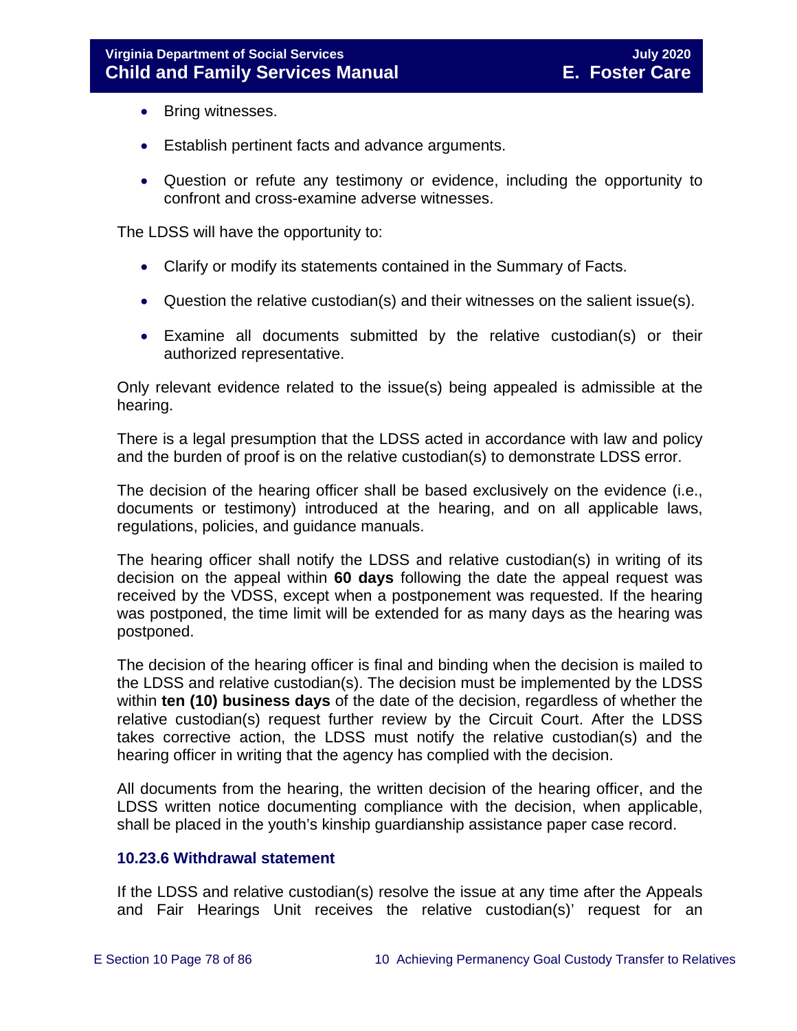- Bring witnesses.
- Establish pertinent facts and advance arguments.
- Question or refute any testimony or evidence, including the opportunity to confront and cross-examine adverse witnesses.

The LDSS will have the opportunity to:

- Clarify or modify its statements contained in the Summary of Facts.
- Question the relative custodian(s) and their witnesses on the salient issue(s).
- Examine all documents submitted by the relative custodian(s) or their authorized representative.

Only relevant evidence related to the issue(s) being appealed is admissible at the hearing.

There is a legal presumption that the LDSS acted in accordance with law and policy and the burden of proof is on the relative custodian(s) to demonstrate LDSS error.

The decision of the hearing officer shall be based exclusively on the evidence (i.e., documents or testimony) introduced at the hearing, and on all applicable laws, regulations, policies, and guidance manuals.

The hearing officer shall notify the LDSS and relative custodian(s) in writing of its decision on the appeal within **60 days** following the date the appeal request was received by the VDSS, except when a postponement was requested. If the hearing was postponed, the time limit will be extended for as many days as the hearing was postponed.

The decision of the hearing officer is final and binding when the decision is mailed to the LDSS and relative custodian(s). The decision must be implemented by the LDSS within **ten (10) business days** of the date of the decision, regardless of whether the relative custodian(s) request further review by the Circuit Court. After the LDSS takes corrective action, the LDSS must notify the relative custodian(s) and the hearing officer in writing that the agency has complied with the decision.

All documents from the hearing, the written decision of the hearing officer, and the LDSS written notice documenting compliance with the decision, when applicable, shall be placed in the youth's kinship guardianship assistance paper case record.

### 10.23.6 Withdrawal statement

If the LDSS and relative custodian(s) resolve the issue at any time after the Appeals and Fair Hearings Unit receives the relative custodian(s)' request for an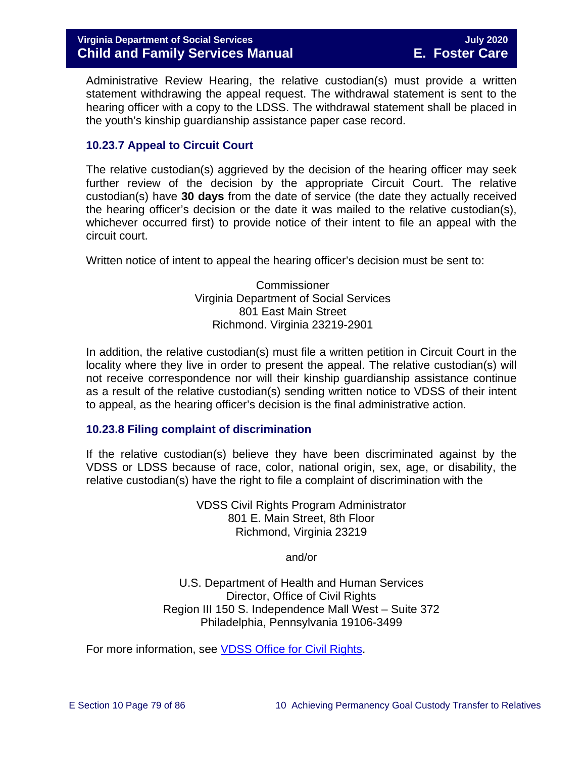Administrative Review Hearing, the relative custodian(s) must provide a written statement withdrawing the appeal request. The withdrawal statement is sent to the hearing officer with a copy to the LDSS. The withdrawal statement shall be placed in the youth's kinship guardianship assistance paper case record.

### 10.23.7 Appeal to Circuit Court

The relative custodian(s) aggrieved by the decision of the hearing officer may seek further review of the decision by the appropriate Circuit Court. The relative custodian(s) have **30 days** from the date of service (the date they actually received the hearing officer's decision or the date it was mailed to the relative custodian(s), whichever occurred first) to provide notice of their intent to file an appeal with the circuit court.

Written notice of intent to appeal the hearing officer's decision must be sent to:

Commissioner
Virginia Department of Social Services
801 East Main Street
Richmond. Virginia 23219-2901

In addition, the relative custodian(s) must file a written petition in Circuit Court in the locality where they live in order to present the appeal. The relative custodian(s) will not receive correspondence nor will their kinship guardianship assistance continue as a result of the relative custodian(s) sending written notice to VDSS of their intent to appeal, as the hearing officer's decision is the final administrative action.

### 10.23.8 Filing complaint of discrimination

If the relative custodian(s) believe they have been discriminated against by the VDSS or LDSS because of race, color, national origin, sex, age, or disability, the relative custodian(s) have the right to file a complaint of discrimination with the

VDSS Civil Rights Program Administrator
801 E. Main Street, 8th Floor
Richmond, Virginia 23219

and/or

U.S. Department of Health and Human Services
Director, Office of Civil Rights
Region III 150 S. Independence Mall West – Suite 372
Philadelphia, Pennsylvania 19106-3499

For more information, see VDSS Office for Civil Rights.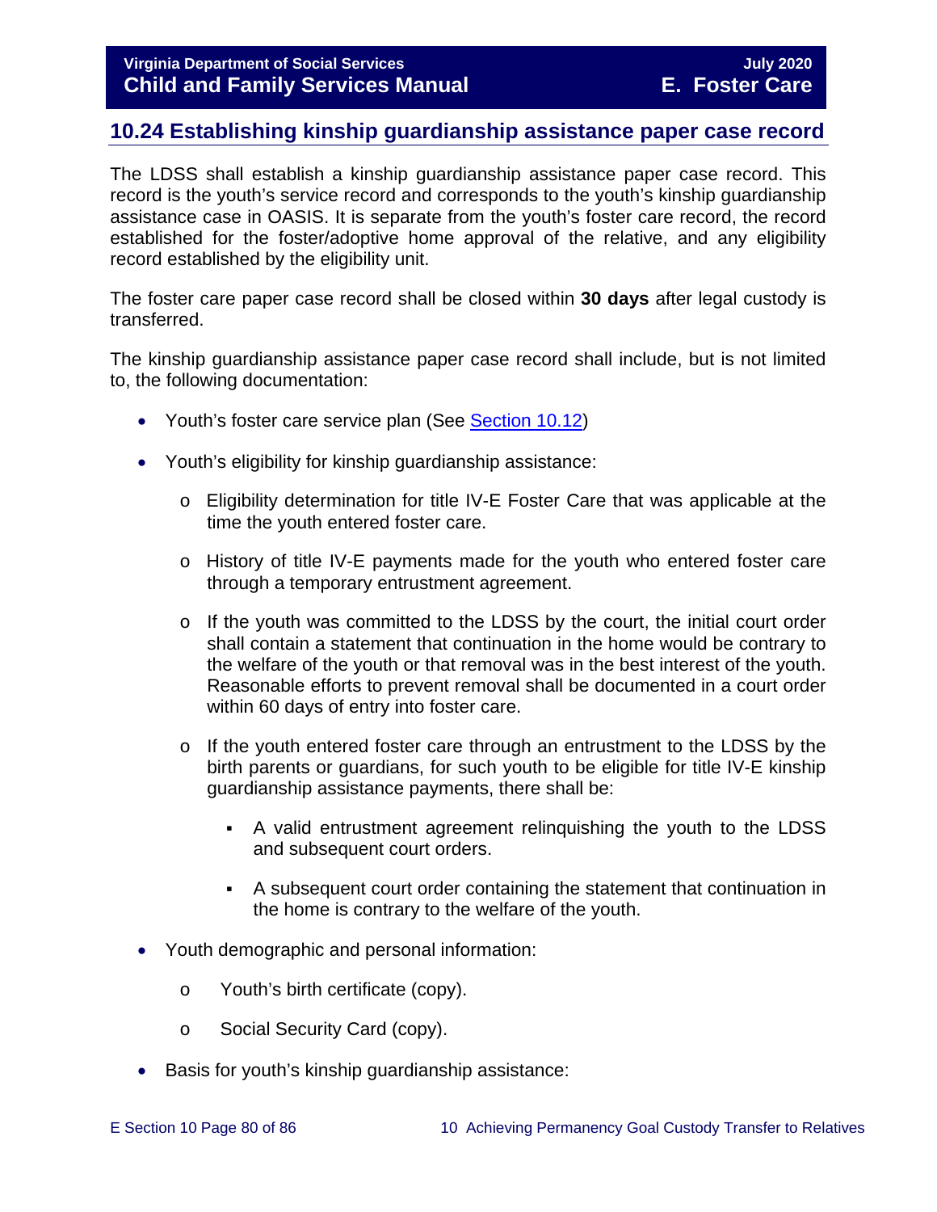## 10.24 Establishing kinship guardianship assistance paper case record

The LDSS shall establish a kinship guardianship assistance paper case record. This record is the youth's service record and corresponds to the youth's kinship guardianship assistance case in OASIS. It is separate from the youth's foster care record, the record established for the foster/adoptive home approval of the relative, and any eligibility record established by the eligibility unit.

The foster care paper case record shall be closed within **30 days** after legal custody is transferred.

The kinship guardianship assistance paper case record shall include, but is not limited to, the following documentation:

- Youth's foster care service plan (See Section 10.12)
- Youth's eligibility for kinship guardianship assistance:
    - Eligibility determination for title IV-E Foster Care that was applicable at the time the youth entered foster care.
    - History of title IV-E payments made for the youth who entered foster care through a temporary entrustment agreement.
    - If the youth was committed to the LDSS by the court, the initial court order shall contain a statement that continuation in the home would be contrary to the welfare of the youth or that removal was in the best interest of the youth. Reasonable efforts to prevent removal shall be documented in a court order within 60 days of entry into foster care.
    - If the youth entered foster care through an entrustment to the LDSS by the birth parents or guardians, for such youth to be eligible for title IV-E kinship guardianship assistance payments, there shall be:
        - A valid entrustment agreement relinquishing the youth to the LDSS and subsequent court orders.
        - A subsequent court order containing the statement that continuation in the home is contrary to the welfare of the youth.
- Youth demographic and personal information:
    - Youth's birth certificate (copy).
    - Social Security Card (copy).
- Basis for youth's kinship guardianship assistance: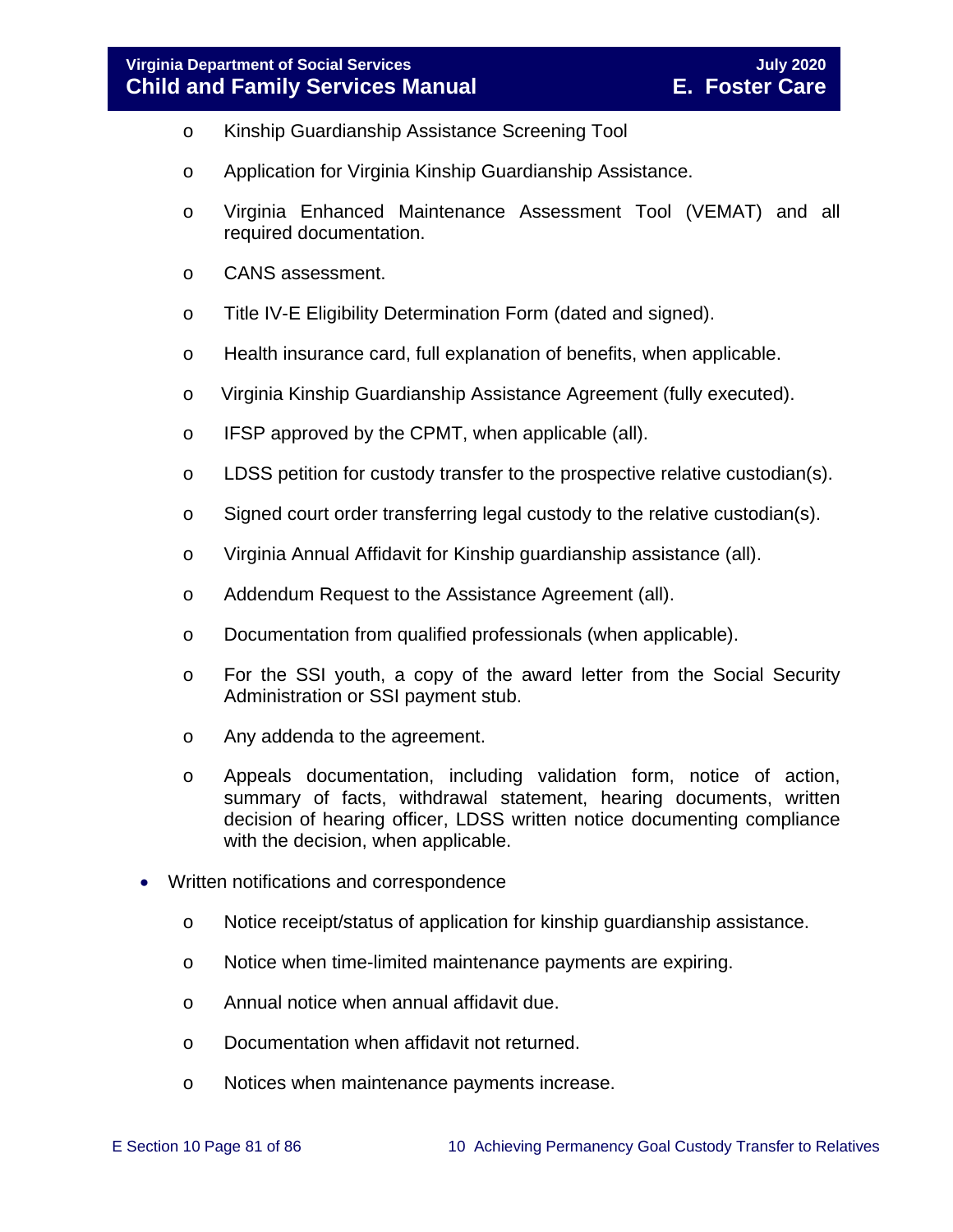- Kinship Guardianship Assistance Screening Tool
  - Application for Virginia Kinship Guardianship Assistance.
  - Virginia Enhanced Maintenance Assessment Tool (VEMAT) and all required documentation.
  - CANS assessment.
  - Title IV-E Eligibility Determination Form (dated and signed).
  - Health insurance card, full explanation of benefits, when applicable.
  - Virginia Kinship Guardianship Assistance Agreement (fully executed).
  - IFSP approved by the CPMT, when applicable (all).
  - LDSS petition for custody transfer to the prospective relative custodian(s).
  - Signed court order transferring legal custody to the relative custodian(s).
  - Virginia Annual Affidavit for Kinship guardianship assistance (all).
  - Addendum Request to the Assistance Agreement (all).
  - Documentation from qualified professionals (when applicable).
  - For the SSI youth, a copy of the award letter from the Social Security Administration or SSI payment stub.
  - Any addenda to the agreement.
  - Appeals documentation, including validation form, notice of action, summary of facts, withdrawal statement, hearing documents, written decision of hearing officer, LDSS written notice documenting compliance with the decision, when applicable.

- Written notifications and correspondence
  - Notice receipt/status of application for kinship guardianship assistance.
  - Notice when time-limited maintenance payments are expiring.
  - Annual notice when annual affidavit due.
  - Documentation when affidavit not returned.
  - Notices when maintenance payments increase.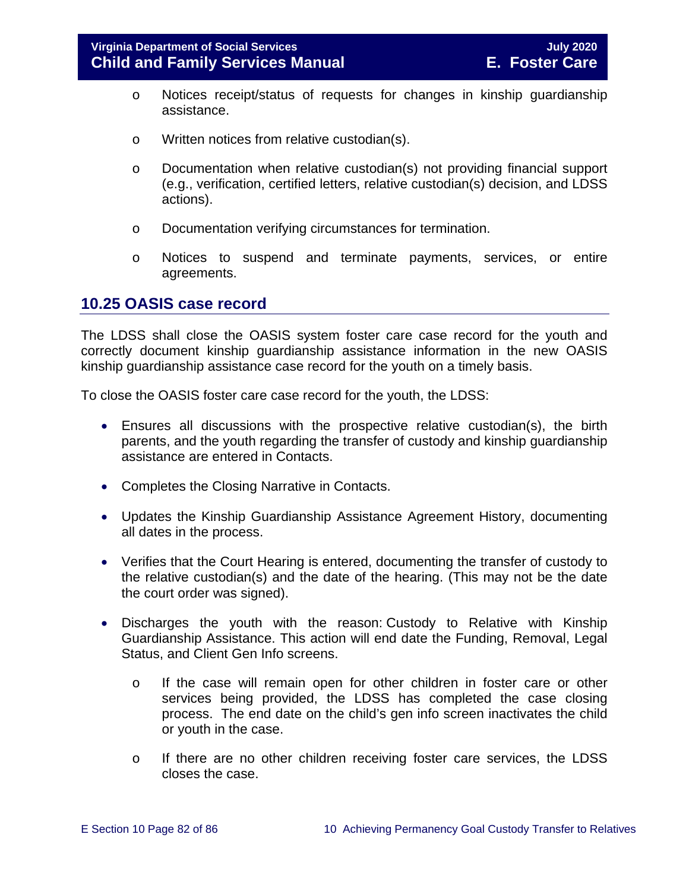- Notices receipt/status of requests for changes in kinship guardianship assistance.
- Written notices from relative custodian(s).
- Documentation when relative custodian(s) not providing financial support (e.g., verification, certified letters, relative custodian(s) decision, and LDSS actions).
- Documentation verifying circumstances for termination.
- Notices to suspend and terminate payments, services, or entire agreements.

## 10.25 OASIS case record

The LDSS shall close the OASIS system foster care case record for the youth and correctly document kinship guardianship assistance information in the new OASIS kinship guardianship assistance case record for the youth on a timely basis.

To close the OASIS foster care case record for the youth, the LDSS:

- Ensures all discussions with the prospective relative custodian(s), the birth parents, and the youth regarding the transfer of custody and kinship guardianship assistance are entered in Contacts.
- Completes the Closing Narrative in Contacts.
- Updates the Kinship Guardianship Assistance Agreement History, documenting all dates in the process.
- Verifies that the Court Hearing is entered, documenting the transfer of custody to the relative custodian(s) and the date of the hearing. (This may not be the date the court order was signed).
- Discharges the youth with the reason: Custody to Relative with Kinship Guardianship Assistance. This action will end date the Funding, Removal, Legal Status, and Client Gen Info screens.
  - If the case will remain open for other children in foster care or other services being provided, the LDSS has completed the case closing process. The end date on the child's gen info screen inactivates the child or youth in the case.
  - If there are no other children receiving foster care services, the LDSS closes the case.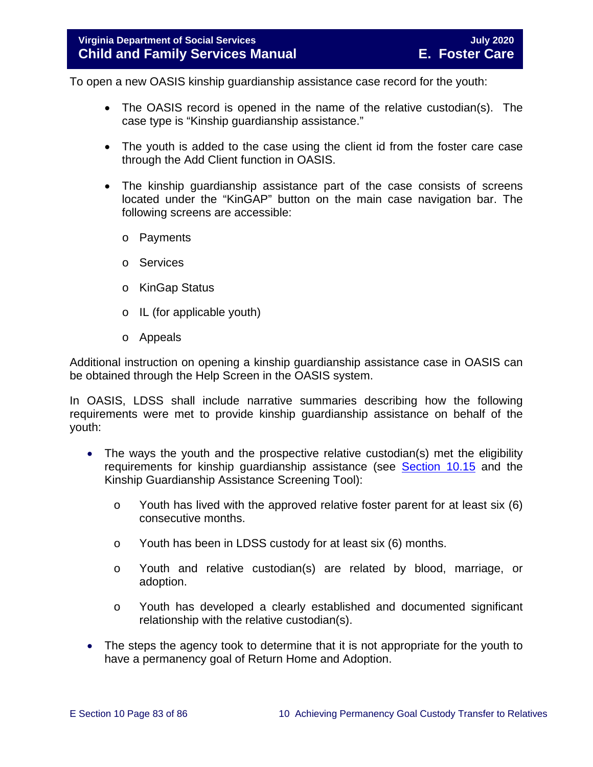To open a new OASIS kinship guardianship assistance case record for the youth:

- The OASIS record is opened in the name of the relative custodian(s). The case type is "Kinship guardianship assistance."
- The youth is added to the case using the client id from the foster care case through the Add Client function in OASIS.
- The kinship guardianship assistance part of the case consists of screens located under the "KinGAP" button on the main case navigation bar. The following screens are accessible:
  - Payments
  - Services
  - KinGap Status
  - IL (for applicable youth)
  - Appeals

Additional instruction on opening a kinship guardianship assistance case in OASIS can be obtained through the Help Screen in the OASIS system.

In OASIS, LDSS shall include narrative summaries describing how the following requirements were met to provide kinship guardianship assistance on behalf of the youth:

- The ways the youth and the prospective relative custodian(s) met the eligibility requirements for kinship guardianship assistance (see Section 10.15 and the Kinship Guardianship Assistance Screening Tool):
  - Youth has lived with the approved relative foster parent for at least six (6) consecutive months.
  - Youth has been in LDSS custody for at least six (6) months.
  - Youth and relative custodian(s) are related by blood, marriage, or adoption.
  - Youth has developed a clearly established and documented significant relationship with the relative custodian(s).
- The steps the agency took to determine that it is not appropriate for the youth to have a permanency goal of Return Home and Adoption.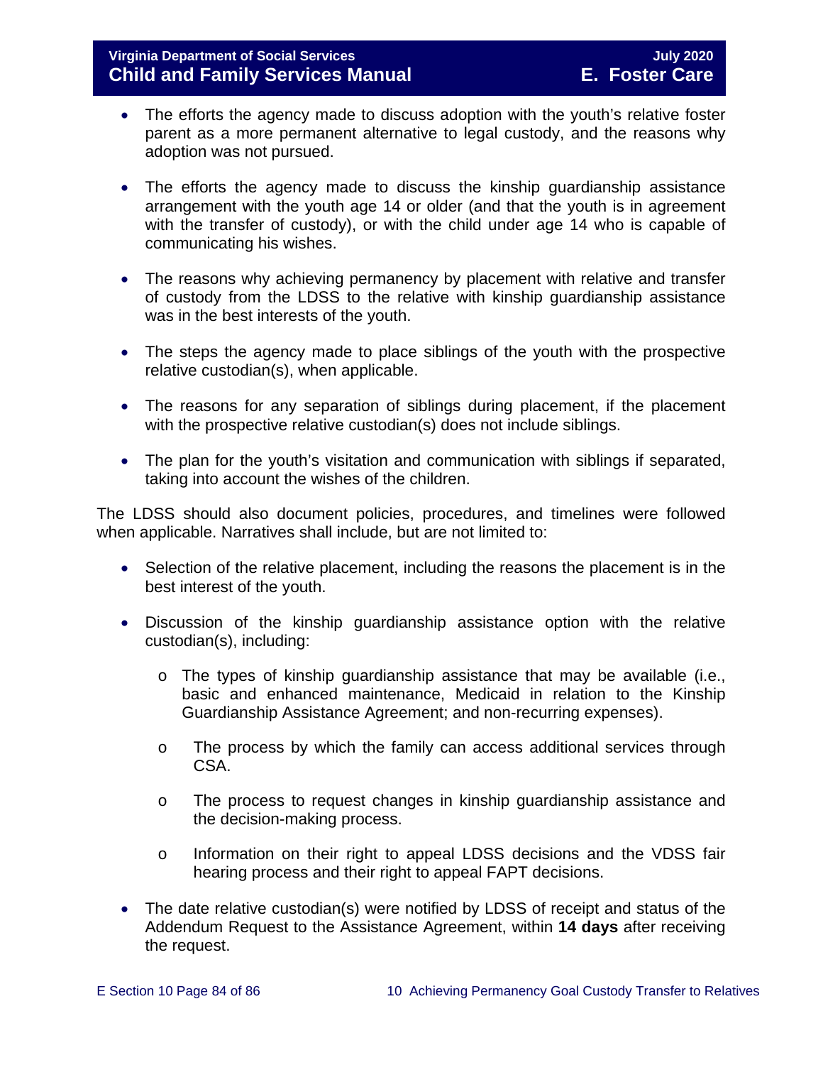- The efforts the agency made to discuss adoption with the youth's relative foster parent as a more permanent alternative to legal custody, and the reasons why adoption was not pursued.

- The efforts the agency made to discuss the kinship guardianship assistance arrangement with the youth age 14 or older (and that the youth is in agreement with the transfer of custody), or with the child under age 14 who is capable of communicating his wishes.

- The reasons why achieving permanency by placement with relative and transfer of custody from the LDSS to the relative with kinship guardianship assistance was in the best interests of the youth.

- The steps the agency made to place siblings of the youth with the prospective relative custodian(s), when applicable.

- The reasons for any separation of siblings during placement, if the placement with the prospective relative custodian(s) does not include siblings.

- The plan for the youth's visitation and communication with siblings if separated, taking into account the wishes of the children.

The LDSS should also document policies, procedures, and timelines were followed when applicable. Narratives shall include, but are not limited to:

- Selection of the relative placement, including the reasons the placement is in the best interest of the youth.

- Discussion of the kinship guardianship assistance option with the relative custodian(s), including:

  - The types of kinship guardianship assistance that may be available (i.e., basic and enhanced maintenance, Medicaid in relation to the Kinship Guardianship Assistance Agreement; and non-recurring expenses).

  - The process by which the family can access additional services through CSA.

  - The process to request changes in kinship guardianship assistance and the decision-making process.

  - Information on their right to appeal LDSS decisions and the VDSS fair hearing process and their right to appeal FAPT decisions.

- The date relative custodian(s) were notified by LDSS of receipt and status of the Addendum Request to the Assistance Agreement, within **14 days** after receiving the request.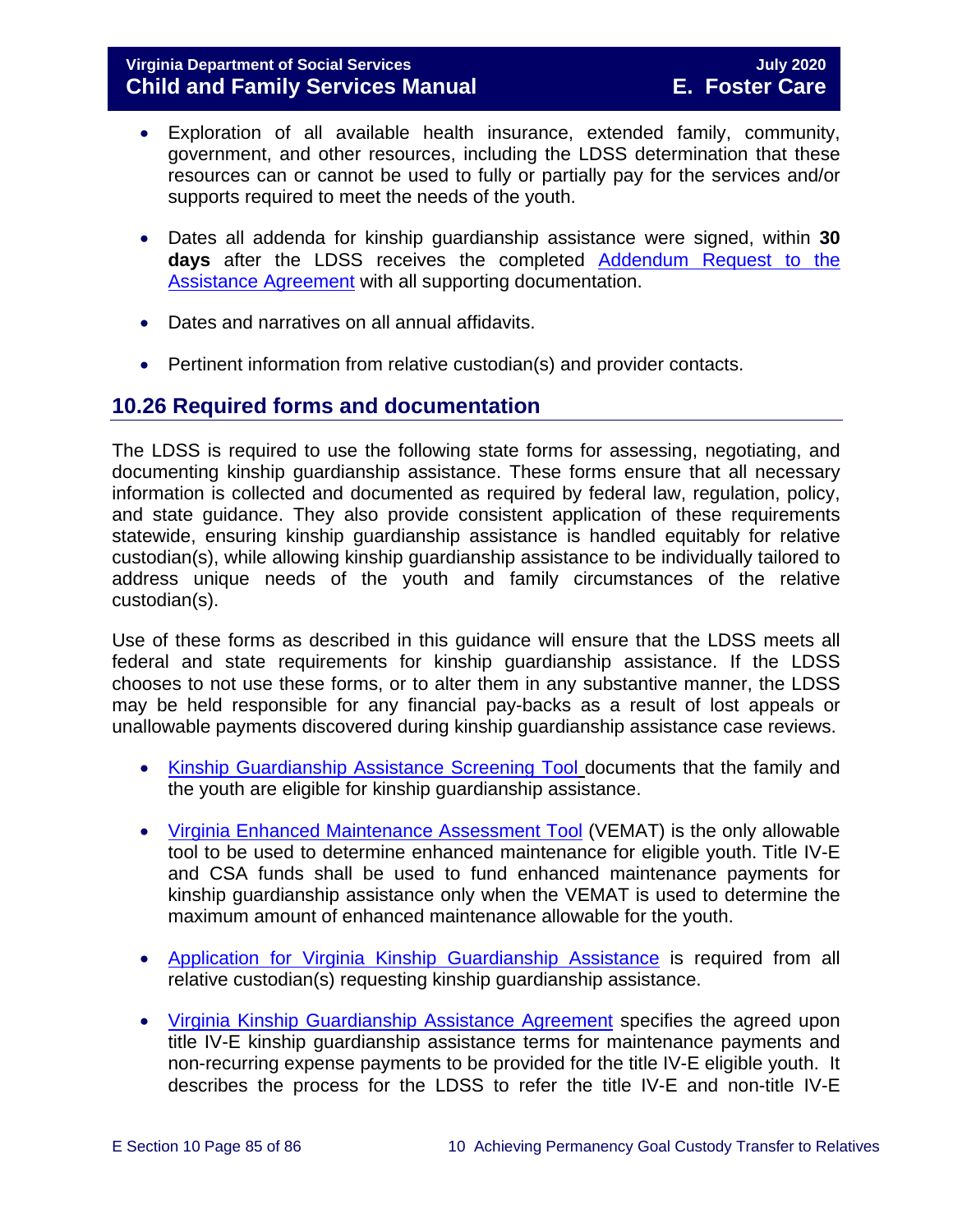- Exploration of all available health insurance, extended family, community, government, and other resources, including the LDSS determination that these resources can or cannot be used to fully or partially pay for the services and/or supports required to meet the needs of the youth.

- Dates all addenda for kinship guardianship assistance were signed, within **30 days** after the LDSS receives the completed Addendum Request to the Assistance Agreement with all supporting documentation.

- Dates and narratives on all annual affidavits.

- Pertinent information from relative custodian(s) and provider contacts.

## 10.26 Required forms and documentation

The LDSS is required to use the following state forms for assessing, negotiating, and documenting kinship guardianship assistance. These forms ensure that all necessary information is collected and documented as required by federal law, regulation, policy, and state guidance. They also provide consistent application of these requirements statewide, ensuring kinship guardianship assistance is handled equitably for relative custodian(s), while allowing kinship guardianship assistance to be individually tailored to address unique needs of the youth and family circumstances of the relative custodian(s).

Use of these forms as described in this guidance will ensure that the LDSS meets all federal and state requirements for kinship guardianship assistance. If the LDSS chooses to not use these forms, or to alter them in any substantive manner, the LDSS may be held responsible for any financial pay-backs as a result of lost appeals or unallowable payments discovered during kinship guardianship assistance case reviews.

- Kinship Guardianship Assistance Screening Tool documents that the family and the youth are eligible for kinship guardianship assistance.

- Virginia Enhanced Maintenance Assessment Tool (VEMAT) is the only allowable tool to be used to determine enhanced maintenance for eligible youth. Title IV-E and CSA funds shall be used to fund enhanced maintenance payments for kinship guardianship assistance only when the VEMAT is used to determine the maximum amount of enhanced maintenance allowable for the youth.

- Application for Virginia Kinship Guardianship Assistance is required from all relative custodian(s) requesting kinship guardianship assistance.

- Virginia Kinship Guardianship Assistance Agreement specifies the agreed upon title IV-E kinship guardianship assistance terms for maintenance payments and non-recurring expense payments to be provided for the title IV-E eligible youth. It describes the process for the LDSS to refer the title IV-E and non-title IV-E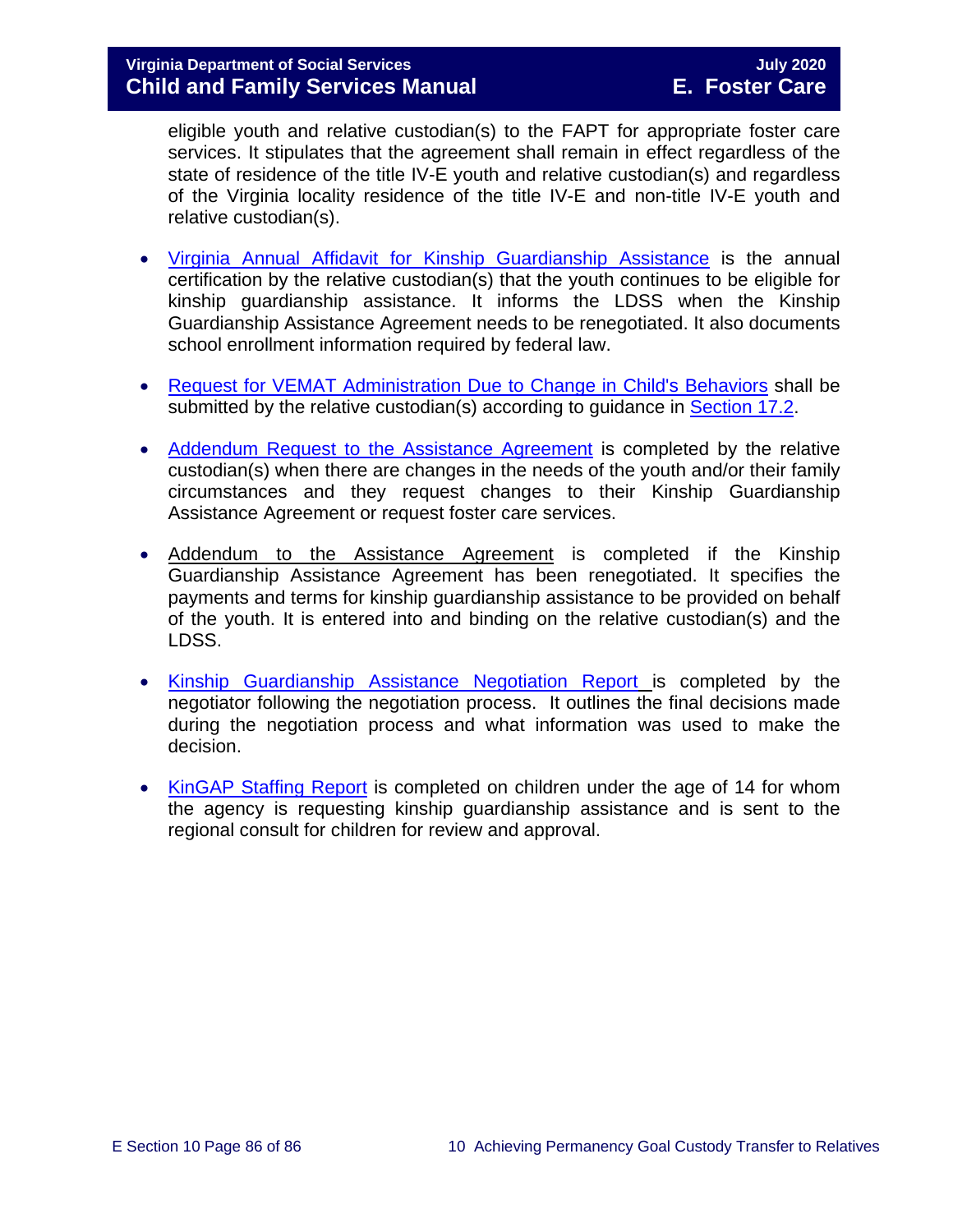eligible youth and relative custodian(s) to the FAPT for appropriate foster care services. It stipulates that the agreement shall remain in effect regardless of the state of residence of the title IV-E youth and relative custodian(s) and regardless of the Virginia locality residence of the title IV-E and non-title IV-E youth and relative custodian(s).

- Virginia Annual Affidavit for Kinship Guardianship Assistance is the annual certification by the relative custodian(s) that the youth continues to be eligible for kinship guardianship assistance. It informs the LDSS when the Kinship Guardianship Assistance Agreement needs to be renegotiated. It also documents school enrollment information required by federal law.

- Request for VEMAT Administration Due to Change in Child's Behaviors shall be submitted by the relative custodian(s) according to guidance in Section 17.2.

- Addendum Request to the Assistance Agreement is completed by the relative custodian(s) when there are changes in the needs of the youth and/or their family circumstances and they request changes to their Kinship Guardianship Assistance Agreement or request foster care services.

- Addendum to the Assistance Agreement is completed if the Kinship Guardianship Assistance Agreement has been renegotiated. It specifies the payments and terms for kinship guardianship assistance to be provided on behalf of the youth. It is entered into and binding on the relative custodian(s) and the LDSS.

- Kinship Guardianship Assistance Negotiation Report is completed by the negotiator following the negotiation process. It outlines the final decisions made during the negotiation process and what information was used to make the decision.

- KinGAP Staffing Report is completed on children under the age of 14 for whom the agency is requesting kinship guardianship assistance and is sent to the regional consult for children for review and approval.